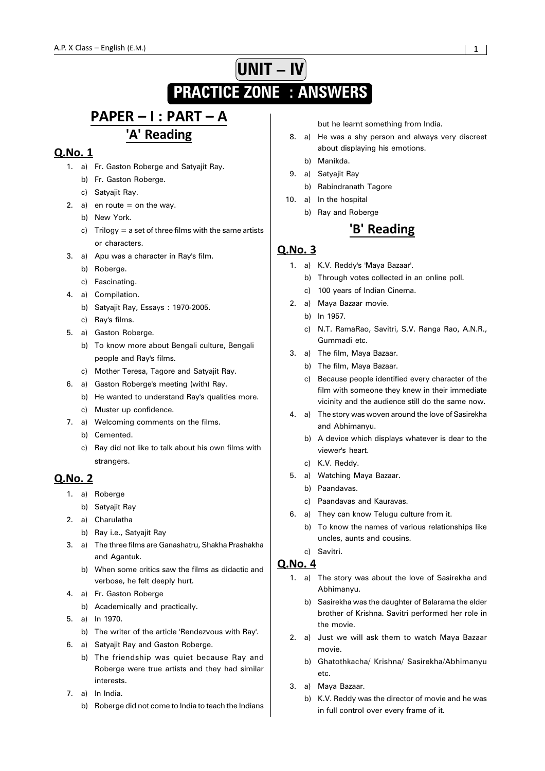# UNIT – IV

# PRACTICE ZONE : ANSWERS

## PAPER – I : PART – A

## 'A' Reading

### Q.No. 1

1. a) Fr. Gaston Roberge and Satyajit Ray.
   b) Fr. Gaston Roberge.
   c) Satyajit Ray.
2. a) en route = on the way.
   b) New York.
   c) Trilogy = a set of three films with the same artists or characters.
3. a) Apu was a character in Ray's film.
   b) Roberge.
   c) Fascinating.
4. a) Compilation.
   b) Satyajit Ray, Essays : 1970-2005.
   c) Ray's films.
5. a) Gaston Roberge.
   b) To know more about Bengali culture, Bengali people and Ray's films.
   c) Mother Teresa, Tagore and Satyajit Ray.
6. a) Gaston Roberge's meeting (with) Ray.
   b) He wanted to understand Ray's qualities more.
   c) Muster up confidence.
7. a) Welcoming comments on the films.
   b) Cemented.
   c) Ray did not like to talk about his own films with strangers.

### Q.No. 2

1. a) Roberge
   b) Satyajit Ray
2. a) Charulatha
   b) Ray i.e., Satyajit Ray
3. a) The three films are Ganashatru, Shakha Prashakha and Agantuk.
   b) When some critics saw the films as didactic and verbose, he felt deeply hurt.
4. a) Fr. Gaston Roberge
   b) Academically and practically.
5. a) In 1970.
   b) The writer of the article 'Rendezvous with Ray'.
6. a) Satyajit Ray and Gaston Roberge.
   b) The friendship was quiet because Ray and Roberge were true artists and they had similar interests.
7. a) In India.
   b) Roberge did not come to India to teach the Indians but he learnt something from India.
8. a) He was a shy person and always very discreet about displaying his emotions.
   b) Manikda.
9. a) Satyajit Ray
   b) Rabindranath Tagore
10. a) In the hospital
    b) Ray and Roberge

## 'B' Reading

### Q.No. 3

1. a) K.V. Reddy's 'Maya Bazaar'.
   b) Through votes collected in an online poll.
   c) 100 years of Indian Cinema.
2. a) Maya Bazaar movie.
   b) In 1957.
   c) N.T. RamaRao, Savitri, S.V. Ranga Rao, A.N.R., Gummadi etc.
3. a) The film, Maya Bazaar.
   b) The film, Maya Bazaar.
   c) Because people identified every character of the film with someone they knew in their immediate vicinity and the audience still do the same now.
4. a) The story was woven around the love of Sasirekha and Abhimanyu.
   b) A device which displays whatever is dear to the viewer's heart.
   c) K.V. Reddy.
5. a) Watching Maya Bazaar.
   b) Paandavas.
   c) Paandavas and Kauravas.
6. a) They can know Telugu culture from it.
   b) To know the names of various relationships like uncles, aunts and cousins.
   c) Savitri.

### Q.No. 4

1. a) The story was about the love of Sasirekha and Abhimanyu.
   b) Sasirekha was the daughter of Balarama the elder brother of Krishna. Savitri performed her role in the movie.
2. a) Just we will ask them to watch Maya Bazaar movie.
   b) Ghatothkacha/ Krishna/ Sasirekha/Abhimanyu etc.
3. a) Maya Bazaar.
   b) K.V. Reddy was the director of movie and he was in full control over every frame of it.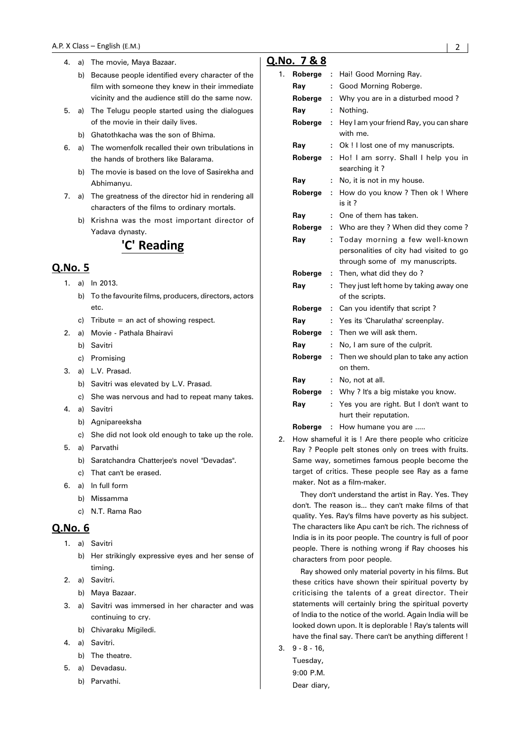4. a) The movie, Maya Bazaar.
   b) Because people identified every character of the film with someone they knew in their immediate vicinity and the audience still do the same now.
5. a) The Telugu people started using the dialogues of the movie in their daily lives.
   b) Ghatothkacha was the son of Bhima.
6. a) The womenfolk recalled their own tribulations in the hands of brothers like Balarama.
   b) The movie is based on the love of Sasirekha and Abhimanyu.
7. a) The greatness of the director hid in rendering all characters of the films to ordinary mortals.
   b) Krishna was the most important director of Yadava dynasty.

## 'C' Reading

### Q.No. 5

1. a) In 2013.
   b) To the favourite films, producers, directors, actors etc.
   c) Tribute = an act of showing respect.
2. a) Movie - Pathala Bhairavi
   b) Savitri
   c) Promising
3. a) L.V. Prasad.
   b) Savitri was elevated by L.V. Prasad.
   c) She was nervous and had to repeat many takes.
4. a) Savitri
   b) Agnipareeksha
   c) She did not look old enough to take up the role.
5. a) Parvathi
   b) Saratchandra Chatterjee's novel "Devadas".
   c) That can't be erased.
6. a) In full form
   b) Missamma
   c) N.T. Rama Rao

### Q.No. 6

1. a) Savitri
   b) Her strikingly expressive eyes and her sense of timing.
2. a) Savitri.
   b) Maya Bazaar.
3. a) Savitri was immersed in her character and was continuing to cry.
   b) Chivaraku Migiledi.
4. a) Savitri.
   b) The theatre.
5. a) Devadasu.
   b) Parvathi.

### Q.No. 7 & 8

1. **Roberge** : Hai! Good Morning Ray.
   **Ray** : Good Morning Roberge.
   **Roberge** : Why you are in a disturbed mood ?
   **Ray** : Nothing.
   **Roberge** : Hey I am your friend Ray, you can share with me.
   **Ray** : Ok ! I lost one of my manuscripts.
   **Roberge** : Ho! I am sorry. Shall I help you in searching it ?
   **Ray** : No, it is not in my house.
   **Roberge** : How do you know ? Then ok ! Where is it ?
   **Ray** : One of them has taken.
   **Roberge** : Who are they ? When did they come ?
   **Ray** : Today morning a few well-known personalities of city had visited to go through some of my manuscripts.
   **Roberge** : Then, what did they do ?
   **Ray** : They just left home by taking away one of the scripts.
   **Roberge** : Can you identify that script ?
   **Ray** : Yes its 'Charulatha' screenplay.
   **Roberge** : Then we will ask them.
   **Ray** : No, I am sure of the culprit.
   **Roberge** : Then we should plan to take any action on them.
   **Ray** : No, not at all.
   **Roberge** : Why ? It's a big mistake you know.
   **Ray** : Yes you are right. But I don't want to hurt their reputation.
   **Roberge** : How humane you are .....

2. How shameful it is ! Are there people who criticize Ray ? People pelt stones only on trees with fruits. Same way, sometimes famous people become the target of critics. These people see Ray as a fame maker. Not as a film-maker.

   They don't understand the artist in Ray. Yes. They don't. The reason is... they can't make films of that quality. Yes. Ray's films have poverty as his subject. The characters like Apu can't be rich. The richness of India is in its poor people. The country is full of poor people. There is nothing wrong if Ray chooses his characters from poor people.

   Ray showed only material poverty in his films. But these critics have shown their spiritual poverty by criticising the talents of a great director. Their statements will certainly bring the spiritual poverty of India to the notice of the world. Again India will be looked down upon. It is deplorable ! Ray's talents will have the final say. There can't be anything different !

3. 9 - 8 - 16,
   Tuesday,
   9:00 P.M.
   Dear diary,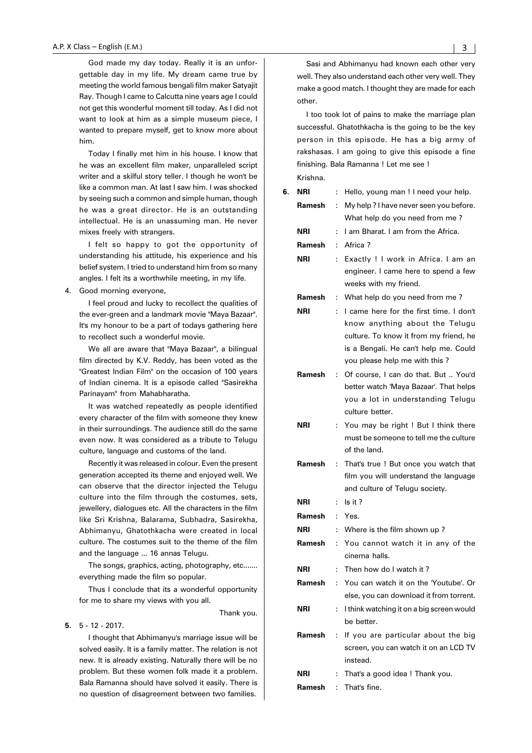God made my day today. Really it is an unforgettable day in my life. My dream came true by meeting the world famous bengali film maker Satyajit Ray. Though I came to Calcutta nine years age I could not get this wonderful moment till today. As I did not want to look at him as a simple museum piece, I wanted to prepare myself, get to know more about him.

Today I finally met him in his house. I know that he was an excellent film maker, unparalleled script writer and a skilful story teller. I though he won't be like a common man. At last I saw him. I was shocked by seeing such a common and simple human, though he was a great director. He is an outstanding intellectual. He is an unassuming man. He never mixes freely with strangers.

I felt so happy to got the opportunity of understanding his attitude, his experience and his belief system. I tried to understand him from so many angles. I felt its a worthwhile meeting, in my life.

4. Good morning everyone,

I feel proud and lucky to recollect the qualities of the ever-green and a landmark movie "Maya Bazaar". It's my honour to be a part of todays gathering here to recollect such a wonderful movie.

We all are aware that "Maya Bazaar", a bilingual film directed by K.V. Reddy, has been voted as the "Greatest Indian Film" on the occasion of 100 years of Indian cinema. It is a episode called "Sasirekha Parinayam" from Mahabharatha.

It was watched repeatedly as people identified every character of the film with someone they knew in their surroundings. The audience still do the same even now. It was considered as a tribute to Telugu culture, language and customs of the land.

Recently it was released in colour. Even the present generation accepted its theme and enjoyed well. We can observe that the director injected the Telugu culture into the film through the costumes, sets, jewellery, dialogues etc. All the characters in the film like Sri Krishna, Balarama, Subhadra, Sasirekha, Abhimanyu, Ghatothkacha were created in local culture. The costumes suit to the theme of the film and the language ... 16 annas Telugu.

The songs, graphics, acting, photography, etc....... everything made the film so popular.

Thus I conclude that its a wonderful opportunity for me to share my views with you all.

Thank you.

**5.** 5 - 12 - 2017.

I thought that Abhimanyu's marriage issue will be solved easily. It is a family matter. The relation is not new. It is already existing. Naturally there will be no problem. But these women folk made it a problem. Bala Ramanna should have solved it easily. There is no question of disagreement between two families.

Sasi and Abhimanyu had known each other very well. They also understand each other very well. They make a good match. I thought they are made for each other.

I too took lot of pains to make the marriage plan successful. Ghatothkacha is the going to be the key person in this episode. He has a big army of rakshasas. I am going to give this episode a fine finishing. Bala Ramanna ! Let me see !

Krishna.

**6.** **NRI** : Hello, young man ! I need your help.

**Ramesh** : My help ? I have never seen you before. What help do you need from me ?

**NRI** : I am Bharat. I am from the Africa.

**Ramesh** : Africa ?

**NRI** : Exactly ! I work in Africa. I am an engineer. I came here to spend a few weeks with my friend.

**Ramesh** : What help do you need from me ?

**NRI** : I came here for the first time. I don't know anything about the Telugu culture. To know it from my friend, he is a Bengali. He can't help me. Could you please help me with this ?

**Ramesh** : Of course, I can do that. But .. You'd better watch 'Maya Bazaar'. That helps you a lot in understanding Telugu culture better.

**NRI** : You may be right ! But I think there must be someone to tell me the culture of the land.

**Ramesh** : That's true ! But once you watch that film you will understand the language and culture of Telugu society.

**NRI** : Is it ?

**Ramesh** : Yes.

**NRI** : Where is the film shown up ?

**Ramesh** : You cannot watch it in any of the cinema halls.

**NRI** : Then how do I watch it ?

**Ramesh** : You can watch it on the 'Youtube'. Or else, you can download it from torrent.

**NRI** : I think watching it on a big screen would be better.

**Ramesh** : If you are particular about the big screen, you can watch it on an LCD TV instead.

**NRI** : That's a good idea ! Thank you.

**Ramesh** : That's fine.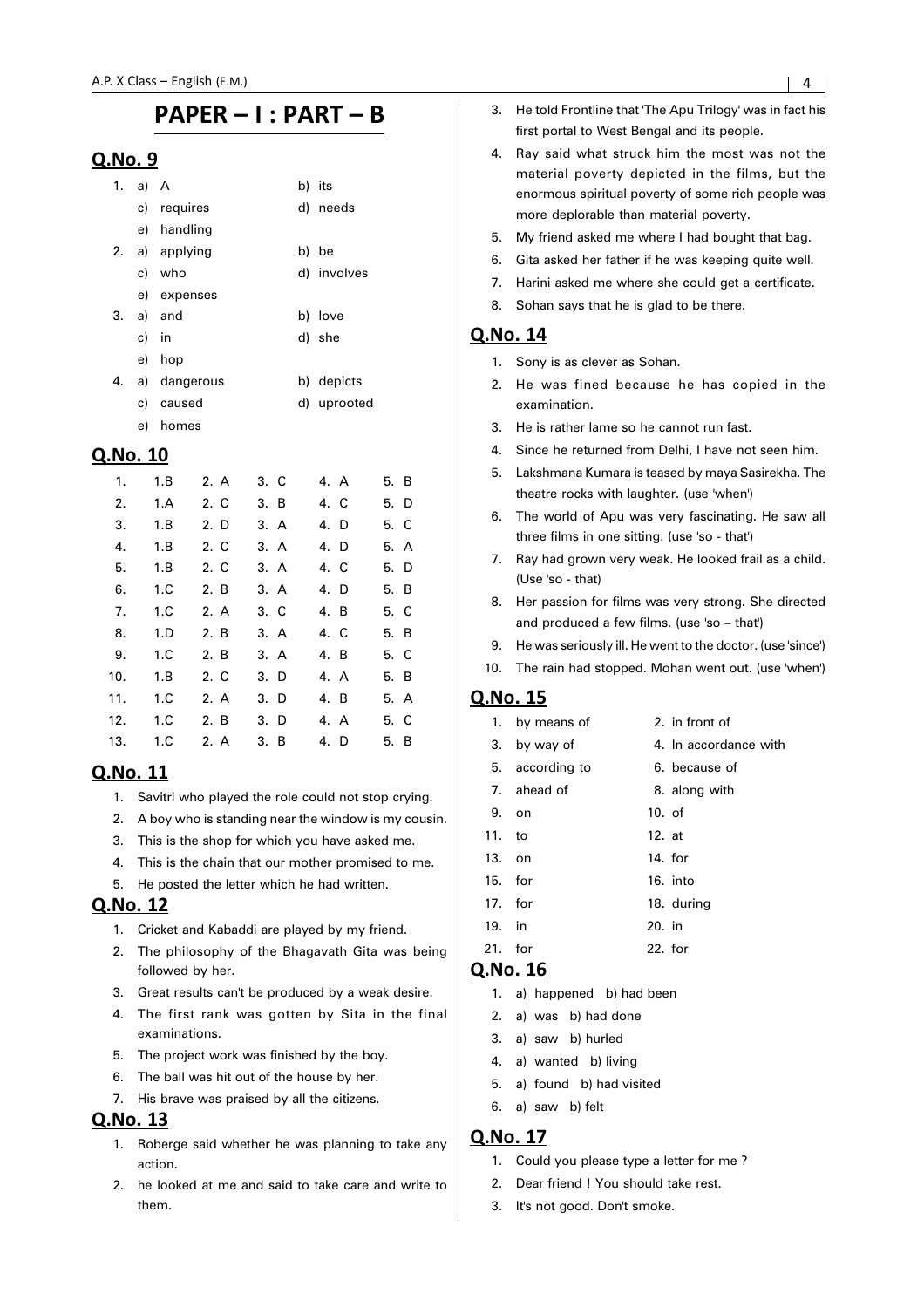# PAPER – I : PART – B

## Q.No. 9

1. a) A  b) its
   c) requires  d) needs
   e) handling
2. a) applying  b) be
   c) who  d) involves
   e) expenses
3. a) and  b) love
   c) in  d) she
   e) hop
4. a) dangerous  b) depicts
   c) caused  d) uprooted
   e) homes

## Q.No. 10

| | | | | | |
|---|---|---|---|---|---|
| 1. | 1.B | 2. A | 3. C | 4. A | 5. B |
| 2. | 1.A | 2. C | 3. B | 4. C | 5. D |
| 3. | 1.B | 2. D | 3. A | 4. D | 5. C |
| 4. | 1.B | 2. C | 3. A | 4. D | 5. A |
| 5. | 1.B | 2. C | 3. A | 4. C | 5. D |
| 6. | 1.C | 2. B | 3. A | 4. D | 5. B |
| 7. | 1.C | 2. A | 3. C | 4. B | 5. C |
| 8. | 1.D | 2. B | 3. A | 4. C | 5. B |
| 9. | 1.C | 2. B | 3. A | 4. B | 5. C |
| 10. | 1.B | 2. C | 3. D | 4. A | 5. B |
| 11. | 1.C | 2. A | 3. D | 4. B | 5. A |
| 12. | 1.C | 2. B | 3. D | 4. A | 5. C |
| 13. | 1.C | 2. A | 3. B | 4. D | 5. B |

## Q.No. 11

1. Savitri who played the role could not stop crying.
2. A boy who is standing near the window is my cousin.
3. This is the shop for which you have asked me.
4. This is the chain that our mother promised to me.
5. He posted the letter which he had written.

## Q.No. 12

1. Cricket and Kabaddi are played by my friend.
2. The philosophy of the Bhagavath Gita was being followed by her.
3. Great results can't be produced by a weak desire.
4. The first rank was gotten by Sita in the final examinations.
5. The project work was finished by the boy.
6. The ball was hit out of the house by her.
7. His brave was praised by all the citizens.

## Q.No. 13

1. Roberge said whether he was planning to take any action.
2. he looked at me and said to take care and write to them.
3. He told Frontline that 'The Apu Trilogy' was in fact his first portal to West Bengal and its people.
4. Ray said what struck him the most was not the material poverty depicted in the films, but the enormous spiritual poverty of some rich people was more deplorable than material poverty.
5. My friend asked me where I had bought that bag.
6. Gita asked her father if he was keeping quite well.
7. Harini asked me where she could get a certificate.
8. Sohan says that he is glad to be there.

## Q.No. 14

1. Sony is as clever as Sohan.
2. He was fined because he has copied in the examination.
3. He is rather lame so he cannot run fast.
4. Since he returned from Delhi, I have not seen him.
5. Lakshmana Kumara is teased by maya Sasirekha. The theatre rocks with laughter. (use 'when')
6. The world of Apu was very fascinating. He saw all three films in one sitting. (use 'so - that')
7. Ray had grown very weak. He looked frail as a child. (Use 'so - that)
8. Her passion for films was very strong. She directed and produced a few films. (use 'so – that')
9. He was seriously ill. He went to the doctor. (use 'since')
10. The rain had stopped. Mohan went out. (use 'when')

## Q.No. 15

1. by means of  2. in front of
3. by way of  4. In accordance with
5. according to  6. because of
7. ahead of  8. along with
9. on  10. of
11. to  12. at
13. on  14. for
15. for  16. into
17. for  18. during
19. in  20. in
21. for  22. for

## Q.No. 16

1. a) happened b) had been
2. a) was b) had done
3. a) saw b) hurled
4. a) wanted b) living
5. a) found b) had visited
6. a) saw b) felt

## Q.No. 17

1. Could you please type a letter for me ?
2. Dear friend ! You should take rest.
3. It's not good. Don't smoke.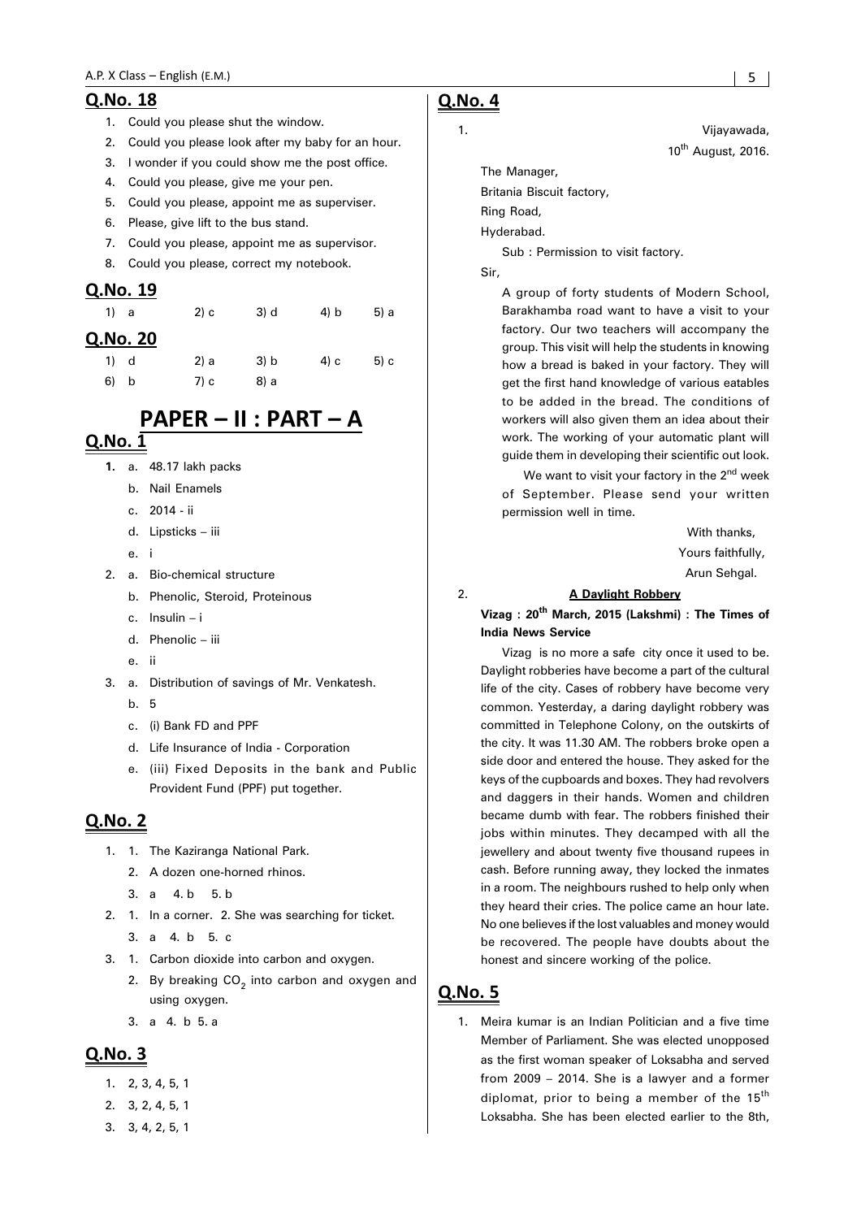## Q.No. 18

1. Could you please shut the window.
2. Could you please look after my baby for an hour.
3. I wonder if you could show me the post office.
4. Could you please, give me your pen.
5. Could you please, appoint me as superviser.
6. Please, give lift to the bus stand.
7. Could you please, appoint me as supervisor.
8. Could you please, correct my notebook.

## Q.No. 19

1) a 2) c 3) d 4) b 5) a

## Q.No. 20

1) d 2) a 3) b 4) c 5) c
6) b 7) c 8) a

# PAPER – II : PART – A

## Q.No. 1

1. a. 48.17 lakh packs
   b. Nail Enamels
   c. 2014 - ii
   d. Lipsticks – iii
   e. i
2. a. Bio-chemical structure
   b. Phenolic, Steroid, Proteinous
   c. Insulin – i
   d. Phenolic – iii
   e. ii
3. a. Distribution of savings of Mr. Venkatesh.
   b. 5
   c. (i) Bank FD and PPF
   d. Life Insurance of India - Corporation
   e. (iii) Fixed Deposits in the bank and Public Provident Fund (PPF) put together.

## Q.No. 2

1. 1. The Kaziranga National Park.
   2. A dozen one-horned rhinos.
   3. a 4. b 5. b
2. 1. In a corner. 2. She was searching for ticket.
   3. a 4. b 5. c
3. 1. Carbon dioxide into carbon and oxygen.
   2. By breaking $CO_2$ into carbon and oxygen and using oxygen.
   3. a 4. b 5. a

## Q.No. 3

1. 2, 3, 4, 5, 1
2. 3, 2, 4, 5, 1
3. 3, 4, 2, 5, 1

## Q.No. 4

1.

Vijayawada,
10th August, 2016.

The Manager,
Britania Biscuit factory,
Ring Road,
Hyderabad.

Sub : Permission to visit factory.

Sir,

A group of forty students of Modern School, Barakhamba road want to have a visit to your factory. Our two teachers will accompany the group. This visit will help the students in knowing how a bread is baked in your factory. They will get the first hand knowledge of various eatables to be added in the bread. The conditions of workers will also given them an idea about their work. The working of your automatic plant will guide them in developing their scientific out look.

We want to visit your factory in the 2nd week of September. Please send your written permission well in time.

With thanks,
Yours faithfully,
Arun Sehgal.

2. **A Daylight Robbery**

**Vizag : 20th March, 2015 (Lakshmi) : The Times of India News Service**

Vizag is no more a safe city once it used to be. Daylight robberies have become a part of the cultural life of the city. Cases of robbery have become very common. Yesterday, a daring daylight robbery was committed in Telephone Colony, on the outskirts of the city. It was 11.30 AM. The robbers broke open a side door and entered the house. They asked for the keys of the cupboards and boxes. They had revolvers and daggers in their hands. Women and children became dumb with fear. The robbers finished their jobs within minutes. They decamped with all the jewellery and about twenty five thousand rupees in cash. Before running away, they locked the inmates in a room. The neighbours rushed to help only when they heard their cries. The police came an hour late. No one believes if the lost valuables and money would be recovered. The people have doubts about the honest and sincere working of the police.

## Q.No. 5

1. Meira kumar is an Indian Politician and a five time Member of Parliament. She was elected unopposed as the first woman speaker of Loksabha and served from 2009 – 2014. She is a lawyer and a former diplomat, prior to being a member of the 15th Loksabha. She has been elected earlier to the 8th,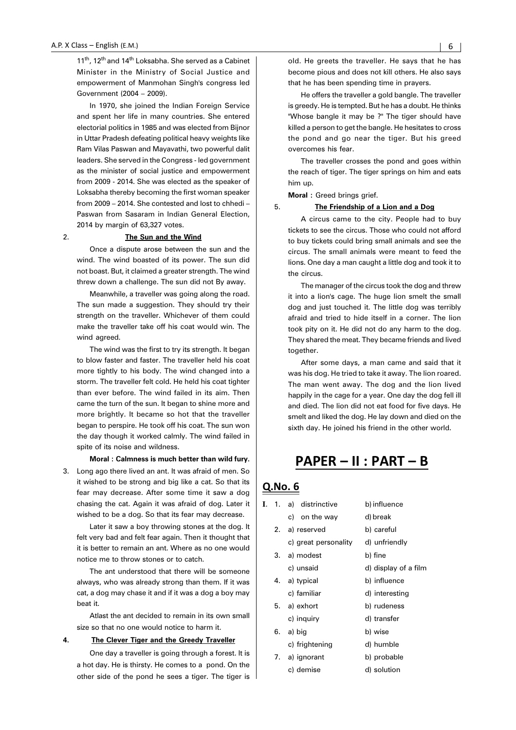11th, 12th and 14th Loksabha. She served as a Cabinet Minister in the Ministry of Social Justice and empowerment of Manmohan Singh's congress led Government (2004 – 2009).

In 1970, she joined the Indian Foreign Service and spent her life in many countries. She entered electorial politics in 1985 and was elected from Bijnor in Uttar Pradesh defeating political heavy weights like Ram Vilas Paswan and Mayavathi, two powerful dalit leaders. She served in the Congress - led government as the minister of social justice and empowerment from 2009 - 2014. She was elected as the speaker of Loksabha thereby becoming the first woman speaker from 2009 – 2014. She contested and lost to chhedi – Paswan from Sasaram in Indian General Election, 2014 by margin of 63,327 votes.

2. **The Sun and the Wind**

Once a dispute arose between the sun and the wind. The wind boasted of its power. The sun did not boast. But, it claimed a greater strength. The wind threw down a challenge. The sun did not By away.

Meanwhile, a traveller was going along the road. The sun made a suggestion. They should try their strength on the traveller. Whichever of them could make the traveller take off his coat would win. The wind agreed.

The wind was the first to try its strength. It began to blow faster and faster. The traveller held his coat more tightly to his body. The wind changed into a storm. The traveller felt cold. He held his coat tighter than ever before. The wind failed in its aim. Then came the turn of the sun. It began to shine more and more brightly. It became so hot that the traveller began to perspire. He took off his coat. The sun won the day though it worked calmly. The wind failed in spite of its noise and wildness.

**Moral : Calmness is much better than wild fury.**

3. Long ago there lived an ant. It was afraid of men. So it wished to be strong and big like a cat. So that its fear may decrease. After some time it saw a dog chasing the cat. Again it was afraid of dog. Later it wished to be a dog. So that its fear may decrease.

Later it saw a boy throwing stones at the dog. It felt very bad and felt fear again. Then it thought that it is better to remain an ant. Where as no one would notice me to throw stones or to catch.

The ant understood that there will be someone always, who was already strong than them. If it was cat, a dog may chase it and if it was a dog a boy may beat it.

Atlast the ant decided to remain in its own small size so that no one would notice to harm it.

4. **The Clever Tiger and the Greedy Traveller**

One day a traveller is going through a forest. It is a hot day. He is thirsty. He comes to a pond. On the other side of the pond he sees a tiger. The tiger is old. He greets the traveller. He says that he has become pious and does not kill others. He also says that he has been spending time in prayers.

He offers the traveller a gold bangle. The traveller is greedy. He is tempted. But he has a doubt. He thinks "Whose bangle it may be ?" The tiger should have killed a person to get the bangle. He hesitates to cross the pond and go near the tiger. But his greed overcomes his fear.

The traveller crosses the pond and goes within the reach of tiger. The tiger springs on him and eats him up.

**Moral :** Greed brings grief.

5. **The Friendship of a Lion and a Dog**

A circus came to the city. People had to buy tickets to see the circus. Those who could not afford to buy tickets could bring small animals and see the circus. The small animals were meant to feed the lions. One day a man caught a little dog and took it to the circus.

The manager of the circus took the dog and threw it into a lion's cage. The huge lion smelt the small dog and just touched it. The little dog was terribly afraid and tried to hide itself in a corner. The lion took pity on it. He did not do any harm to the dog. They shared the meat. They became friends and lived together.

After some days, a man came and said that it was his dog. He tried to take it away. The lion roared. The man went away. The dog and the lion lived happily in the cage for a year. One day the dog fell ill and died. The lion did not eat food for five days. He smelt and liked the dog. He lay down and died on the sixth day. He joined his friend in the other world.

# PAPER – II : PART – B

## Q.No. 6

I.
1. a) distrinctive b) influence c) on the way d) break
2. a) reserved b) careful c) great personality d) unfriendly
3. a) modest b) fine c) unsaid d) display of a film
4. a) typical b) influence c) familiar d) interesting
5. a) exhort b) rudeness c) inquiry d) transfer
6. a) big b) wise c) frightening d) humble
7. a) ignorant b) probable c) demise d) solution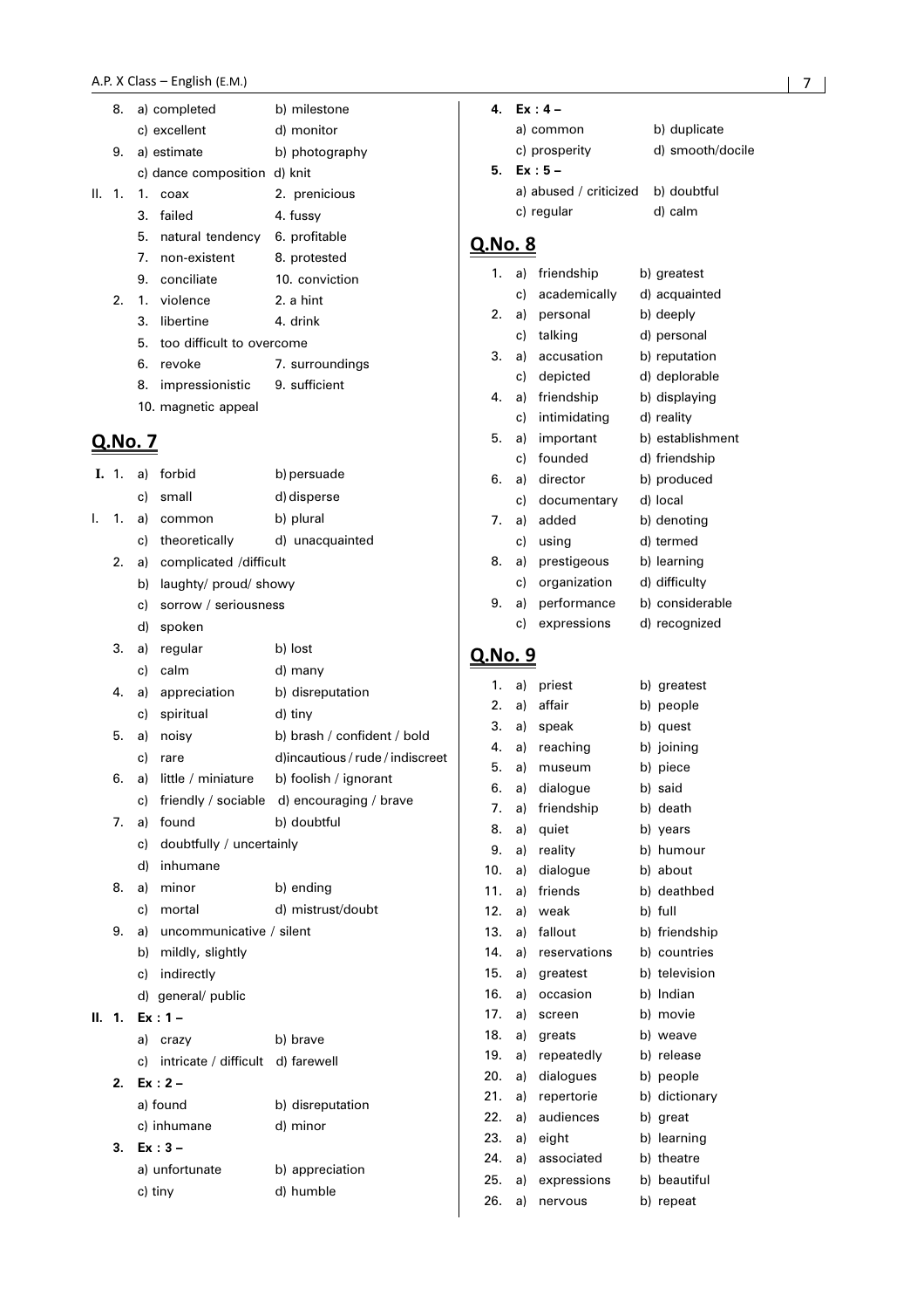8. a) completed b) milestone
   c) excellent d) monitor
9. a) estimate b) photography
   c) dance composition d) knit

II. 1. 1. coax 2. prenicious
   3. failed 4. fussy
   5. natural tendency 6. profitable
   7. non-existent 8. protested
   9. conciliate 10. conviction
2. 1. violence 2. a hint
   3. libertine 4. drink
   5. too difficult to overcome
   6. revoke 7. surroundings
   8. impressionistic 9. sufficient
   10. magnetic appeal

## Q.No. 7

**I.** 1. a) forbid b) persuade
   c) small d) disperse

I. 1. a) common b) plural
   c) theoretically d) unacquainted
2. a) complicated /difficult
   b) laughty/ proud/ showy
   c) sorrow / seriousness
   d) spoken
3. a) regular b) lost
   c) calm d) many
4. a) appreciation b) disreputation
   c) spiritual d) tiny
5. a) noisy b) brash / confident / bold
   c) rare d)incautious / rude / indiscreet
6. a) little / miniature b) foolish / ignorant
   c) friendly / sociable d) encouraging / brave
7. a) found b) doubtful
   c) doubtfully / uncertainly
   d) inhumane
8. a) minor b) ending
   c) mortal d) mistrust/doubt
9. a) uncommunicative / silent
   b) mildly, slightly
   c) indirectly
   d) general/ public

II. 1. **Ex : 1 –**
   a) crazy b) brave
   c) intricate / difficult d) farewell
**2.** **Ex : 2 –**
   a) found b) disreputation
   c) inhumane d) minor
**3.** **Ex : 3 –**
   a) unfortunate b) appreciation
   c) tiny d) humble
**4.** **Ex : 4 –**
   a) common b) duplicate
   c) prosperity d) smooth/docile
**5.** **Ex : 5 –**
   a) abused / criticized b) doubtful
   c) regular d) calm

## Q.No. 8

1. a) friendship b) greatest
   c) academically d) acquainted
2. a) personal b) deeply
   c) talking d) personal
3. a) accusation b) reputation
   c) depicted d) deplorable
4. a) friendship b) displaying
   c) intimidating d) reality
5. a) important b) establishment
   c) founded d) friendship
6. a) director b) produced
   c) documentary d) local
7. a) added b) denoting
   c) using d) termed
8. a) prestigeous b) learning
   c) organization d) difficulty
9. a) performance b) considerable
   c) expressions d) recognized

## Q.No. 9

1. a) priest b) greatest
2. a) affair b) people
3. a) speak b) quest
4. a) reaching b) joining
5. a) museum b) piece
6. a) dialogue b) said
7. a) friendship b) death
8. a) quiet b) years
9. a) reality b) humour
10. a) dialogue b) about
11. a) friends b) deathbed
12. a) weak b) full
13. a) fallout b) friendship
14. a) reservations b) countries
15. a) greatest b) television
16. a) occasion b) Indian
17. a) screen b) movie
18. a) greats b) weave
19. a) repeatedly b) release
20. a) dialogues b) people
21. a) repertorie b) dictionary
22. a) audiences b) great
23. a) eight b) learning
24. a) associated b) theatre
25. a) expressions b) beautiful
26. a) nervous b) repeat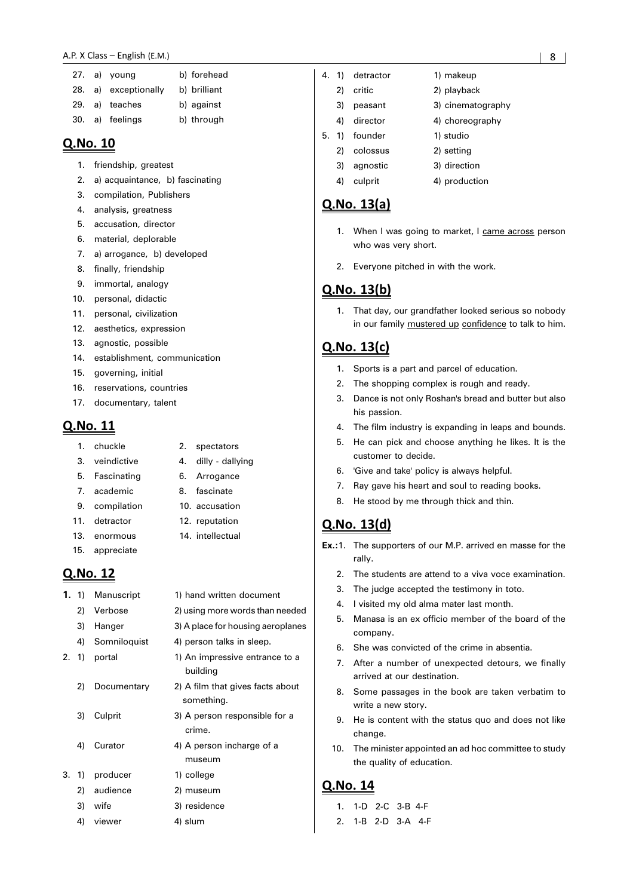| | a) | b) |
|---|---|---|
| 27. | young | forehead |
| 28. | exceptionally | brilliant |
| 29. | teaches | against |
| 30. | feelings | through |

## Q.No. 10

1. friendship, greatest
2. a) acquaintance, b) fascinating
3. compilation, Publishers
4. analysis, greatness
5. accusation, director
6. material, deplorable
7. a) arrogance, b) developed
8. finally, friendship
9. immortal, analogy
10. personal, didactic
11. personal, civilization
12. aesthetics, expression
13. agnostic, possible
14. establishment, communication
15. governing, initial
16. reservations, countries
17. documentary, talent

## Q.No. 11

1. chuckle
2. spectators
3. veindictive
4. dilly - dallying
5. Fascinating
6. Arrogance
7. academic
8. fascinate
9. compilation
10. accusation
11. detractor
12. reputation
13. enormous
14. intellectual
15. appreciate

## Q.No. 12

**1.**

| | | |
|---|---|---|
| 1) | Manuscript | 1) hand written document |
| 2) | Verbose | 2) using more words than needed |
| 3) | Hanger | 3) A place for housing aeroplanes |
| 4) | Somniloquist | 4) person talks in sleep. |

2.

| | | |
|---|---|---|
| 1) | portal | 1) An impressive entrance to a building |
| 2) | Documentary | 2) A film that gives facts about something. |
| 3) | Culprit | 3) A person responsible for a crime. |
| 4) | Curator | 4) A person incharge of a museum |

3.

| | | |
|---|---|---|
| 1) | producer | 1) college |
| 2) | audience | 2) museum |
| 3) | wife | 3) residence |
| 4) | viewer | 4) slum |

4.

| | | |
|---|---|---|
| 1) | detractor | 1) makeup |
| 2) | critic | 2) playback |
| 3) | peasant | 3) cinematography |
| 4) | director | 4) choreography |

5.

| | | |
|---|---|---|
| 1) | founder | 1) studio |
| 2) | colossus | 2) setting |
| 3) | agnostic | 3) direction |
| 4) | culprit | 4) production |

## Q.No. 13(a)

1. When I was going to market, I <u>came across</u> person who was very short.
2. Everyone pitched in with the work.

## Q.No. 13(b)

1. That day, our grandfather looked serious so nobody in our family <u>mustered up</u> <u>confidence</u> to talk to him.

## Q.No. 13(c)

1. Sports is a part and parcel of education.
2. The shopping complex is rough and ready.
3. Dance is not only Roshan's bread and butter but also his passion.
4. The film industry is expanding in leaps and bounds.
5. He can pick and choose anything he likes. It is the customer to decide.
6. 'Give and take' policy is always helpful.
7. Ray gave his heart and soul to reading books.
8. He stood by me through thick and thin.

## Q.No. 13(d)

**Ex.:**

1. The supporters of our M.P. arrived en masse for the rally.
2. The students are attend to a viva voce examination.
3. The judge accepted the testimony in toto.
4. I visited my old alma mater last month.
5. Manasa is an ex officio member of the board of the company.
6. She was convicted of the crime in absentia.
7. After a number of unexpected detours, we finally arrived at our destination.
8. Some passages in the book are taken verbatim to write a new story.
9. He is content with the status quo and does not like change.
10. The minister appointed an ad hoc committee to study the quality of education.

## Q.No. 14

1. 1-D 2-C 3-B 4-F
2. 1-B 2-D 3-A 4-F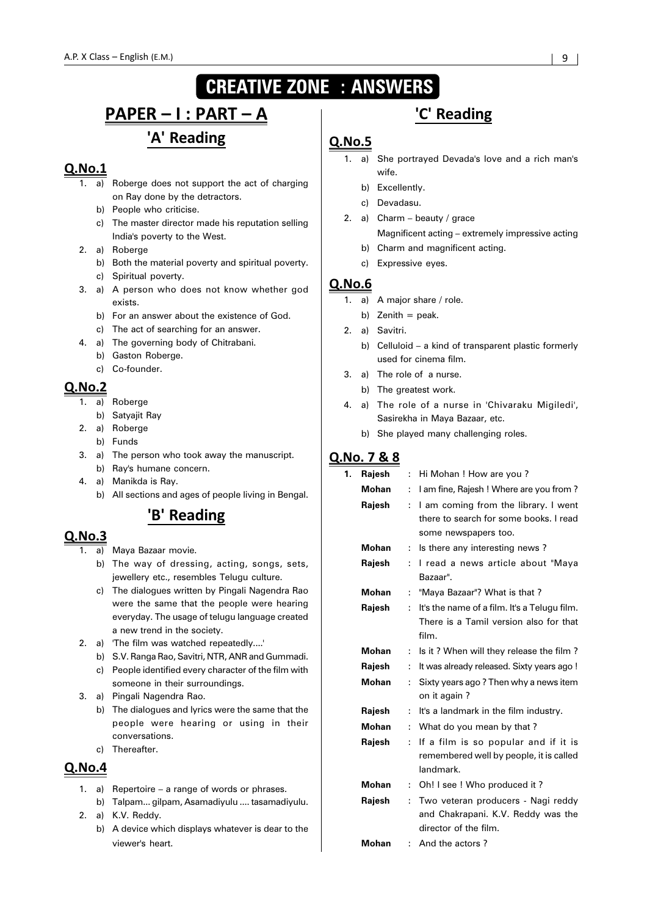# CREATIVE ZONE : ANSWERS

## PAPER – I : PART – A

### 'A' Reading

**Q.No.1**

1. a) Roberge does not support the act of charging on Ray done by the detractors.
   b) People who criticise.
   c) The master director made his reputation selling India's poverty to the West.
2. a) Roberge
   b) Both the material poverty and spiritual poverty.
   c) Spiritual poverty.
3. a) A person who does not know whether god exists.
   b) For an answer about the existence of God.
   c) The act of searching for an answer.
4. a) The governing body of Chitrabani.
   b) Gaston Roberge.
   c) Co-founder.

**Q.No.2**

1. a) Roberge
   b) Satyajit Ray
2. a) Roberge
   b) Funds
3. a) The person who took away the manuscript.
   b) Ray's humane concern.
4. a) Manikda is Ray.
   b) All sections and ages of people living in Bengal.

### 'B' Reading

**Q.No.3**

1. a) Maya Bazaar movie.
   b) The way of dressing, acting, songs, sets, jewellery etc., resembles Telugu culture.
   c) The dialogues written by Pingali Nagendra Rao were the same that the people were hearing everyday. The usage of telugu language created a new trend in the society.
2. a) 'The film was watched repeatedly....'
   b) S.V. Ranga Rao, Savitri, NTR, ANR and Gummadi.
   c) People identified every character of the film with someone in their surroundings.
3. a) Pingali Nagendra Rao.
   b) The dialogues and lyrics were the same that the people were hearing or using in their conversations.
   c) Thereafter.

**Q.No.4**

1. a) Repertoire – a range of words or phrases.
   b) Talpam... gilpam, Asamadiyulu .... tasamadiyulu.
2. a) K.V. Reddy.
   b) A device which displays whatever is dear to the viewer's heart.

### 'C' Reading

**Q.No.5**

1. a) She portrayed Devada's love and a rich man's wife.
   b) Excellently.
   c) Devadasu.
2. a) Charm – beauty / grace
   Magnificent acting – extremely impressive acting
   b) Charm and magnificent acting.
   c) Expressive eyes.

**Q.No.6**

1. a) A major share / role.
   b) Zenith = peak.
2. a) Savitri.
   b) Celluloid – a kind of transparent plastic formerly used for cinema film.
3. a) The role of a nurse.
   b) The greatest work.
4. a) The role of a nurse in 'Chivaraku Migiledi', Sasirekha in Maya Bazaar, etc.
   b) She played many challenging roles.

**Q.No. 7 & 8**

1. **Rajesh** : Hi Mohan ! How are you ?
   **Mohan** : I am fine, Rajesh ! Where are you from ?
   **Rajesh** : I am coming from the library. I went there to search for some books. I read some newspapers too.
   **Mohan** : Is there any interesting news ?
   **Rajesh** : I read a news article about "Maya Bazaar".
   **Mohan** : "Maya Bazaar"? What is that ?
   **Rajesh** : It's the name of a film. It's a Telugu film. There is a Tamil version also for that film.
   **Mohan** : Is it ? When will they release the film ?
   **Rajesh** : It was already released. Sixty years ago !
   **Mohan** : Sixty years ago ? Then why a news item on it again ?
   **Rajesh** : It's a landmark in the film industry.
   **Mohan** : What do you mean by that ?
   **Rajesh** : If a film is so popular and if it is remembered well by people, it is called landmark.
   **Mohan** : Oh! I see ! Who produced it ?
   **Rajesh** : Two veteran producers - Nagi reddy and Chakrapani. K.V. Reddy was the director of the film.
   **Mohan** : And the actors ?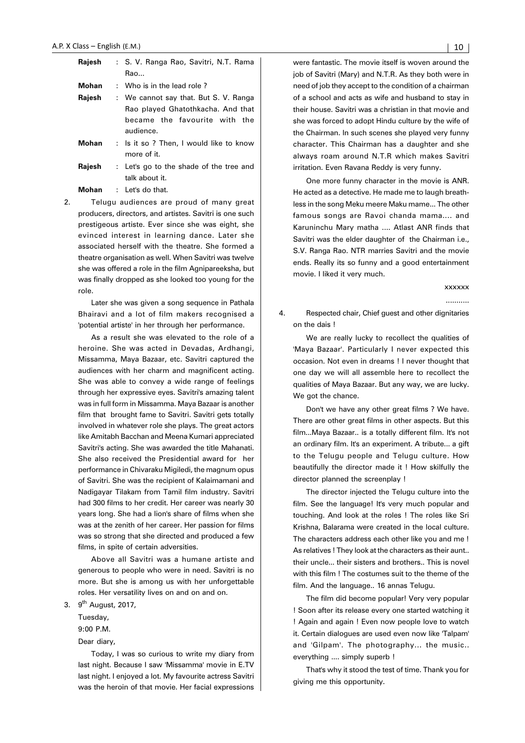**Rajesh** : S. V. Ranga Rao, Savitri, N.T. Rama Rao...

**Mohan** : Who is in the lead role ?

**Rajesh** : We cannot say that. But S. V. Ranga Rao played Ghatothkacha. And that became the favourite with the audience.

**Mohan** : Is it so ? Then, I would like to know more of it.

**Rajesh** : Let's go to the shade of the tree and talk about it.

**Mohan** : Let's do that.

2. Telugu audiences are proud of many great producers, directors, and artistes. Savitri is one such prestigeous artiste. Ever since she was eight, she evinced interest in learning dance. Later she associated herself with the theatre. She formed a theatre organisation as well. When Savitri was twelve she was offered a role in the film Agnipareeksha, but was finally dropped as she looked too young for the role.

Later she was given a song sequence in Pathala Bhairavi and a lot of film makers recognised a 'potential artiste' in her through her performance.

As a result she was elevated to the role of a heroine. She was acted in Devadas, Ardhangi, Missamma, Maya Bazaar, etc. Savitri captured the audiences with her charm and magnificent acting. She was able to convey a wide range of feelings through her expressive eyes. Savitri's amazing talent was in full form in Missamma. Maya Bazaar is another film that brought fame to Savitri. Savitri gets totally involved in whatever role she plays. The great actors like Amitabh Bacchan and Meena Kumari appreciated Savitri's acting. She was awarded the title Mahanati. She also received the Presidential award for her performance in Chivaraku Migiledi, the magnum opus of Savitri. She was the recipient of Kalaimamani and Nadigayar Tilakam from Tamil film industry. Savitri had 300 films to her credit. Her career was nearly 30 years long. She had a lion's share of films when she was at the zenith of her career. Her passion for films was so strong that she directed and produced a few films, in spite of certain adversities.

Above all Savitri was a humane artiste and generous to people who were in need. Savitri is no more. But she is among us with her unforgettable roles. Her versatility lives on and on and on.

3. 9th August, 2017,

Tuesday,

9:00 P.M.

Dear diary,

Today, I was so curious to write my diary from last night. Because I saw 'Missamma' movie in E.TV last night. I enjoyed a lot. My favourite actress Savitri was the heroin of that movie. Her facial expressions were fantastic. The movie itself is woven around the job of Savitri (Mary) and N.T.R. As they both were in need of job they accept to the condition of a chairman of a school and acts as wife and husband to stay in their house. Savitri was a christian in that movie and she was forced to adopt Hindu culture by the wife of the Chairman. In such scenes she played very funny character. This Chairman has a daughter and she always roam around N.T.R which makes Savitri irritation. Even Ravana Reddy is very funny.

One more funny character in the movie is ANR. He acted as a detective. He made me to laugh breathless in the song Meku meere Maku mame... The other famous songs are Ravoi chanda mama.... and Karuninchu Mary matha .... Atlast ANR finds that Savitri was the elder daughter of the Chairman i.e., S.V. Ranga Rao. NTR marries Savitri and the movie ends. Really its so funny and a good entertainment movie. I liked it very much.

xxxxxx

..........

4. Respected chair, Chief guest and other dignitaries on the dais !

We are really lucky to recollect the qualities of 'Maya Bazaar'. Particularly I never expected this occasion. Not even in dreams ! I never thought that one day we will all assemble here to recollect the qualities of Maya Bazaar. But any way, we are lucky. We got the chance.

Don't we have any other great films ? We have. There are other great films in other aspects. But this film...Maya Bazaar.. is a totally different film. It's not an ordinary film. It's an experiment. A tribute... a gift to the Telugu people and Telugu culture. How beautifully the director made it ! How skilfully the director planned the screenplay !

The director injected the Telugu culture into the film. See the language! It's very much popular and touching. And look at the roles ! The roles like Sri Krishna, Balarama were created in the local culture. The characters address each other like you and me ! As relatives ! They look at the characters as their aunt.. their uncle... their sisters and brothers.. This is novel with this film ! The costumes suit to the theme of the film. And the language.. 16 annas Telugu.

The film did become popular! Very very popular ! Soon after its release every one started watching it ! Again and again ! Even now people love to watch it. Certain dialogues are used even now like 'Talpam' and 'Gilpam'. The photography... the music.. everything .... simply superb !

That's why it stood the test of time. Thank you for giving me this opportunity.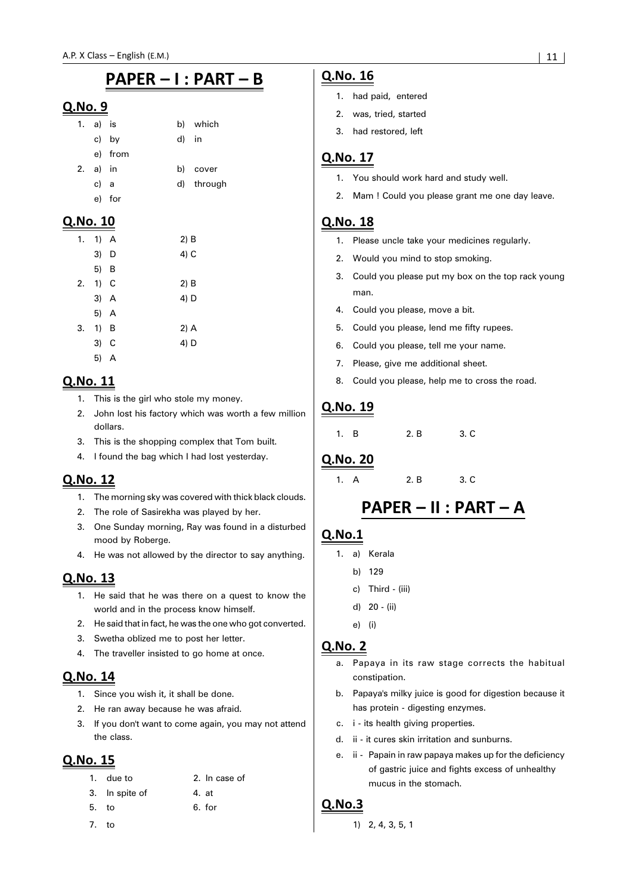# PAPER – I : PART – B

## Q.No. 9

1. a) is b) which
   c) by d) in
   e) from
2. a) in b) cover
   c) a d) through
   e) for

## Q.No. 10

1. 1) A 2) B
   3) D 4) C
   5) B
2. 1) C 2) B
   3) A 4) D
   5) A
3. 1) B 2) A
   3) C 4) D
   5) A

## Q.No. 11

1. This is the girl who stole my money.
2. John lost his factory which was worth a few million dollars.
3. This is the shopping complex that Tom built.
4. I found the bag which I had lost yesterday.

## Q.No. 12

1. The morning sky was covered with thick black clouds.
2. The role of Sasirekha was played by her.
3. One Sunday morning, Ray was found in a disturbed mood by Roberge.
4. He was not allowed by the director to say anything.

## Q.No. 13

1. He said that he was there on a quest to know the world and in the process know himself.
2. He said that in fact, he was the one who got converted.
3. Swetha oblized me to post her letter.
4. The traveller insisted to go home at once.

## Q.No. 14

1. Since you wish it, it shall be done.
2. He ran away because he was afraid.
3. If you don't want to come again, you may not attend the class.

## Q.No. 15

1. due to 2. In case of
3. In spite of 4. at
5. to 6. for
7. to

## Q.No. 16

1. had paid, entered
2. was, tried, started
3. had restored, left

## Q.No. 17

1. You should work hard and study well.
2. Mam ! Could you please grant me one day leave.

## Q.No. 18

1. Please uncle take your medicines regularly.
2. Would you mind to stop smoking.
3. Could you please put my box on the top rack young man.
4. Could you please, move a bit.
5. Could you please, lend me fifty rupees.
6. Could you please, tell me your name.
7. Please, give me additional sheet.
8. Could you please, help me to cross the road.

## Q.No. 19

1. B 2. B 3. C

## Q.No. 20

1. A 2. B 3. C

# PAPER – II : PART – A

## Q.No.1

1. a) Kerala
   b) 129
   c) Third - (iii)
   d) 20 - (ii)
   e) (i)

## Q.No. 2

a. Papaya in its raw stage corrects the habitual constipation.
b. Papaya's milky juice is good for digestion because it has protein - digesting enzymes.
c. i - its health giving properties.
d. ii - it cures skin irritation and sunburns.
e. ii - Papain in raw papaya makes up for the deficiency of gastric juice and fights excess of unhealthy mucus in the stomach.

## Q.No.3

1) 2, 4, 3, 5, 1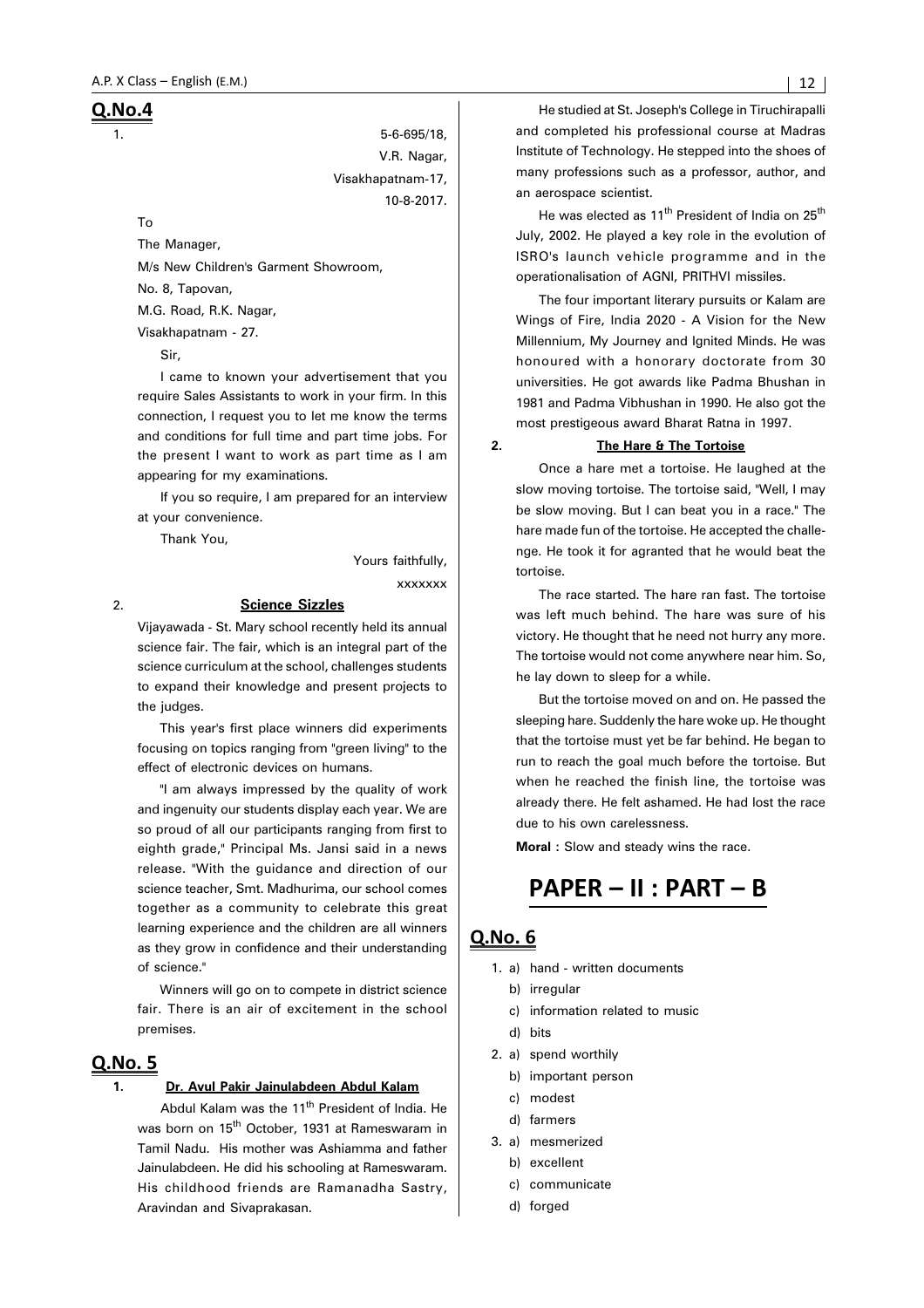## Q.No.4

1.

5-6-695/18,
V.R. Nagar,
Visakhapatnam-17,
10-8-2017.

To

The Manager,

M/s New Children's Garment Showroom,

No. 8, Tapovan,

M.G. Road, R.K. Nagar,

Visakhapatnam - 27.

Sir,

I came to known your advertisement that you require Sales Assistants to work in your firm. In this connection, I request you to let me know the terms and conditions for full time and part time jobs. For the present I want to work as part time as I am appearing for my examinations.

If you so require, I am prepared for an interview at your convenience.

Thank You,

Yours faithfully,

xxxxxxx

2. **Science Sizzles**

Vijayawada - St. Mary school recently held its annual science fair. The fair, which is an integral part of the science curriculum at the school, challenges students to expand their knowledge and present projects to the judges.

This year's first place winners did experiments focusing on topics ranging from "green living" to the effect of electronic devices on humans.

"I am always impressed by the quality of work and ingenuity our students display each year. We are so proud of all our participants ranging from first to eighth grade," Principal Ms. Jansi said in a news release. "With the guidance and direction of our science teacher, Smt. Madhurima, our school comes together as a community to celebrate this great learning experience and the children are all winners as they grow in confidence and their understanding of science."

Winners will go on to compete in district science fair. There is an air of excitement in the school premises.

## Q.No. 5

**1. Dr. Avul Pakir Jainulabdeen Abdul Kalam**

Abdul Kalam was the 11th President of India. He was born on 15th October, 1931 at Rameswaram in Tamil Nadu. His mother was Ashiamma and father Jainulabdeen. He did his schooling at Rameswaram. His childhood friends are Ramanadha Sastry, Aravindan and Sivaprakasan.

He studied at St. Joseph's College in Tiruchirapalli and completed his professional course at Madras Institute of Technology. He stepped into the shoes of many professions such as a professor, author, and an aerospace scientist.

He was elected as 11th President of India on 25th July, 2002. He played a key role in the evolution of ISRO's launch vehicle programme and in the operationalisation of AGNI, PRITHVI missiles.

The four important literary pursuits or Kalam are Wings of Fire, India 2020 - A Vision for the New Millennium, My Journey and Ignited Minds. He was honoured with a honorary doctorate from 30 universities. He got awards like Padma Bhushan in 1981 and Padma Vibhushan in 1990. He also got the most prestigeous award Bharat Ratna in 1997.

**2. The Hare & The Tortoise**

Once a hare met a tortoise. He laughed at the slow moving tortoise. The tortoise said, "Well, I may be slow moving. But I can beat you in a race." The hare made fun of the tortoise. He accepted the challenge. He took it for agranted that he would beat the tortoise.

The race started. The hare ran fast. The tortoise was left much behind. The hare was sure of his victory. He thought that he need not hurry any more. The tortoise would not come anywhere near him. So, he lay down to sleep for a while.

But the tortoise moved on and on. He passed the sleeping hare. Suddenly the hare woke up. He thought that the tortoise must yet be far behind. He began to run to reach the goal much before the tortoise. But when he reached the finish line, the tortoise was already there. He felt ashamed. He had lost the race due to his own carelessness.

**Moral :** Slow and steady wins the race.

# PAPER – II : PART – B

## Q.No. 6

1. a) hand - written documents
   b) irregular
   c) information related to music
   d) bits
2. a) spend worthily
   b) important person
   c) modest
   d) farmers
3. a) mesmerized
   b) excellent
   c) communicate
   d) forged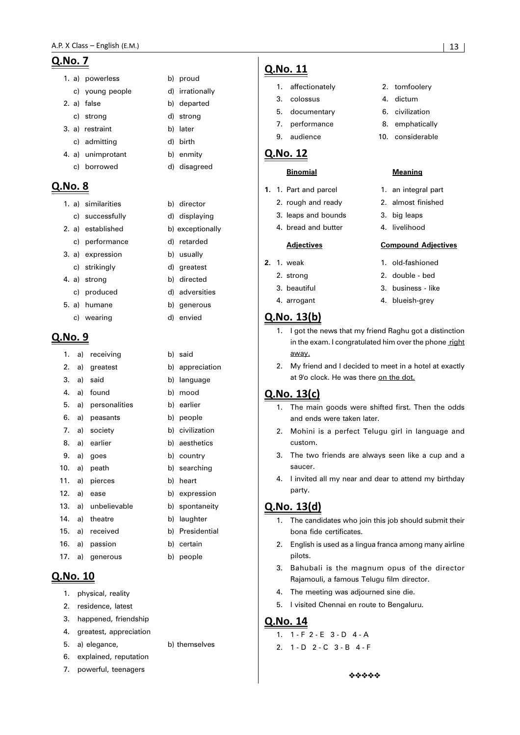## Q.No. 7

1. a) powerless b) proud
   c) young people d) irrationally
2. a) false b) departed
   c) strong d) strong
3. a) restraint b) later
   c) admitting d) birth
4. a) unimprotant b) enmity
   c) borrowed d) disagreed

## Q.No. 8

1. a) similarities b) director
   c) successfully d) displaying
2. a) established b) exceptionally
   c) performance d) retarded
3. a) expression b) usually
   c) strikingly d) greatest
4. a) strong b) directed
   c) produced d) adversities
5. a) humane b) generous
   c) wearing d) envied

## Q.No. 9

1. a) receiving b) said
2. a) greatest b) appreciation
3. a) said b) language
4. a) found b) mood
5. a) personalities b) earlier
6. a) peasants b) people
7. a) society b) civilization
8. a) earlier b) aesthetics
9. a) goes b) country
10. a) peath b) searching
11. a) pierces b) heart
12. a) ease b) expression
13. a) unbelievable b) spontaneity
14. a) theatre b) laughter
15. a) received b) Presidential
16. a) passion b) certain
17. a) generous b) people

## Q.No. 10

1. physical, reality
2. residence, latest
3. happened, friendship
4. greatest, appreciation
5. a) elegance, b) themselves
6. explained, reputation
7. powerful, teenagers

## Q.No. 11

1. affectionately
2. tomfoolery
3. colossus
4. dictum
5. documentary
6. civilization
7. performance
8. emphatically
9. audience
10. considerable

## Q.No. 12

**1.**

| **Binomial** | **Meaning** |
|---|---|
| 1. Part and parcel | 1. an integral part |
| 2. rough and ready | 2. almost finished |
| 3. leaps and bounds | 3. big leaps |
| 4. bread and butter | 4. livelihood |

**2.**

| **Adjectives** | **Compound Adjectives** |
|---|---|
| 1. weak | 1. old-fashioned |
| 2. strong | 2. double - bed |
| 3. beautiful | 3. business - like |
| 4. arrogant | 4. blueish-grey |

## Q.No. 13(b)

1. I got the news that my friend Raghu got a distinction in the exam. I congratulated him over the phone right away.
2. My friend and I decided to meet in a hotel at exactly at 9'o clock. He was there on the dot.

## Q.No. 13(c)

1. The main goods were shifted first. Then the odds and ends were taken later.
2. Mohini is a perfect Telugu girl in language and custom.
3. The two friends are always seen like a cup and a saucer.
4. I invited all my near and dear to attend my birthday party.

## Q.No. 13(d)

1. The candidates who join this job should submit their bona fide certificates.
2. English is used as a lingua franca among many airline pilots.
3. Bahubali is the magnum opus of the director Rajamouli, a famous Telugu film director.
4. The meeting was adjourned sine die.
5. I visited Chennai en route to Bengaluru.

## Q.No. 14

1. 1 - F 2 - E 3 - D 4 - A
2. 1 - D 2 - C 3 - B 4 - F

❖❖❖❖❖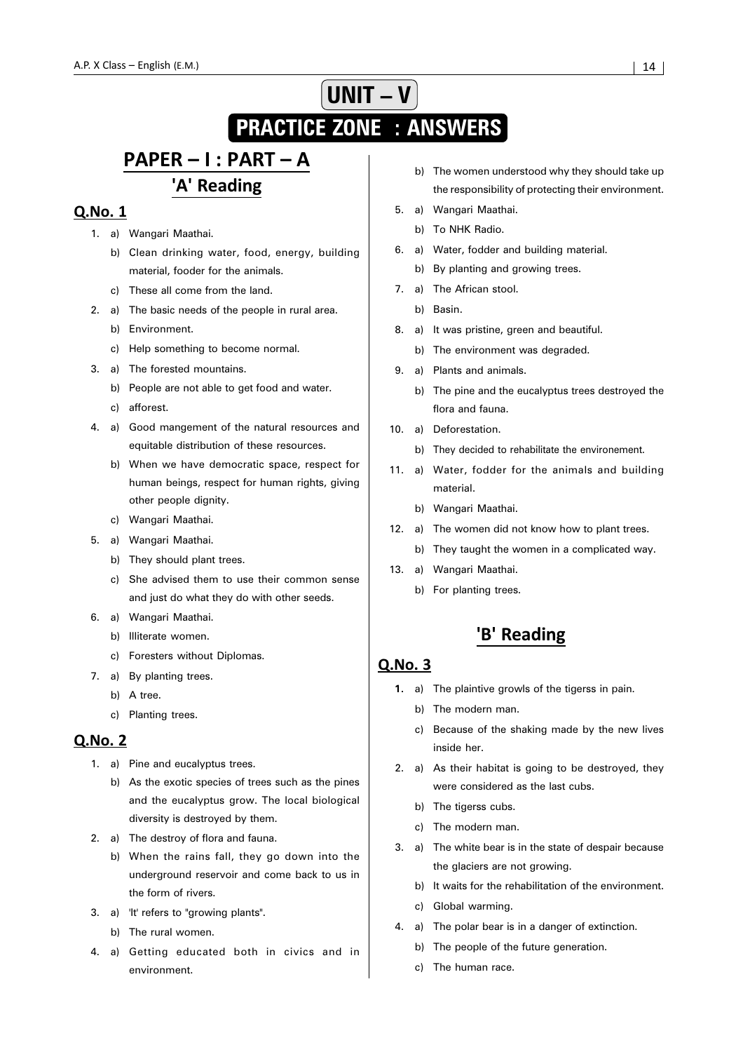# UNIT – V

# PRACTICE ZONE : ANSWERS

## PAPER – I : PART – A

### 'A' Reading

#### Q.No. 1

1. a) Wangari Maathai.
   b) Clean drinking water, food, energy, building material, fooder for the animals.
   c) These all come from the land.
2. a) The basic needs of the people in rural area.
   b) Environment.
   c) Help something to become normal.
3. a) The forested mountains.
   b) People are not able to get food and water.
   c) afforest.
4. a) Good mangement of the natural resources and equitable distribution of these resources.
   b) When we have democratic space, respect for human beings, respect for human rights, giving other people dignity.
   c) Wangari Maathai.
5. a) Wangari Maathai.
   b) They should plant trees.
   c) She advised them to use their common sense and just do what they do with other seeds.
6. a) Wangari Maathai.
   b) Illiterate women.
   c) Foresters without Diplomas.
7. a) By planting trees.
   b) A tree.
   c) Planting trees.

#### Q.No. 2

1. a) Pine and eucalyptus trees.
   b) As the exotic species of trees such as the pines and the eucalyptus grow. The local biological diversity is destroyed by them.
2. a) The destroy of flora and fauna.
   b) When the rains fall, they go down into the underground reservoir and come back to us in the form of rivers.
3. a) 'It' refers to "growing plants".
   b) The rural women.
4. a) Getting educated both in civics and in environment.
   b) The women understood why they should take up the responsibility of protecting their environment.
5. a) Wangari Maathai.
   b) To NHK Radio.
6. a) Water, fodder and building material.
   b) By planting and growing trees.
7. a) The African stool.
   b) Basin.
8. a) It was pristine, green and beautiful.
   b) The environment was degraded.
9. a) Plants and animals.
   b) The pine and the eucalyptus trees destroyed the flora and fauna.
10. a) Deforestation.
    b) They decided to rehabilitate the environement.
11. a) Water, fodder for the animals and building material.
    b) Wangari Maathai.
12. a) The women did not know how to plant trees.
    b) They taught the women in a complicated way.
13. a) Wangari Maathai.
    b) For planting trees.

### 'B' Reading

#### Q.No. 3

1. a) The plaintive growls of the tigerss in pain.
   b) The modern man.
   c) Because of the shaking made by the new lives inside her.
2. a) As their habitat is going to be destroyed, they were considered as the last cubs.
   b) The tigerss cubs.
   c) The modern man.
3. a) The white bear is in the state of despair because the glaciers are not growing.
   b) It waits for the rehabilitation of the environment.
   c) Global warming.
4. a) The polar bear is in a danger of extinction.
   b) The people of the future generation.
   c) The human race.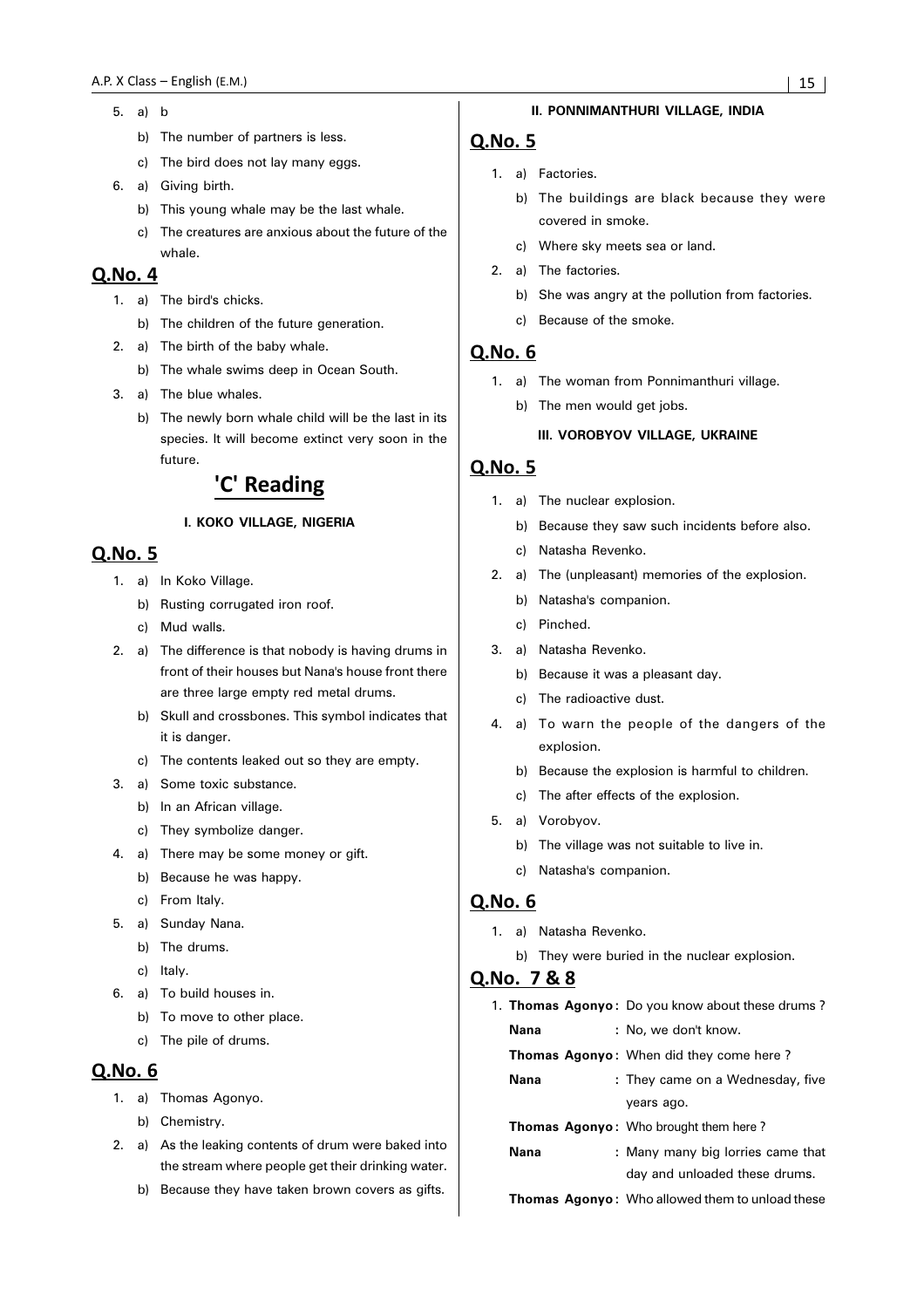5. a) b
   b) The number of partners is less.
   c) The bird does not lay many eggs.
6. a) Giving birth.
   b) This young whale may be the last whale.
   c) The creatures are anxious about the future of the whale.

## Q.No. 4

1. a) The bird's chicks.
   b) The children of the future generation.
2. a) The birth of the baby whale.
   b) The whale swims deep in Ocean South.
3. a) The blue whales.
   b) The newly born whale child will be the last in its species. It will become extinct very soon in the future.

# 'C' Reading

### I. KOKO VILLAGE, NIGERIA

## Q.No. 5

1. a) In Koko Village.
   b) Rusting corrugated iron roof.
   c) Mud walls.
2. a) The difference is that nobody is having drums in front of their houses but Nana's house front there are three large empty red metal drums.
   b) Skull and crossbones. This symbol indicates that it is danger.
   c) The contents leaked out so they are empty.
3. a) Some toxic substance.
   b) In an African village.
   c) They symbolize danger.
4. a) There may be some money or gift.
   b) Because he was happy.
   c) From Italy.
5. a) Sunday Nana.
   b) The drums.
   c) Italy.
6. a) To build houses in.
   b) To move to other place.
   c) The pile of drums.

## Q.No. 6

1. a) Thomas Agonyo.
   b) Chemistry.
2. a) As the leaking contents of drum were baked into the stream where people get their drinking water.
   b) Because they have taken brown covers as gifts.

### II. PONNIMANTHURI VILLAGE, INDIA

## Q.No. 5

1. a) Factories.
   b) The buildings are black because they were covered in smoke.
   c) Where sky meets sea or land.
2. a) The factories.
   b) She was angry at the pollution from factories.
   c) Because of the smoke.

## Q.No. 6

1. a) The woman from Ponnimanthuri village.
   b) The men would get jobs.

### III. VOROBYOV VILLAGE, UKRAINE

## Q.No. 5

1. a) The nuclear explosion.
   b) Because they saw such incidents before also.
   c) Natasha Revenko.
2. a) The (unpleasant) memories of the explosion.
   b) Natasha's companion.
   c) Pinched.
3. a) Natasha Revenko.
   b) Because it was a pleasant day.
   c) The radioactive dust.
4. a) To warn the people of the dangers of the explosion.
   b) Because the explosion is harmful to children.
   c) The after effects of the explosion.
5. a) Vorobyov.
   b) The village was not suitable to live in.
   c) Natasha's companion.

## Q.No. 6

1. a) Natasha Revenko.
   b) They were buried in the nuclear explosion.

## Q.No. 7 & 8

1. **Thomas Agonyo :** Do you know about these drums ?
   **Nana :** No, we don't know.
   **Thomas Agonyo :** When did they come here ?
   **Nana :** They came on a Wednesday, five years ago.
   **Thomas Agonyo :** Who brought them here ?
   **Nana :** Many many big lorries came that day and unloaded these drums.
   **Thomas Agonyo :** Who allowed them to unload these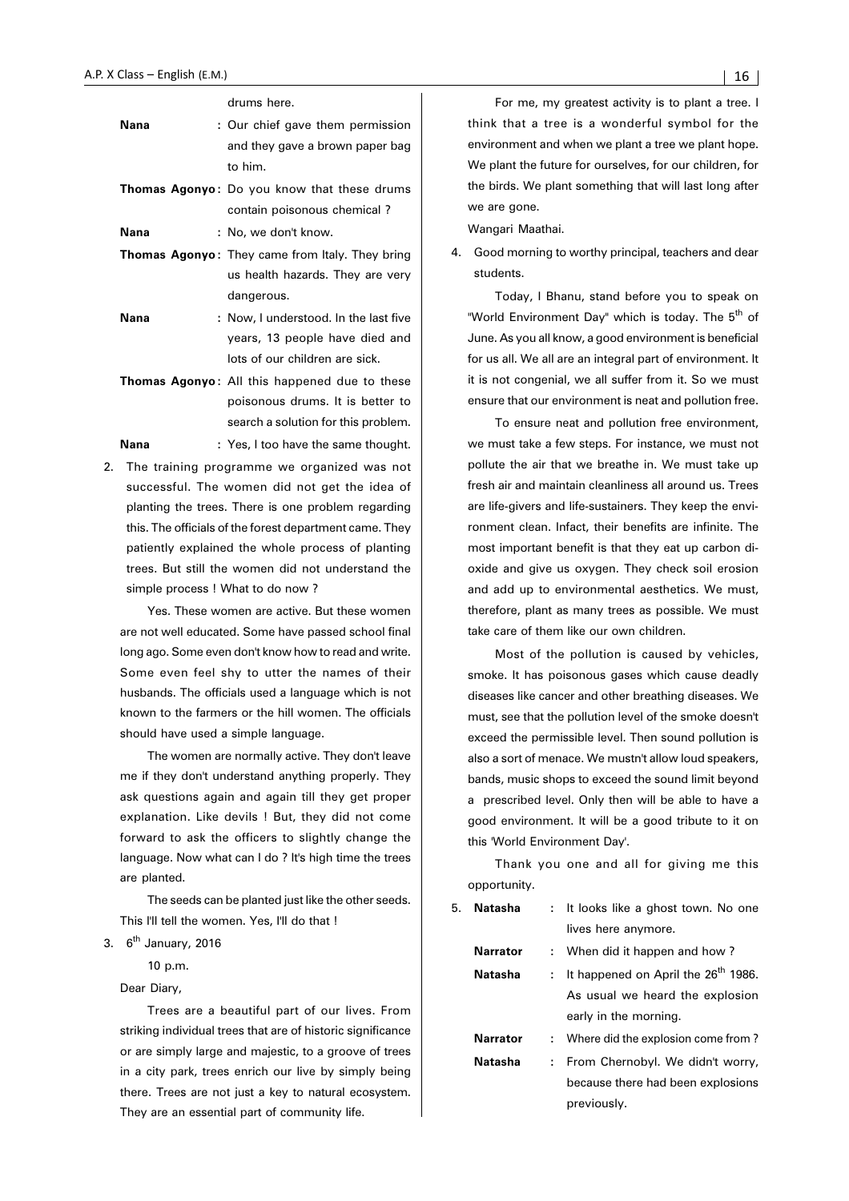drums here.

**Nana** : Our chief gave them permission and they gave a brown paper bag to him.

**Thomas Agonyo** : Do you know that these drums contain poisonous chemical ?

**Nana** : No, we don't know.

**Thomas Agonyo** : They came from Italy. They bring us health hazards. They are very dangerous.

**Nana** : Now, I understood. In the last five years, 13 people have died and lots of our children are sick.

**Thomas Agonyo** : All this happened due to these poisonous drums. It is better to search a solution for this problem.

**Nana** : Yes, I too have the same thought.

2. The training programme we organized was not successful. The women did not get the idea of planting the trees. There is one problem regarding this. The officials of the forest department came. They patiently explained the whole process of planting trees. But still the women did not understand the simple process ! What to do now ?

Yes. These women are active. But these women are not well educated. Some have passed school final long ago. Some even don't know how to read and write. Some even feel shy to utter the names of their husbands. The officials used a language which is not known to the farmers or the hill women. The officials should have used a simple language.

The women are normally active. They don't leave me if they don't understand anything properly. They ask questions again and again till they get proper explanation. Like devils ! But, they did not come forward to ask the officers to slightly change the language. Now what can I do ? It's high time the trees are planted.

The seeds can be planted just like the other seeds. This I'll tell the women. Yes, I'll do that !

3. 6th January, 2016

10 p.m.

Dear Diary,

Trees are a beautiful part of our lives. From striking individual trees that are of historic significance or are simply large and majestic, to a groove of trees in a city park, trees enrich our live by simply being there. Trees are not just a key to natural ecosystem. They are an essential part of community life.

For me, my greatest activity is to plant a tree. I think that a tree is a wonderful symbol for the environment and when we plant a tree we plant hope. We plant the future for ourselves, for our children, for the birds. We plant something that will last long after we are gone.

Wangari Maathai.

4. Good morning to worthy principal, teachers and dear students.

Today, I Bhanu, stand before you to speak on "World Environment Day" which is today. The 5th of June. As you all know, a good environment is beneficial for us all. We all are an integral part of environment. It it is not congenial, we all suffer from it. So we must ensure that our environment is neat and pollution free.

To ensure neat and pollution free environment, we must take a few steps. For instance, we must not pollute the air that we breathe in. We must take up fresh air and maintain cleanliness all around us. Trees are life-givers and life-sustainers. They keep the environment clean. Infact, their benefits are infinite. The most important benefit is that they eat up carbon di-oxide and give us oxygen. They check soil erosion and add up to environmental aesthetics. We must, therefore, plant as many trees as possible. We must take care of them like our own children.

Most of the pollution is caused by vehicles, smoke. It has poisonous gases which cause deadly diseases like cancer and other breathing diseases. We must, see that the pollution level of the smoke doesn't exceed the permissible level. Then sound pollution is also a sort of menace. We mustn't allow loud speakers, bands, music shops to exceed the sound limit beyond a prescribed level. Only then will be able to have a good environment. It will be a good tribute to it on this 'World Environment Day'.

Thank you one and all for giving me this opportunity.

5. **Natasha** : It looks like a ghost town. No one lives here anymore.

**Narrator** : When did it happen and how ?

**Natasha** : It happened on April the 26th 1986. As usual we heard the explosion early in the morning.

**Narrator** : Where did the explosion come from ?

**Natasha** : From Chernobyl. We didn't worry, because there had been explosions previously.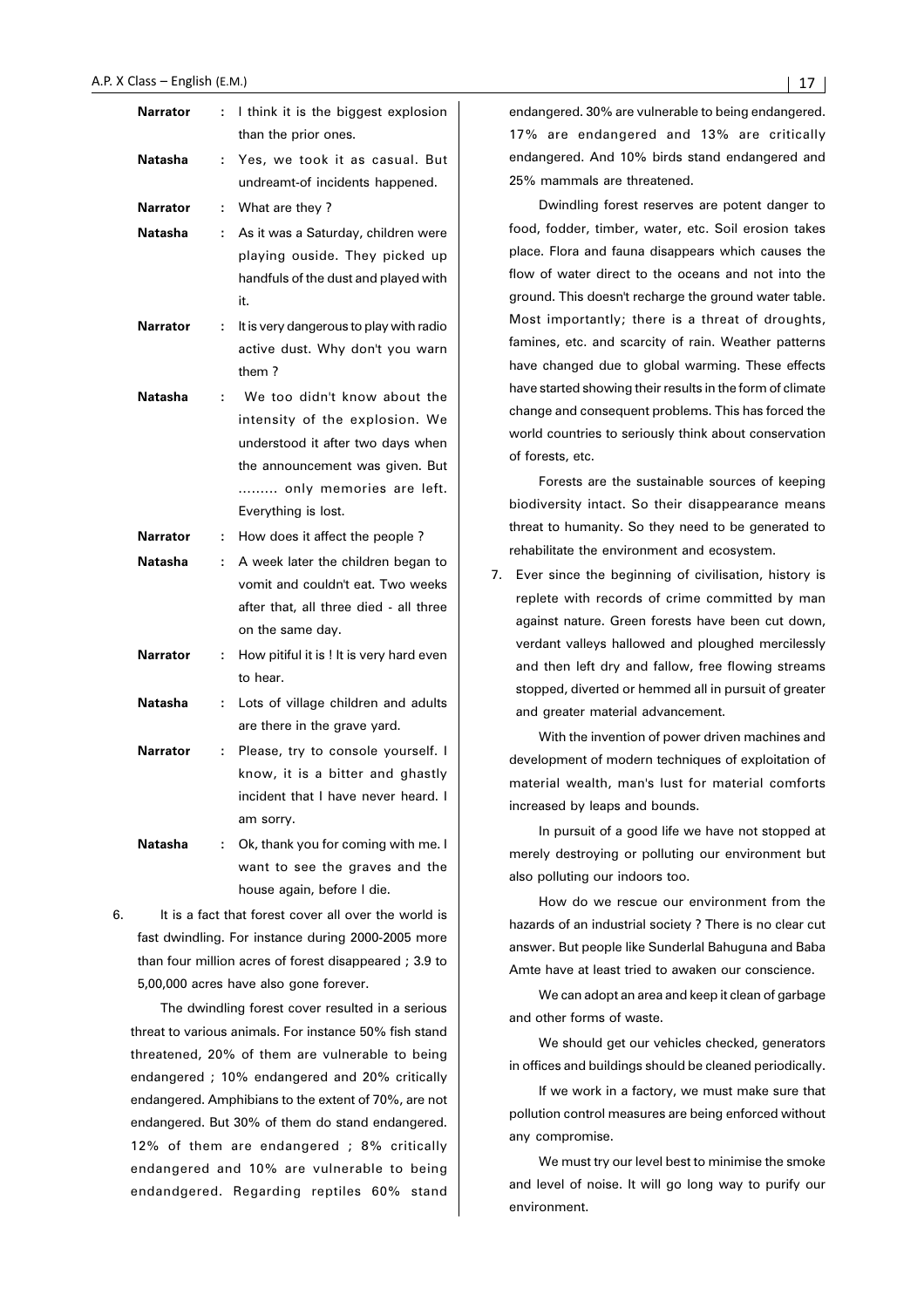**Narrator** : I think it is the biggest explosion than the prior ones.

**Natasha** : Yes, we took it as casual. But undreamt-of incidents happened.

**Narrator** : What are they ?

**Natasha** : As it was a Saturday, children were playing ouside. They picked up handfuls of the dust and played with it.

**Narrator** : It is very dangerous to play with radio active dust. Why don't you warn them ?

**Natasha** : We too didn't know about the intensity of the explosion. We understood it after two days when the announcement was given. But ......... only memories are left. Everything is lost.

**Narrator** : How does it affect the people ?

**Natasha** : A week later the children began to vomit and couldn't eat. Two weeks after that, all three died - all three on the same day.

**Narrator** : How pitiful it is ! It is very hard even to hear.

**Natasha** : Lots of village children and adults are there in the grave yard.

**Narrator** : Please, try to console yourself. I know, it is a bitter and ghastly incident that I have never heard. I am sorry.

**Natasha** : Ok, thank you for coming with me. I want to see the graves and the house again, before I die.

6. It is a fact that forest cover all over the world is fast dwindling. For instance during 2000-2005 more than four million acres of forest disappeared ; 3.9 to 5,00,000 acres have also gone forever.

The dwindling forest cover resulted in a serious threat to various animals. For instance 50% fish stand threatened, 20% of them are vulnerable to being endangered ; 10% endangered and 20% critically endangered. Amphibians to the extent of 70%, are not endangered. But 30% of them do stand endangered. 12% of them are endangered ; 8% critically endangered and 10% are vulnerable to being endandgered. Regarding reptiles 60% stand endangered. 30% are vulnerable to being endangered. 17% are endangered and 13% are critically endangered. And 10% birds stand endangered and 25% mammals are threatened.

Dwindling forest reserves are potent danger to food, fodder, timber, water, etc. Soil erosion takes place. Flora and fauna disappears which causes the flow of water direct to the oceans and not into the ground. This doesn't recharge the ground water table. Most importantly; there is a threat of droughts, famines, etc. and scarcity of rain. Weather patterns have changed due to global warming. These effects have started showing their results in the form of climate change and consequent problems. This has forced the world countries to seriously think about conservation of forests, etc.

Forests are the sustainable sources of keeping biodiversity intact. So their disappearance means threat to humanity. So they need to be generated to rehabilitate the environment and ecosystem.

7. Ever since the beginning of civilisation, history is replete with records of crime committed by man against nature. Green forests have been cut down, verdant valleys hallowed and ploughed mercilessly and then left dry and fallow, free flowing streams stopped, diverted or hemmed all in pursuit of greater and greater material advancement.

With the invention of power driven machines and development of modern techniques of exploitation of material wealth, man's lust for material comforts increased by leaps and bounds.

In pursuit of a good life we have not stopped at merely destroying or polluting our environment but also polluting our indoors too.

How do we rescue our environment from the hazards of an industrial society ? There is no clear cut answer. But people like Sunderlal Bahuguna and Baba Amte have at least tried to awaken our conscience.

We can adopt an area and keep it clean of garbage and other forms of waste.

We should get our vehicles checked, generators in offices and buildings should be cleaned periodically.

If we work in a factory, we must make sure that pollution control measures are being enforced without any compromise.

We must try our level best to minimise the smoke and level of noise. It will go long way to purify our environment.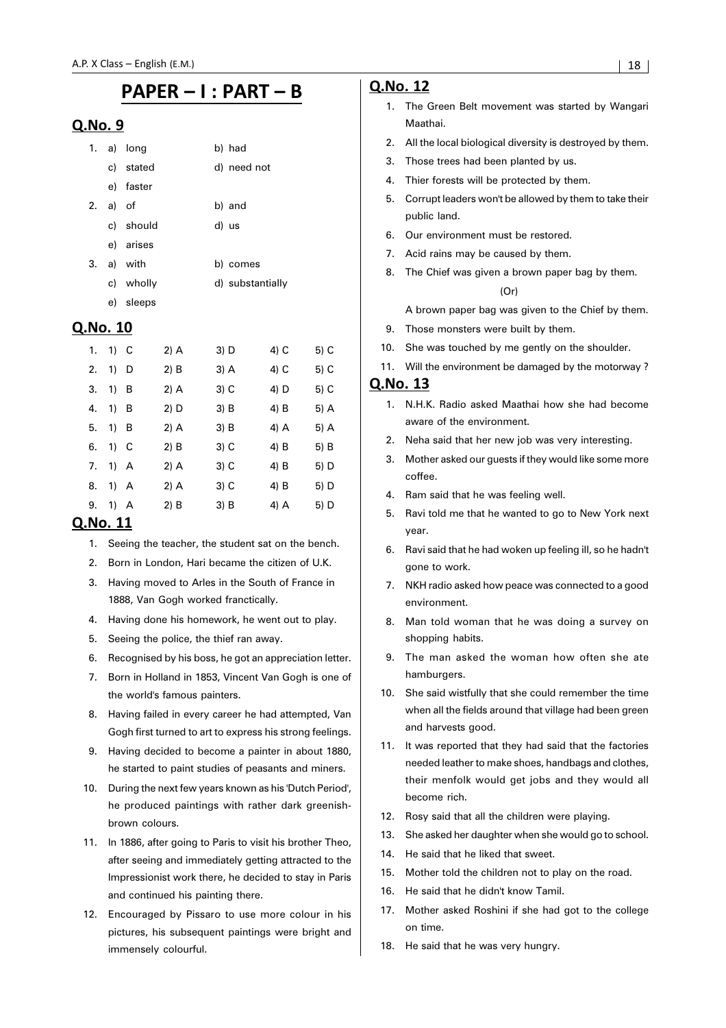# PAPER – I : PART – B

## Q.No. 9

1. a) long b) had
   c) stated d) need not
   e) faster
2. a) of b) and
   c) should d) us
   e) arises
3. a) with b) comes
   c) wholly d) substantially
   e) sleeps

## Q.No. 10

| | 1) | 2) | 3) | 4) | 5) |
|---|---|---|---|---|---|
| 1. | C | A | D | C | C |
| 2. | D | B | A | C | C |
| 3. | B | A | C | D | C |
| 4. | B | D | B | B | A |
| 5. | B | A | B | A | A |
| 6. | C | B | C | B | B |
| 7. | A | A | C | B | D |
| 8. | A | A | C | B | D |
| 9. | A | B | B | A | D |

## Q.No. 11

1. Seeing the teacher, the student sat on the bench.
2. Born in London, Hari became the citizen of U.K.
3. Having moved to Arles in the South of France in 1888, Van Gogh worked franctically.
4. Having done his homework, he went out to play.
5. Seeing the police, the thief ran away.
6. Recognised by his boss, he got an appreciation letter.
7. Born in Holland in 1853, Vincent Van Gogh is one of the world's famous painters.
8. Having failed in every career he had attempted, Van Gogh first turned to art to express his strong feelings.
9. Having decided to become a painter in about 1880, he started to paint studies of peasants and miners.
10. During the next few years known as his 'Dutch Period', he produced paintings with rather dark greenish-brown colours.
11. In 1886, after going to Paris to visit his brother Theo, after seeing and immediately getting attracted to the Impressionist work there, he decided to stay in Paris and continued his painting there.
12. Encouraged by Pissaro to use more colour in his pictures, his subsequent paintings were bright and immensely colourful.

## Q.No. 12

1. The Green Belt movement was started by Wangari Maathai.
2. All the local biological diversity is destroyed by them.
3. Those trees had been planted by us.
4. Thier forests will be protected by them.
5. Corrupt leaders won't be allowed by them to take their public land.
6. Our environment must be restored.
7. Acid rains may be caused by them.
8. The Chief was given a brown paper bag by them.

   (Or)

   A brown paper bag was given to the Chief by them.
9. Those monsters were built by them.
10. She was touched by me gently on the shoulder.
11. Will the environment be damaged by the motorway ?

## Q.No. 13

1. N.H.K. Radio asked Maathai how she had become aware of the environment.
2. Neha said that her new job was very interesting.
3. Mother asked our guests if they would like some more coffee.
4. Ram said that he was feeling well.
5. Ravi told me that he wanted to go to New York next year.
6. Ravi said that he had woken up feeling ill, so he hadn't gone to work.
7. NKH radio asked how peace was connected to a good environment.
8. Man told woman that he was doing a survey on shopping habits.
9. The man asked the woman how often she ate hamburgers.
10. She said wistfully that she could remember the time when all the fields around that village had been green and harvests good.
11. It was reported that they had said that the factories needed leather to make shoes, handbags and clothes, their menfolk would get jobs and they would all become rich.
12. Rosy said that all the children were playing.
13. She asked her daughter when she would go to school.
14. He said that he liked that sweet.
15. Mother told the children not to play on the road.
16. He said that he didn't know Tamil.
17. Mother asked Roshini if she had got to the college on time.
18. He said that he was very hungry.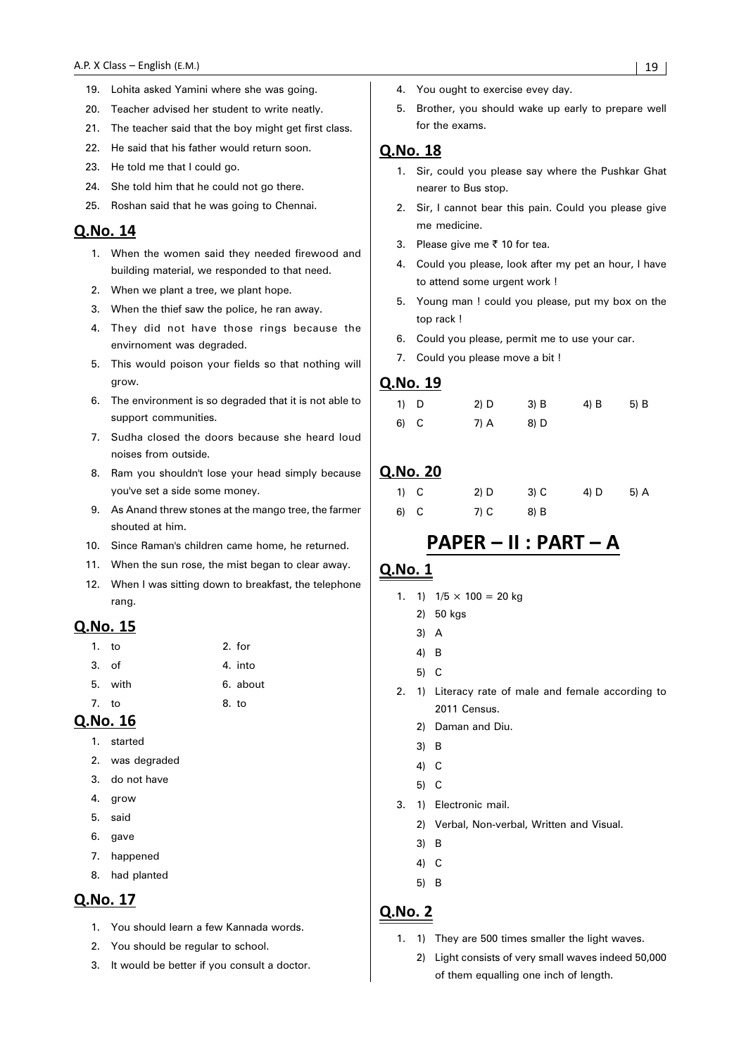19. Lohita asked Yamini where she was going.
20. Teacher advised her student to write neatly.
21. The teacher said that the boy might get first class.
22. He said that his father would return soon.
23. He told me that I could go.
24. She told him that he could not go there.
25. Roshan said that he was going to Chennai.

## Q.No. 14

1. When the women said they needed firewood and building material, we responded to that need.
2. When we plant a tree, we plant hope.
3. When the thief saw the police, he ran away.
4. They did not have those rings because the envirnoment was degraded.
5. This would poison your fields so that nothing will grow.
6. The environment is so degraded that it is not able to support communities.
7. Sudha closed the doors because she heard loud noises from outside.
8. Ram you shouldn't lose your head simply because you've set a side some money.
9. As Anand threw stones at the mango tree, the farmer shouted at him.
10. Since Raman's children came home, he returned.
11. When the sun rose, the mist began to clear away.
12. When I was sitting down to breakfast, the telephone rang.

## Q.No. 15

1. to
2. for
3. of
4. into
5. with
6. about
7. to
8. to

## Q.No. 16

1. started
2. was degraded
3. do not have
4. grow
5. said
6. gave
7. happened
8. had planted

## Q.No. 17

1. You should learn a few Kannada words.
2. You should be regular to school.
3. It would be better if you consult a doctor.
4. You ought to exercise evey day.
5. Brother, you should wake up early to prepare well for the exams.

## Q.No. 18

1. Sir, could you please say where the Pushkar Ghat nearer to Bus stop.
2. Sir, I cannot bear this pain. Could you please give me medicine.
3. Please give me ₹ 10 for tea.
4. Could you please, look after my pet an hour, I have to attend some urgent work !
5. Young man ! could you please, put my box on the top rack !
6. Could you please, permit me to use your car.
7. Could you please move a bit !

## Q.No. 19

1) D 2) D 3) B 4) B 5) B
6) C 7) A 8) D

## Q.No. 20

1) C 2) D 3) C 4) D 5) A
6) C 7) C 8) B

# PAPER – II : PART – A

## Q.No. 1

1. 1) $1/5 \times 100 = 20$ kg
   2) 50 kgs
   3) A
   4) B
   5) C
2. 1) Literacy rate of male and female according to 2011 Census.
   2) Daman and Diu.
   3) B
   4) C
   5) C
3. 1) Electronic mail.
   2) Verbal, Non-verbal, Written and Visual.
   3) B
   4) C
   5) B

## Q.No. 2

1. 1) They are 500 times smaller the light waves.
   2) Light consists of very small waves indeed 50,000 of them equalling one inch of length.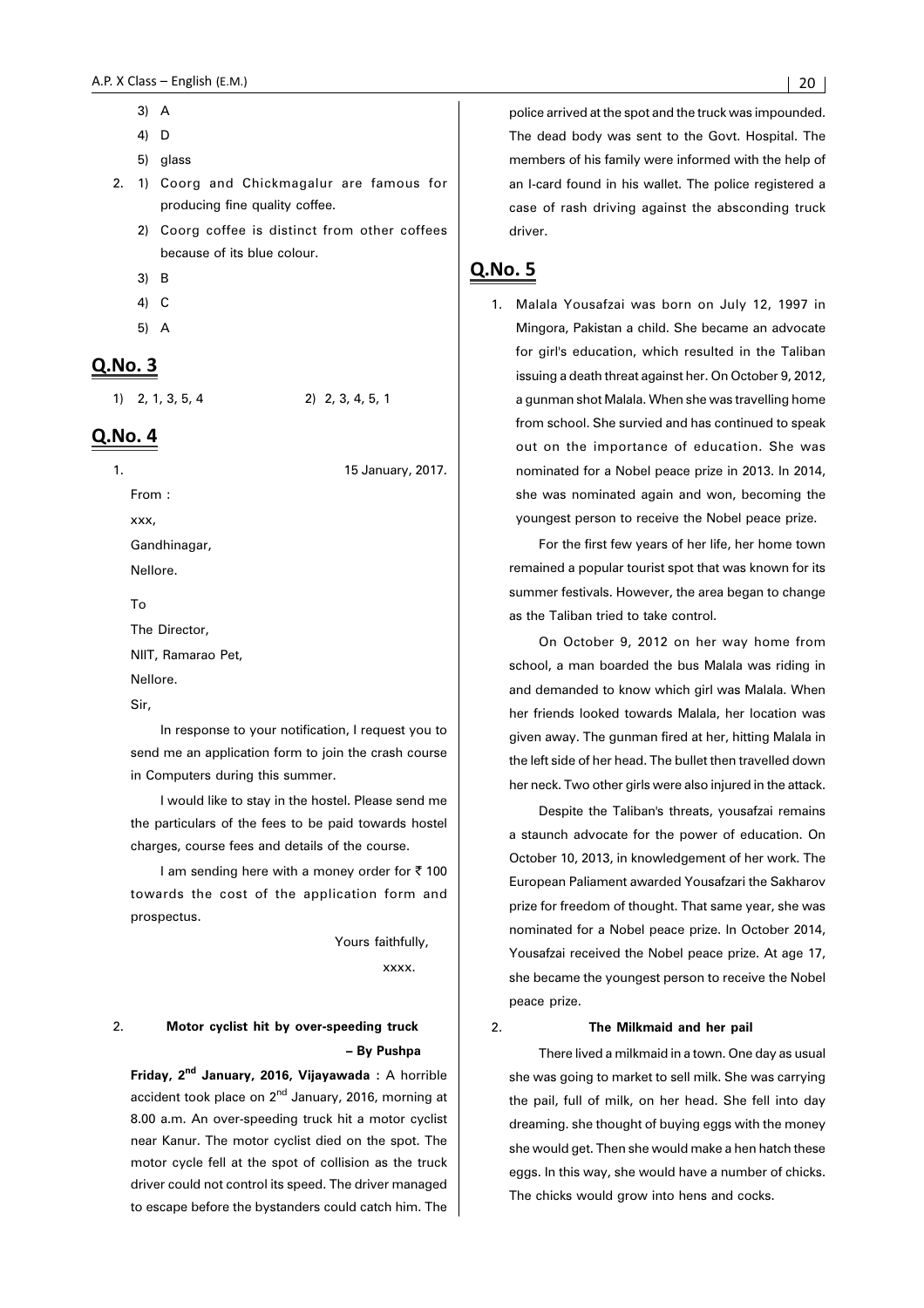3) A

4) D

5) glass

2. 1) Coorg and Chickmagalur are famous for producing fine quality coffee.

   2) Coorg coffee is distinct from other coffees because of its blue colour.

   3) B

   4) C

   5) A

## Q.No. 3

1) 2, 1, 3, 5, 4 &nbsp;&nbsp;&nbsp;&nbsp; 2) 2, 3, 4, 5, 1

## Q.No. 4

1. 15 January, 2017.

From :

xxx,

Gandhinagar,

Nellore.

To

The Director,

NIIT, Ramarao Pet,

Nellore.

Sir,

In response to your notification, I request you to send me an application form to join the crash course in Computers during this summer.

I would like to stay in the hostel. Please send me the particulars of the fees to be paid towards hostel charges, course fees and details of the course.

I am sending here with a money order for ₹ 100 towards the cost of the application form and prospectus.

Yours faithfully,

xxxx.

2. **Motor cyclist hit by over-speeding truck**

**– By Pushpa**

**Friday, 2nd January, 2016, Vijayawada :** A horrible accident took place on 2nd January, 2016, morning at 8.00 a.m. An over-speeding truck hit a motor cyclist near Kanur. The motor cyclist died on the spot. The motor cycle fell at the spot of collision as the truck driver could not control its speed. The driver managed to escape before the bystanders could catch him. The police arrived at the spot and the truck was impounded. The dead body was sent to the Govt. Hospital. The members of his family were informed with the help of an I-card found in his wallet. The police registered a case of rash driving against the absconding truck driver.

## Q.No. 5

1. Malala Yousafzai was born on July 12, 1997 in Mingora, Pakistan a child. She became an advocate for girl's education, which resulted in the Taliban issuing a death threat against her. On October 9, 2012, a gunman shot Malala. When she was travelling home from school. She survied and has continued to speak out on the importance of education. She was nominated for a Nobel peace prize in 2013. In 2014, she was nominated again and won, becoming the youngest person to receive the Nobel peace prize.

For the first few years of her life, her home town remained a popular tourist spot that was known for its summer festivals. However, the area began to change as the Taliban tried to take control.

On October 9, 2012 on her way home from school, a man boarded the bus Malala was riding in and demanded to know which girl was Malala. When her friends looked towards Malala, her location was given away. The gunman fired at her, hitting Malala in the left side of her head. The bullet then travelled down her neck. Two other girls were also injured in the attack.

Despite the Taliban's threats, yousafzai remains a staunch advocate for the power of education. On October 10, 2013, in knowledgement of her work. The European Paliament awarded Yousafzari the Sakharov prize for freedom of thought. That same year, she was nominated for a Nobel peace prize. In October 2014, Yousafzai received the Nobel peace prize. At age 17, she became the youngest person to receive the Nobel peace prize.

2. **The Milkmaid and her pail**

There lived a milkmaid in a town. One day as usual she was going to market to sell milk. She was carrying the pail, full of milk, on her head. She fell into day dreaming. she thought of buying eggs with the money she would get. Then she would make a hen hatch these eggs. In this way, she would have a number of chicks. The chicks would grow into hens and cocks.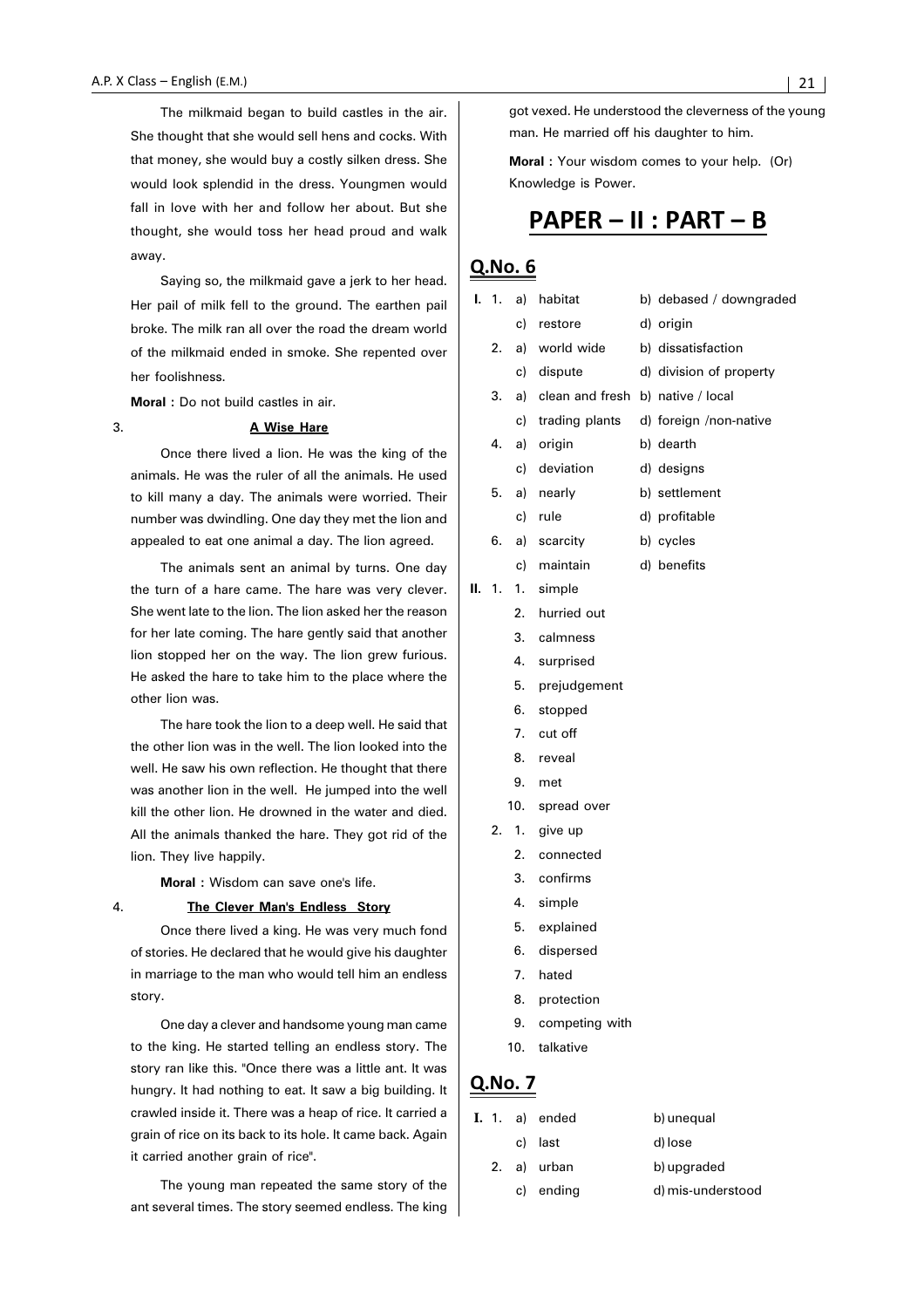The milkmaid began to build castles in the air. She thought that she would sell hens and cocks. With that money, she would buy a costly silken dress. She would look splendid in the dress. Youngmen would fall in love with her and follow her about. But she thought, she would toss her head proud and walk away.

Saying so, the milkmaid gave a jerk to her head. Her pail of milk fell to the ground. The earthen pail broke. The milk ran all over the road the dream world of the milkmaid ended in smoke. She repented over her foolishness.

**Moral :** Do not build castles in air.

3. **A Wise Hare**

Once there lived a lion. He was the king of the animals. He was the ruler of all the animals. He used to kill many a day. The animals were worried. Their number was dwindling. One day they met the lion and appealed to eat one animal a day. The lion agreed.

The animals sent an animal by turns. One day the turn of a hare came. The hare was very clever. She went late to the lion. The lion asked her the reason for her late coming. The hare gently said that another lion stopped her on the way. The lion grew furious. He asked the hare to take him to the place where the other lion was.

The hare took the lion to a deep well. He said that the other lion was in the well. The lion looked into the well. He saw his own reflection. He thought that there was another lion in the well. He jumped into the well kill the other lion. He drowned in the water and died. All the animals thanked the hare. They got rid of the lion. They live happily.

**Moral :** Wisdom can save one's life.

4. **The Clever Man's Endless Story**

Once there lived a king. He was very much fond of stories. He declared that he would give his daughter in marriage to the man who would tell him an endless story.

One day a clever and handsome young man came to the king. He started telling an endless story. The story ran like this. "Once there was a little ant. It was hungry. It had nothing to eat. It saw a big building. It crawled inside it. There was a heap of rice. It carried a grain of rice on its back to its hole. It came back. Again it carried another grain of rice".

The young man repeated the same story of the ant several times. The story seemed endless. The king got vexed. He understood the cleverness of the young man. He married off his daughter to him.

**Moral :** Your wisdom comes to your help. (Or) Knowledge is Power.

# PAPER – II : PART – B

## Q.No. 6

**I.**
1. a) habitat b) debased / downgraded c) restore d) origin
2. a) world wide b) dissatisfaction c) dispute d) division of property
3. a) clean and fresh b) native / local c) trading plants d) foreign /non-native
4. a) origin b) dearth c) deviation d) designs
5. a) nearly b) settlement c) rule d) profitable
6. a) scarcity b) cycles c) maintain d) benefits

**II.**
1.
   1. simple
   2. hurried out
   3. calmness
   4. surprised
   5. prejudgement
   6. stopped
   7. cut off
   8. reveal
   9. met
   10. spread over
2.
   1. give up
   2. connected
   3. confirms
   4. simple
   5. explained
   6. dispersed
   7. hated
   8. protection
   9. competing with
   10. talkative

## Q.No. 7

**I.**
1. a) ended b) unequal c) last d) lose
2. a) urban b) upgraded c) ending d) mis-understood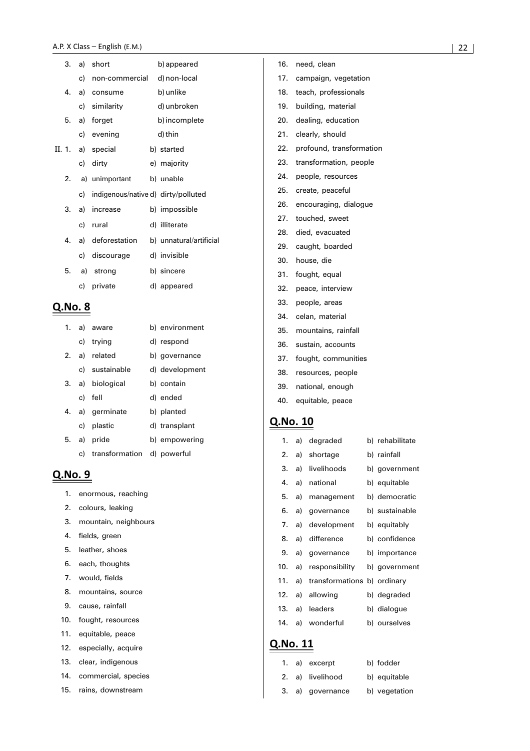3. a) short b) appeared
   c) non-commercial d) non-local
4. a) consume b) unlike
   c) similarity d) unbroken
5. a) forget b) incomplete
   c) evening d) thin

II. 1. a) special b) started
   c) dirty e) majority
2. a) unimportant b) unable
   c) indigenous/native d) dirty/polluted
3. a) increase b) impossible
   c) rural d) illiterate
4. a) deforestation b) unnatural/artificial
   c) discourage d) invisible
5. a) strong b) sincere
   c) private d) appeared

## Q.No. 8

1. a) aware b) environment
   c) trying d) respond
2. a) related b) governance
   c) sustainable d) development
3. a) biological b) contain
   c) fell d) ended
4. a) germinate b) planted
   c) plastic d) transplant
5. a) pride b) empowering
   c) transformation d) powerful

## Q.No. 9

1. enormous, reaching
2. colours, leaking
3. mountain, neighbours
4. fields, green
5. leather, shoes
6. each, thoughts
7. would, fields
8. mountains, source
9. cause, rainfall
10. fought, resources
11. equitable, peace
12. especially, acquire
13. clear, indigenous
14. commercial, species
15. rains, downstream
16. need, clean
17. campaign, vegetation
18. teach, professionals
19. building, material
20. dealing, education
21. clearly, should
22. profound, transformation
23. transformation, people
24. people, resources
25. create, peaceful
26. encouraging, dialogue
27. touched, sweet
28. died, evacuated
29. caught, boarded
30. house, die
31. fought, equal
32. peace, interview
33. people, areas
34. celan, material
35. mountains, rainfall
36. sustain, accounts
37. fought, communities
38. resources, people
39. national, enough
40. equitable, peace

## Q.No. 10

1. a) degraded b) rehabilitate
2. a) shortage b) rainfall
3. a) livelihoods b) government
4. a) national b) equitable
5. a) management b) democratic
6. a) governance b) sustainable
7. a) development b) equitably
8. a) difference b) confidence
9. a) governance b) importance
10. a) responsibility b) government
11. a) transformations b) ordinary
12. a) allowing b) degraded
13. a) leaders b) dialogue
14. a) wonderful b) ourselves

## Q.No. 11

1. a) excerpt b) fodder
2. a) livelihood b) equitable
3. a) governance b) vegetation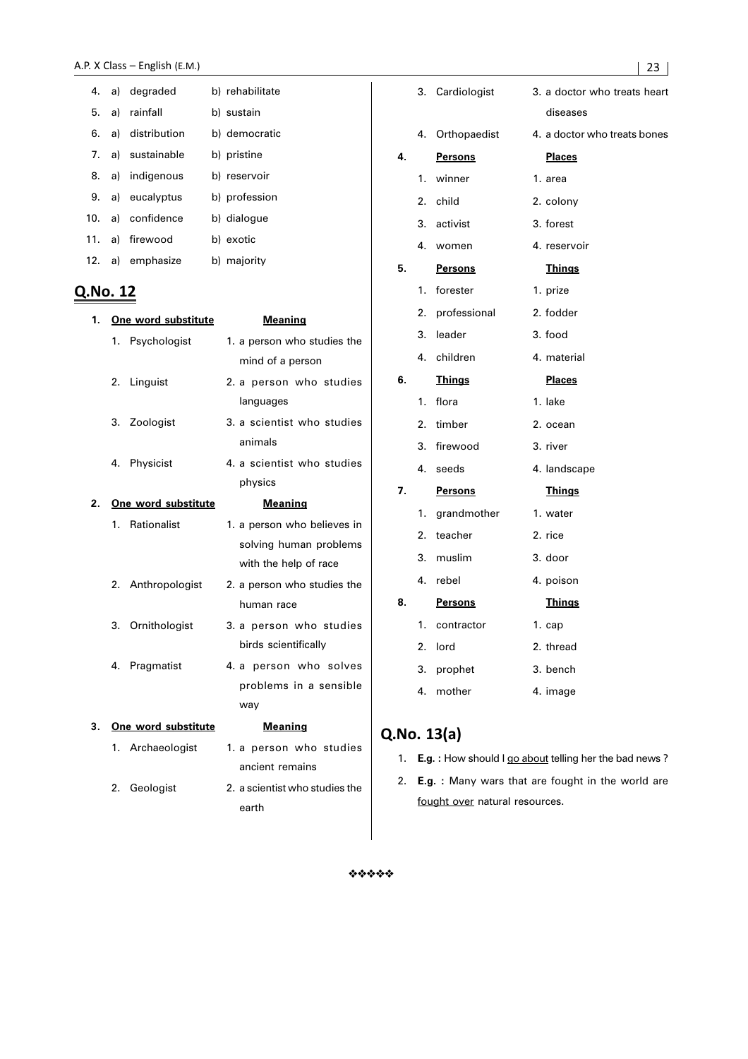4. a) degraded b) rehabilitate
5. a) rainfall b) sustain
6. a) distribution b) democratic
7. a) sustainable b) pristine
8. a) indigenous b) reservoir
9. a) eucalyptus b) profession
10. a) confidence b) dialogue
11. a) firewood b) exotic
12. a) emphasize b) majority

## Q.No. 12

**1.**

| One word substitute | Meaning |
|---|---|
| 1. Psychologist | 1. a person who studies the mind of a person |
| 2. Linguist | 2. a person who studies languages |
| 3. Zoologist | 3. a scientist who studies animals |
| 4. Physicist | 4. a scientist who studies physics |

**2.**

| One word substitute | Meaning |
|---|---|
| 1. Rationalist | 1. a person who believes in solving human problems with the help of race |
| 2. Anthropologist | 2. a person who studies the human race |
| 3. Ornithologist | 3. a person who studies birds scientifically |
| 4. Pragmatist | 4. a person who solves problems in a sensible way |

**3.**

| One word substitute | Meaning |
|---|---|
| 1. Archaeologist | 1. a person who studies ancient remains |
| 2. Geologist | 2. a scientist who studies the earth |
| 3. Cardiologist | 3. a doctor who treats heart diseases |
| 4. Orthopaedist | 4. a doctor who treats bones |

**4.**

| Persons | Places |
|---|---|
| 1. winner | 1. area |
| 2. child | 2. colony |
| 3. activist | 3. forest |
| 4. women | 4. reservoir |

**5.**

| Persons | Things |
|---|---|
| 1. forester | 1. prize |
| 2. professional | 2. fodder |
| 3. leader | 3. food |
| 4. children | 4. material |

**6.**

| Things | Places |
|---|---|
| 1. flora | 1. lake |
| 2. timber | 2. ocean |
| 3. firewood | 3. river |
| 4. seeds | 4. landscape |

**7.**

| Persons | Things |
|---|---|
| 1. grandmother | 1. water |
| 2. teacher | 2. rice |
| 3. muslim | 3. door |
| 4. rebel | 4. poison |

**8.**

| Persons | Things |
|---|---|
| 1. contractor | 1. cap |
| 2. lord | 2. thread |
| 3. prophet | 3. bench |
| 4. mother | 4. image |

## Q.No. 13(a)

1. **E.g. :** How should I <u>go about</u> telling her the bad news ?
2. **E.g. :** Many wars that are fought in the world are <u>fought over</u> natural resources.

❖❖❖❖❖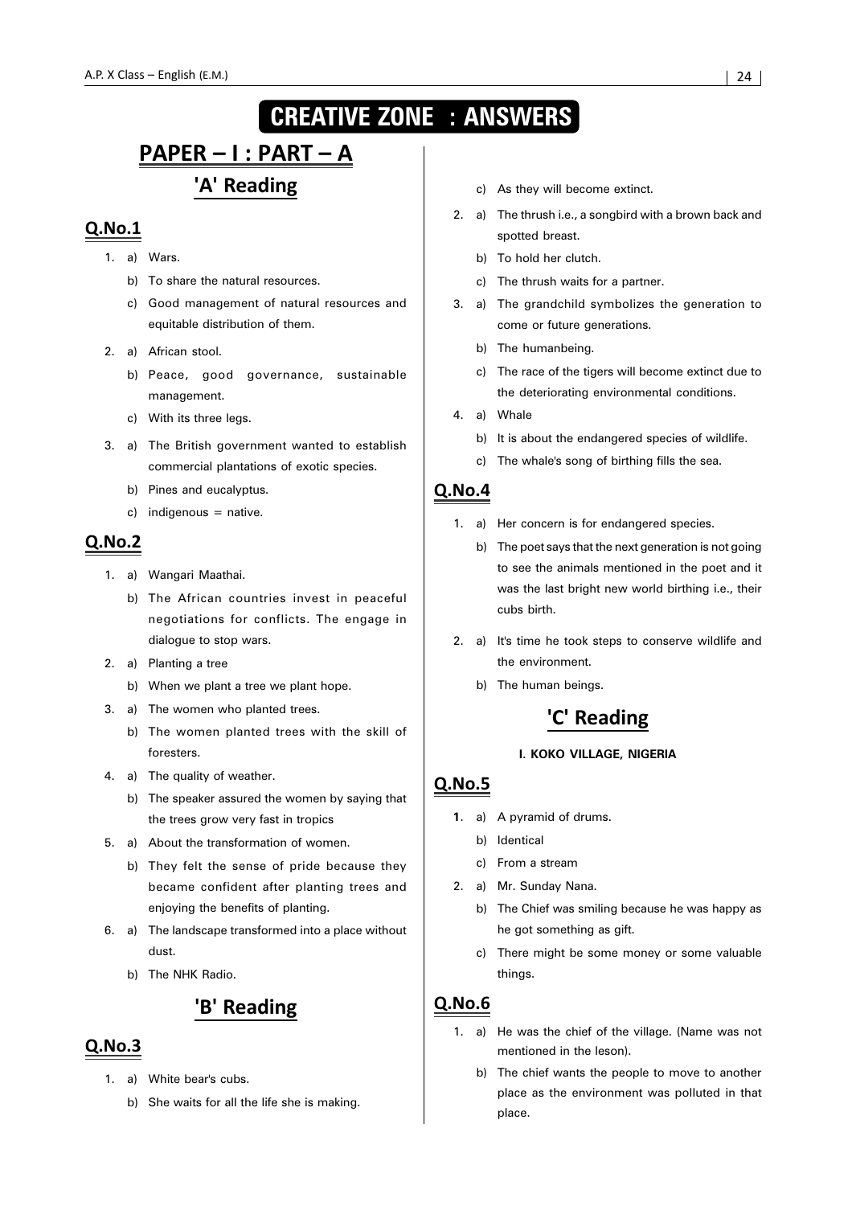# CREATIVE ZONE : ANSWERS

## PAPER – I : PART – A

### 'A' Reading

#### Q.No.1

1. a) Wars.
   b) To share the natural resources.
   c) Good management of natural resources and equitable distribution of them.
2. a) African stool.
   b) Peace, good governance, sustainable management.
   c) With its three legs.
3. a) The British government wanted to establish commercial plantations of exotic species.
   b) Pines and eucalyptus.
   c) indigenous = native.

#### Q.No.2

1. a) Wangari Maathai.
   b) The African countries invest in peaceful negotiations for conflicts. The engage in dialogue to stop wars.
2. a) Planting a tree
   b) When we plant a tree we plant hope.
3. a) The women who planted trees.
   b) The women planted trees with the skill of foresters.
4. a) The quality of weather.
   b) The speaker assured the women by saying that the trees grow very fast in tropics
5. a) About the transformation of women.
   b) They felt the sense of pride because they became confident after planting trees and enjoying the benefits of planting.
6. a) The landscape transformed into a place without dust.
   b) The NHK Radio.

### 'B' Reading

#### Q.No.3

1. a) White bear's cubs.
   b) She waits for all the life she is making.
   c) As they will become extinct.
2. a) The thrush i.e., a songbird with a brown back and spotted breast.
   b) To hold her clutch.
   c) The thrush waits for a partner.
3. a) The grandchild symbolizes the generation to come or future generations.
   b) The humanbeing.
   c) The race of the tigers will become extinct due to the deteriorating environmental conditions.
4. a) Whale
   b) It is about the endangered species of wildlife.
   c) The whale's song of birthing fills the sea.

#### Q.No.4

1. a) Her concern is for endangered species.
   b) The poet says that the next generation is not going to see the animals mentioned in the poet and it was the last bright new world birthing i.e., their cubs birth.
2. a) It's time he took steps to conserve wildlife and the environment.
   b) The human beings.

### 'C' Reading

**I. KOKO VILLAGE, NIGERIA**

#### Q.No.5

1. a) A pyramid of drums.
   b) Identical
   c) From a stream
2. a) Mr. Sunday Nana.
   b) The Chief was smiling because he was happy as he got something as gift.
   c) There might be some money or some valuable things.

#### Q.No.6

1. a) He was the chief of the village. (Name was not mentioned in the leson).
   b) The chief wants the people to move to another place as the environment was polluted in that place.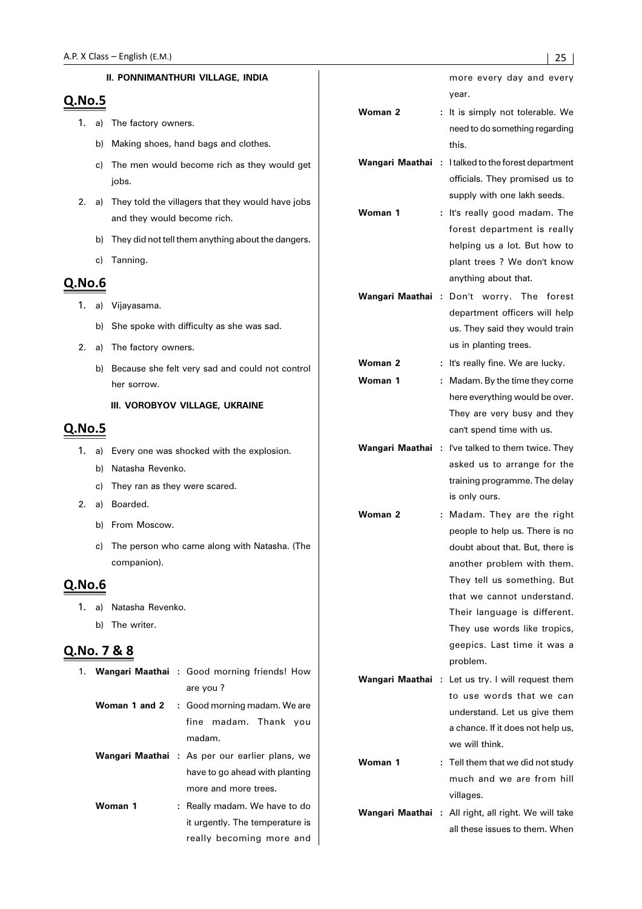### II. PONNIMANTHURI VILLAGE, INDIA

## Q.No.5

1. a) The factory owners.
   b) Making shoes, hand bags and clothes.
   c) The men would become rich as they would get jobs.
2. a) They told the villagers that they would have jobs and they would become rich.
   b) They did not tell them anything about the dangers.
   c) Tanning.

## Q.No.6

1. a) Vijayasama.
   b) She spoke with difficulty as she was sad.
2. a) The factory owners.
   b) Because she felt very sad and could not control her sorrow.

### III. VOROBYOV VILLAGE, UKRAINE

## Q.No.5

1. a) Every one was shocked with the explosion.
   b) Natasha Revenko.
   c) They ran as they were scared.
2. a) Boarded.
   b) From Moscow.
   c) The person who came along with Natasha. (The companion).

## Q.No.6

1. a) Natasha Revenko.
   b) The writer.

## Q.No. 7 & 8

1. **Wangari Maathai :** Good morning friends! How are you ?

   **Woman 1 and 2 :** Good morning madam. We are fine madam. Thank you madam.

   **Wangari Maathai :** As per our earlier plans, we have to go ahead with planting more and more trees.

   **Woman 1 :** Really madam. We have to do it urgently. The temperature is really becoming more and more every day and every year.

   **Woman 2 :** It is simply not tolerable. We need to do something regarding this.

   **Wangari Maathai :** I talked to the forest department officials. They promised us to supply with one lakh seeds.

   **Woman 1 :** It's really good madam. The forest department is really helping us a lot. But how to plant trees ? We don't know anything about that.

   **Wangari Maathai :** Don't worry. The forest department officers will help us. They said they would train us in planting trees.

   **Woman 2 :** It's really fine. We are lucky.

   **Woman 1 :** Madam. By the time they come here everything would be over. They are very busy and they can't spend time with us.

   **Wangari Maathai :** I've talked to them twice. They asked us to arrange for the training programme. The delay is only ours.

   **Woman 2 :** Madam. They are the right people to help us. There is no doubt about that. But, there is another problem with them. They tell us something. But that we cannot understand. Their language is different. They use words like tropics, geepics. Last time it was a problem.

   **Wangari Maathai :** Let us try. I will request them to use words that we can understand. Let us give them a chance. If it does not help us, we will think.

   **Woman 1 :** Tell them that we did not study much and we are from hill villages.

   **Wangari Maathai :** All right, all right. We will take all these issues to them. When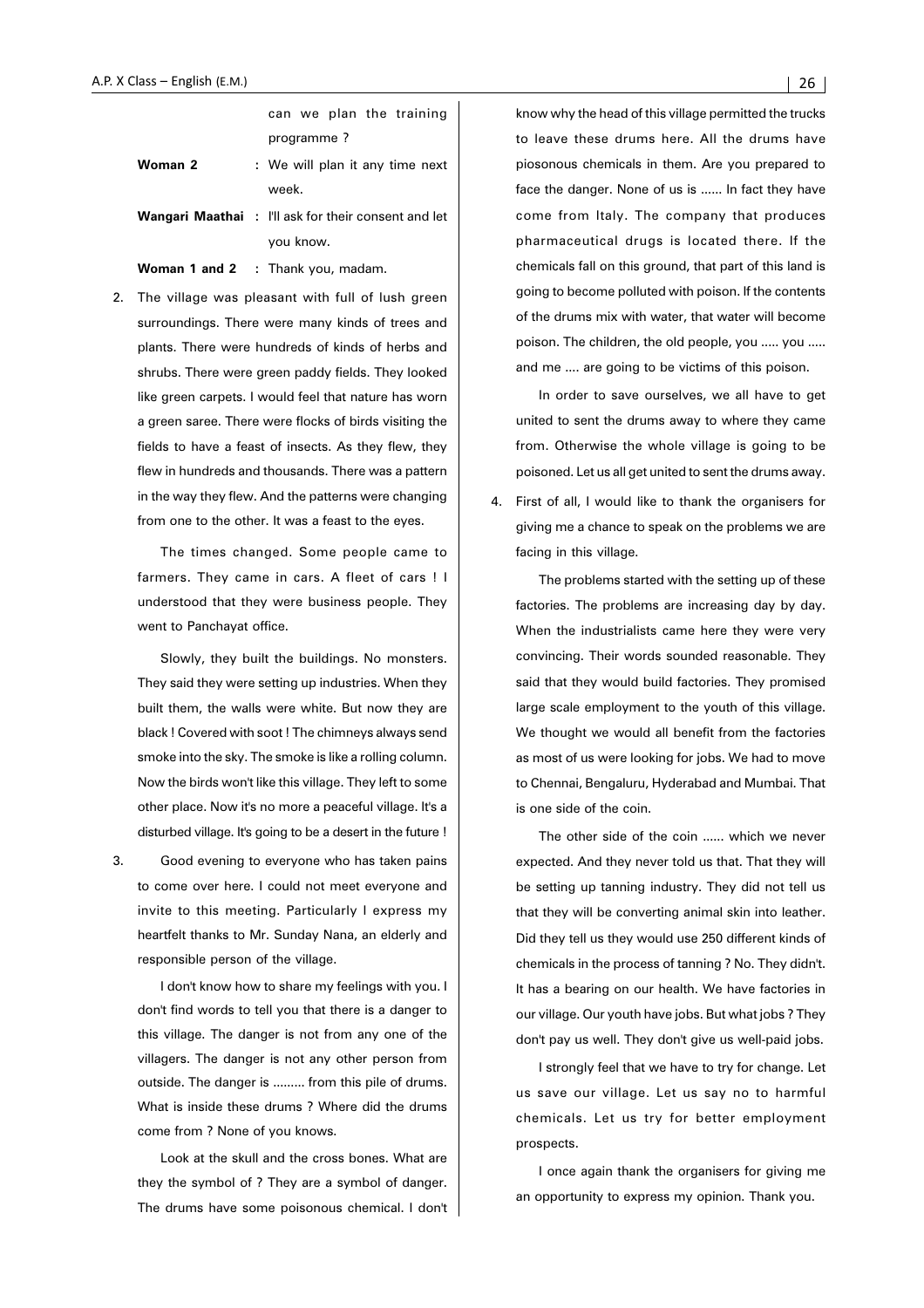| | | |
|---|---|---|
| | | can we plan the training programme ? |
| **Woman 2** | : | We will plan it any time next week. |
| **Wangari Maathai** | : | I'll ask for their consent and let you know. |
| **Woman 1 and 2** | : | Thank you, madam. |

2. The village was pleasant with full of lush green surroundings. There were many kinds of trees and plants. There were hundreds of kinds of herbs and shrubs. There were green paddy fields. They looked like green carpets. I would feel that nature has worn a green saree. There were flocks of birds visiting the fields to have a feast of insects. As they flew, they flew in hundreds and thousands. There was a pattern in the way they flew. And the patterns were changing from one to the other. It was a feast to the eyes.

   The times changed. Some people came to farmers. They came in cars. A fleet of cars ! I understood that they were business people. They went to Panchayat office.

   Slowly, they built the buildings. No monsters. They said they were setting up industries. When they built them, the walls were white. But now they are black ! Covered with soot ! The chimneys always send smoke into the sky. The smoke is like a rolling column. Now the birds won't like this village. They left to some other place. Now it's no more a peaceful village. It's a disturbed village. It's going to be a desert in the future !

3. Good evening to everyone who has taken pains to come over here. I could not meet everyone and invite to this meeting. Particularly I express my heartfelt thanks to Mr. Sunday Nana, an elderly and responsible person of the village.

   I don't know how to share my feelings with you. I don't find words to tell you that there is a danger to this village. The danger is not from any one of the villagers. The danger is not any other person from outside. The danger is ......... from this pile of drums. What is inside these drums ? Where did the drums come from ? None of you knows.

   Look at the skull and the cross bones. What are they the symbol of ? They are a symbol of danger. The drums have some poisonous chemical. I don't know why the head of this village permitted the trucks to leave these drums here. All the drums have piosonous chemicals in them. Are you prepared to face the danger. None of us is ...... In fact they have come from Italy. The company that produces pharmaceutical drugs is located there. If the chemicals fall on this ground, that part of this land is going to become polluted with poison. If the contents of the drums mix with water, that water will become poison. The children, the old people, you ..... you ..... and me .... are going to be victims of this poison.

   In order to save ourselves, we all have to get united to sent the drums away to where they came from. Otherwise the whole village is going to be poisoned. Let us all get united to sent the drums away.

4. First of all, I would like to thank the organisers for giving me a chance to speak on the problems we are facing in this village.

   The problems started with the setting up of these factories. The problems are increasing day by day. When the industrialists came here they were very convincing. Their words sounded reasonable. They said that they would build factories. They promised large scale employment to the youth of this village. We thought we would all benefit from the factories as most of us were looking for jobs. We had to move to Chennai, Bengaluru, Hyderabad and Mumbai. That is one side of the coin.

   The other side of the coin ...... which we never expected. And they never told us that. That they will be setting up tanning industry. They did not tell us that they will be converting animal skin into leather. Did they tell us they would use 250 different kinds of chemicals in the process of tanning ? No. They didn't. It has a bearing on our health. We have factories in our village. Our youth have jobs. But what jobs ? They don't pay us well. They don't give us well-paid jobs.

   I strongly feel that we have to try for change. Let us save our village. Let us say no to harmful chemicals. Let us try for better employment prospects.

   I once again thank the organisers for giving me an opportunity to express my opinion. Thank you.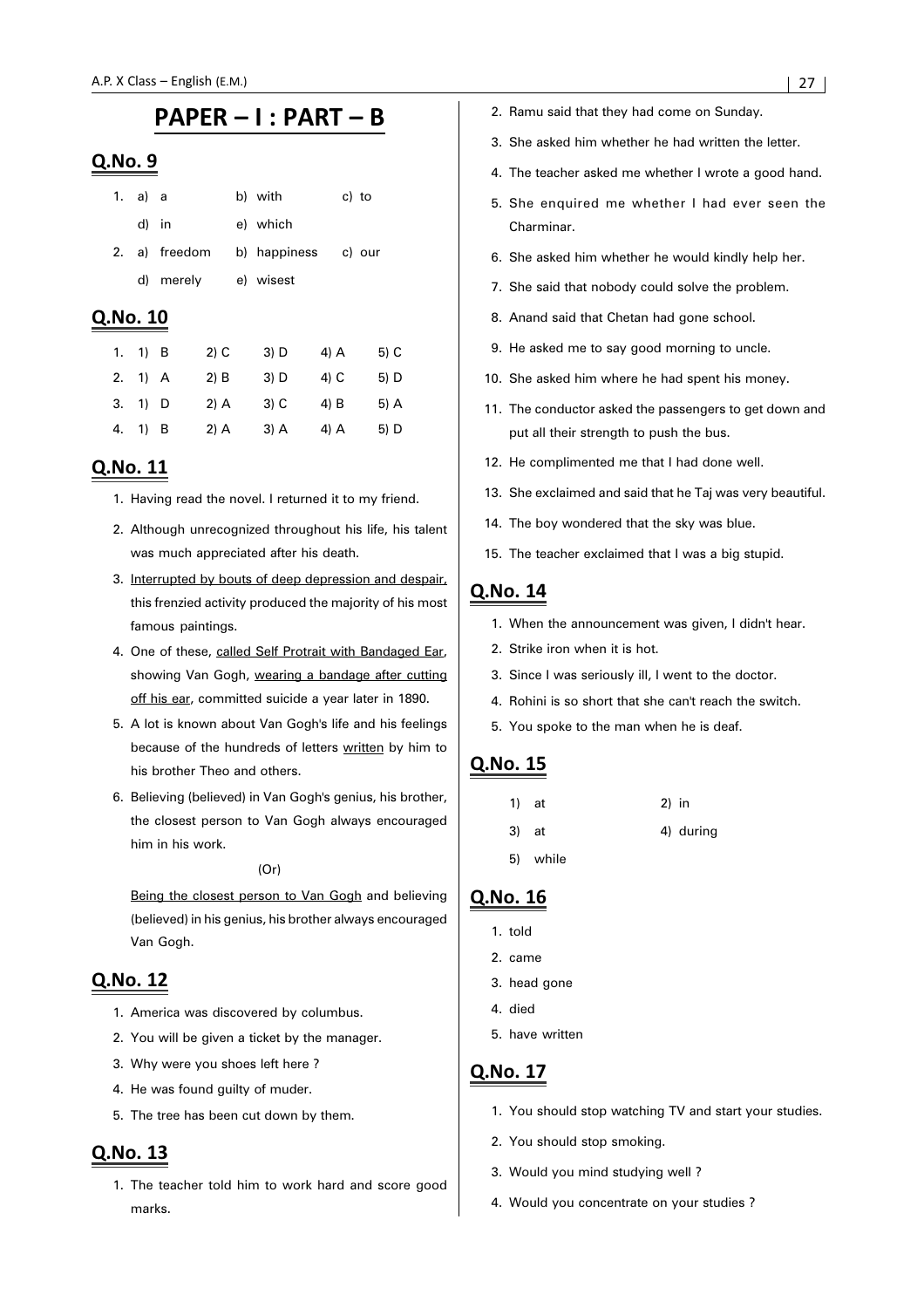# PAPER – I : PART – B

## Q.No. 9

1. a) a b) with c) to
   d) in e) which
2. a) freedom b) happiness c) our
   d) merely e) wisest

## Q.No. 10

| | 1) | 2) | 3) | 4) | 5) |
|---|---|---|---|---|---|
| 1. | B | C | D | A | C |
| 2. | A | B | D | C | D |
| 3. | D | A | C | B | A |
| 4. | B | A | A | A | D |

## Q.No. 11

1. Having read the novel. I returned it to my friend.
2. Although unrecognized throughout his life, his talent was much appreciated after his death.
3. Interrupted by bouts of deep depression and despair, this frenzied activity produced the majority of his most famous paintings.
4. One of these, called Self Protrait with Bandaged Ear, showing Van Gogh, wearing a bandage after cutting off his ear, committed suicide a year later in 1890.
5. A lot is known about Van Gogh's life and his feelings because of the hundreds of letters written by him to his brother Theo and others.
6. Believing (believed) in Van Gogh's genius, his brother, the closest person to Van Gogh always encouraged him in his work.

   (Or)

   Being the closest person to Van Gogh and believing (believed) in his genius, his brother always encouraged Van Gogh.

## Q.No. 12

1. America was discovered by columbus.
2. You will be given a ticket by the manager.
3. Why were you shoes left here ?
4. He was found guilty of muder.
5. The tree has been cut down by them.

## Q.No. 13

1. The teacher told him to work hard and score good marks.
2. Ramu said that they had come on Sunday.
3. She asked him whether he had written the letter.
4. The teacher asked me whether I wrote a good hand.
5. She enquired me whether I had ever seen the Charminar.
6. She asked him whether he would kindly help her.
7. She said that nobody could solve the problem.
8. Anand said that Chetan had gone school.
9. He asked me to say good morning to uncle.
10. She asked him where he had spent his money.
11. The conductor asked the passengers to get down and put all their strength to push the bus.
12. He complimented me that I had done well.
13. She exclaimed and said that he Taj was very beautiful.
14. The boy wondered that the sky was blue.
15. The teacher exclaimed that I was a big stupid.

## Q.No. 14

1. When the announcement was given, I didn't hear.
2. Strike iron when it is hot.
3. Since I was seriously ill, I went to the doctor.
4. Rohini is so short that she can't reach the switch.
5. You spoke to the man when he is deaf.

## Q.No. 15

1) at 2) in
3) at 4) during
5) while

## Q.No. 16

1. told
2. came
3. head gone
4. died
5. have written

## Q.No. 17

1. You should stop watching TV and start your studies.
2. You should stop smoking.
3. Would you mind studying well ?
4. Would you concentrate on your studies ?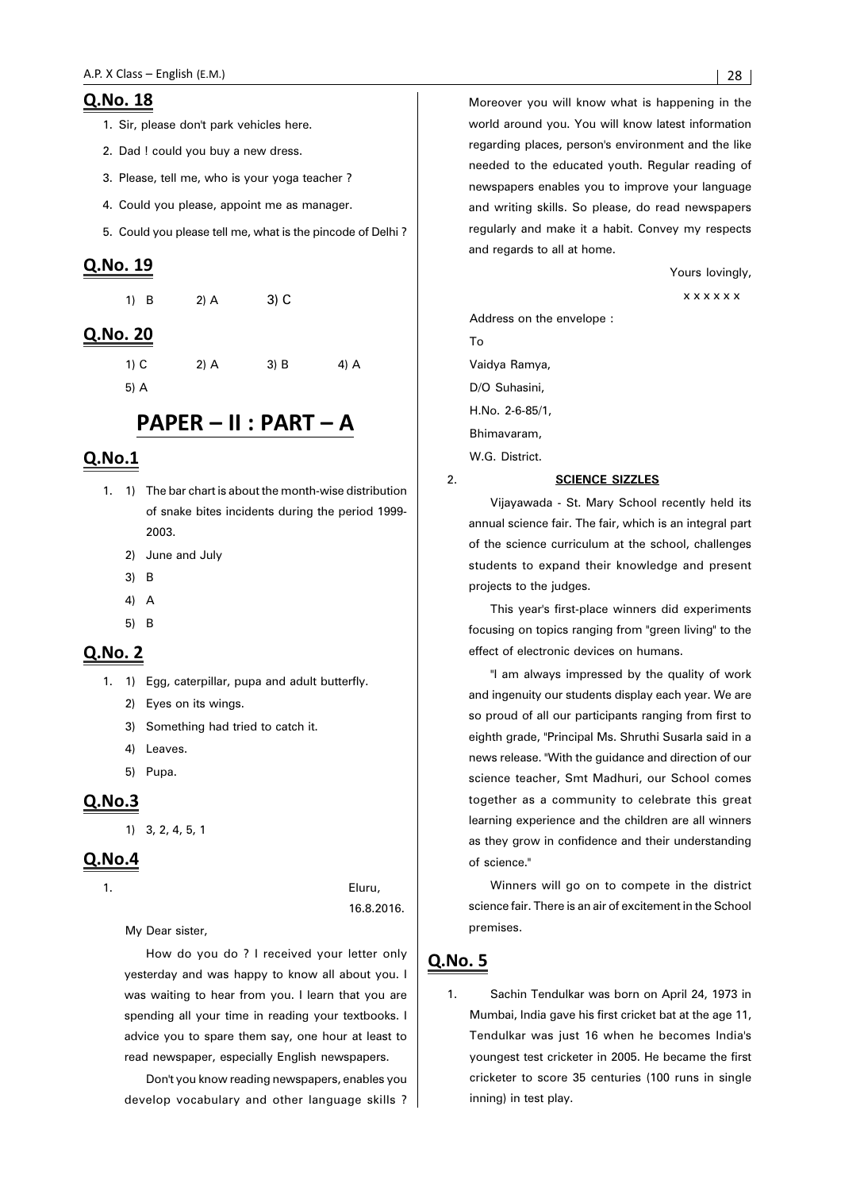## Q.No. 18

1. Sir, please don't park vehicles here.
2. Dad ! could you buy a new dress.
3. Please, tell me, who is your yoga teacher ?
4. Could you please, appoint me as manager.
5. Could you please tell me, what is the pincode of Delhi ?

## Q.No. 19

1) B 2) A 3) C

## Q.No. 20

1) C 2) A 3) B 4) A

5) A

# PAPER – II : PART – A

## Q.No.1

1. 1) The bar chart is about the month-wise distribution of snake bites incidents during the period 1999-2003.
   2) June and July
   3) B
   4) A
   5) B

## Q.No. 2

1. 1) Egg, caterpillar, pupa and adult butterfly.
   2) Eyes on its wings.
   3) Something had tried to catch it.
   4) Leaves.
   5) Pupa.

## Q.No.3

1) 3, 2, 4, 5, 1

## Q.No.4

1.

Eluru,
16.8.2016.

My Dear sister,

How do you do ? I received your letter only yesterday and was happy to know all about you. I was waiting to hear from you. I learn that you are spending all your time in reading your textbooks. I advice you to spare them say, one hour at least to read newspaper, especially English newspapers.

Don't you know reading newspapers, enables you develop vocabulary and other language skills ? Moreover you will know what is happening in the world around you. You will know latest information regarding places, person's environment and the like needed to the educated youth. Regular reading of newspapers enables you to improve your language and writing skills. So please, do read newspapers regularly and make it a habit. Convey my respects and regards to all at home.

Yours lovingly,

x x x x x x

Address on the envelope :

To

Vaidya Ramya,

D/O Suhasini,

H.No. 2-6-85/1,

Bhimavaram,

W.G. District.

2. **SCIENCE SIZZLES**

Vijayawada - St. Mary School recently held its annual science fair. The fair, which is an integral part of the science curriculum at the school, challenges students to expand their knowledge and present projects to the judges.

This year's first-place winners did experiments focusing on topics ranging from "green living" to the effect of electronic devices on humans.

"I am always impressed by the quality of work and ingenuity our students display each year. We are so proud of all our participants ranging from first to eighth grade, "Principal Ms. Shruthi Susarla said in a news release. "With the guidance and direction of our science teacher, Smt Madhuri, our School comes together as a community to celebrate this great learning experience and the children are all winners as they grow in confidence and their understanding of science."

Winners will go on to compete in the district science fair. There is an air of excitement in the School premises.

## Q.No. 5

1. Sachin Tendulkar was born on April 24, 1973 in Mumbai, India gave his first cricket bat at the age 11, Tendulkar was just 16 when he becomes India's youngest test cricketer in 2005. He became the first cricketer to score 35 centuries (100 runs in single inning) in test play.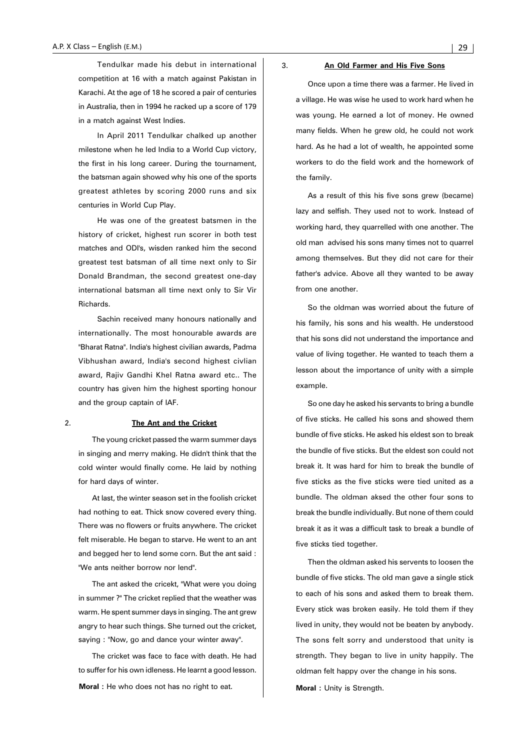Tendulkar made his debut in international competition at 16 with a match against Pakistan in Karachi. At the age of 18 he scored a pair of centuries in Australia, then in 1994 he racked up a score of 179 in a match against West Indies.

In April 2011 Tendulkar chalked up another milestone when he led India to a World Cup victory, the first in his long career. During the tournament, the batsman again showed why his one of the sports greatest athletes by scoring 2000 runs and six centuries in World Cup Play.

He was one of the greatest batsmen in the history of cricket, highest run scorer in both test matches and ODI's, wisden ranked him the second greatest test batsman of all time next only to Sir Donald Brandman, the second greatest one-day international batsman all time next only to Sir Vir Richards.

Sachin received many honours nationally and internationally. The most honourable awards are "Bharat Ratna". India's highest civilian awards, Padma Vibhushan award, India's second highest civlian award, Rajiv Gandhi Khel Ratna award etc.. The country has given him the highest sporting honour and the group captain of IAF.

2. **The Ant and the Cricket**

The young cricket passed the warm summer days in singing and merry making. He didn't think that the cold winter would finally come. He laid by nothing for hard days of winter.

At last, the winter season set in the foolish cricket had nothing to eat. Thick snow covered every thing. There was no flowers or fruits anywhere. The cricket felt miserable. He began to starve. He went to an ant and begged her to lend some corn. But the ant said : "We ants neither borrow nor lend".

The ant asked the cricekt, "What were you doing in summer ?" The cricket replied that the weather was warm. He spent summer days in singing. The ant grew angry to hear such things. She turned out the cricket, saying : "Now, go and dance your winter away".

The cricket was face to face with death. He had to suffer for his own idleness. He learnt a good lesson.

**Moral :** He who does not has no right to eat.

3. **An Old Farmer and His Five Sons**

Once upon a time there was a farmer. He lived in a village. He was wise he used to work hard when he was young. He earned a lot of money. He owned many fields. When he grew old, he could not work hard. As he had a lot of wealth, he appointed some workers to do the field work and the homework of the family.

As a result of this his five sons grew (became) lazy and selfish. They used not to work. Instead of working hard, they quarrelled with one another. The old man advised his sons many times not to quarrel among themselves. But they did not care for their father's advice. Above all they wanted to be away from one another.

So the oldman was worried about the future of his family, his sons and his wealth. He understood that his sons did not understand the importance and value of living together. He wanted to teach them a lesson about the importance of unity with a simple example.

So one day he asked his servants to bring a bundle of five sticks. He called his sons and showed them bundle of five sticks. He asked his eldest son to break the bundle of five sticks. But the eldest son could not break it. It was hard for him to break the bundle of five sticks as the five sticks were tied united as a bundle. The oldman aksed the other four sons to break the bundle individually. But none of them could break it as it was a difficult task to break a bundle of five sticks tied together.

Then the oldman asked his servents to loosen the bundle of five sticks. The old man gave a single stick to each of his sons and asked them to break them. Every stick was broken easily. He told them if they lived in unity, they would not be beaten by anybody. The sons felt sorry and understood that unity is strength. They began to live in unity happily. The oldman felt happy over the change in his sons.

**Moral :** Unity is Strength.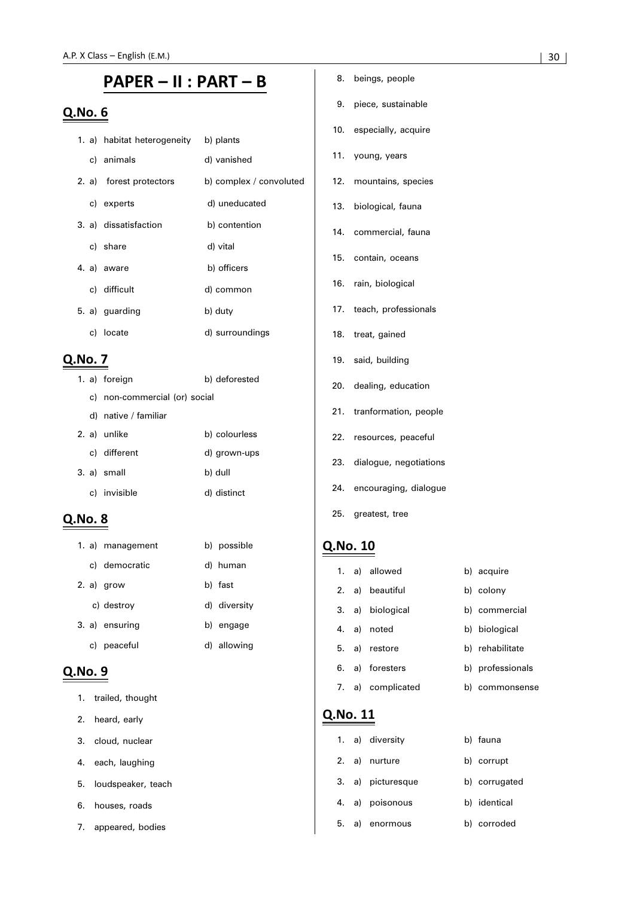# PAPER – II : PART – B

## Q.No. 6

1. a) habitat heterogeneity  b) plants
   c) animals  d) vanished
2. a) forest protectors  b) complex / convoluted
   c) experts  d) uneducated
3. a) dissatisfaction  b) contention
   c) share  d) vital
4. a) aware  b) officers
   c) difficult  d) common
5. a) guarding  b) duty
   c) locate  d) surroundings

## Q.No. 7

1. a) foreign  b) deforested
   c) non-commercial (or) social
   d) native / familiar
2. a) unlike  b) colourless
   c) different  d) grown-ups
3. a) small  b) dull
   c) invisible  d) distinct

## Q.No. 8

1. a) management  b) possible
   c) democratic  d) human
2. a) grow  b) fast
   c) destroy  d) diversity
3. a) ensuring  b) engage
   c) peaceful  d) allowing

## Q.No. 9

1. trailed, thought
2. heard, early
3. cloud, nuclear
4. each, laughing
5. loudspeaker, teach
6. houses, roads
7. appeared, bodies
8. beings, people
9. piece, sustainable
10. especially, acquire
11. young, years
12. mountains, species
13. biological, fauna
14. commercial, fauna
15. contain, oceans
16. rain, biological
17. teach, professionals
18. treat, gained
19. said, building
20. dealing, education
21. tranformation, people
22. resources, peaceful
23. dialogue, negotiations
24. encouraging, dialogue
25. greatest, tree

## Q.No. 10

1. a) allowed  b) acquire
2. a) beautiful  b) colony
3. a) biological  b) commercial
4. a) noted  b) biological
5. a) restore  b) rehabilitate
6. a) foresters  b) professionals
7. a) complicated  b) commonsense

## Q.No. 11

1. a) diversity  b) fauna
2. a) nurture  b) corrupt
3. a) picturesque  b) corrugated
4. a) poisonous  b) identical
5. a) enormous  b) corroded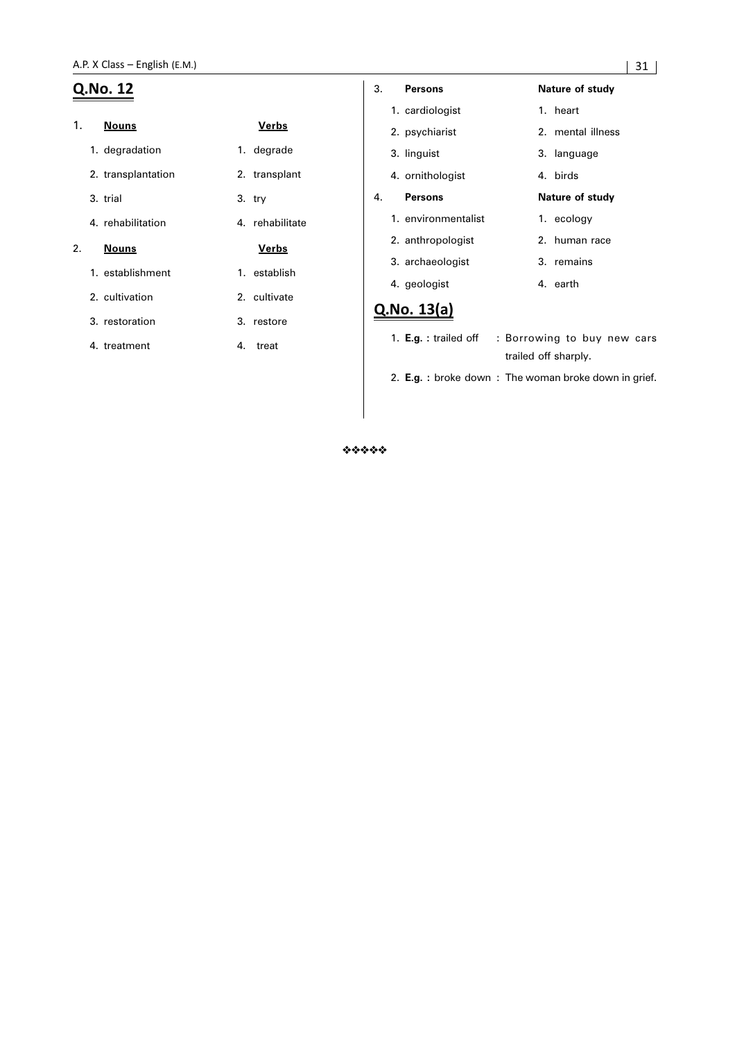## Q.No. 12

1.

| Nouns | Verbs |
|---|---|
| 1. degradation | 1. degrade |
| 2. transplantation | 2. transplant |
| 3. trial | 3. try |
| 4. rehabilitation | 4. rehabilitate |

2.

| Nouns | Verbs |
|---|---|
| 1. establishment | 1. establish |
| 2. cultivation | 2. cultivate |
| 3. restoration | 3. restore |
| 4. treatment | 4. treat |

3.

| Persons | Nature of study |
|---|---|
| 1. cardiologist | 1. heart |
| 2. psychiarist | 2. mental illness |
| 3. linguist | 3. language |
| 4. ornithologist | 4. birds |

4.

| Persons | Nature of study |
|---|---|
| 1. environmentalist | 1. ecology |
| 2. anthropologist | 2. human race |
| 3. archaeologist | 3. remains |
| 4. geologist | 4. earth |

## Q.No. 13(a)

1. **E.g. :** trailed off : Borrowing to buy new cars trailed off sharply.
2. **E.g. :** broke down : The woman broke down in grief.

❖❖❖❖❖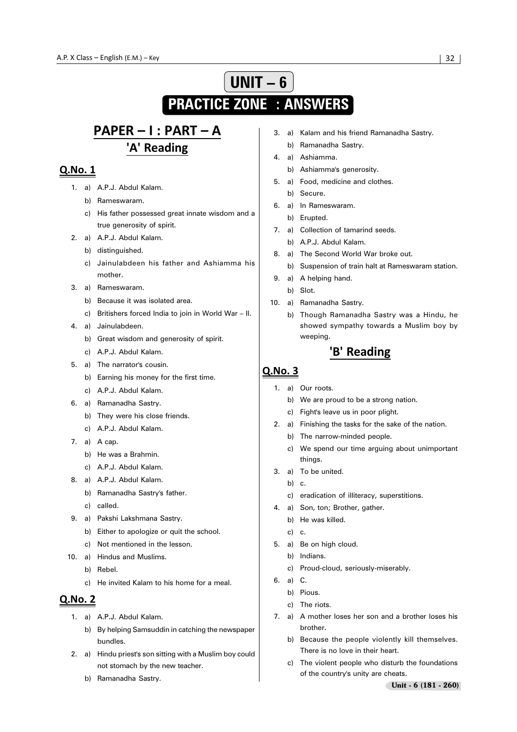# UNIT – 6

# PRACTICE ZONE : ANSWERS

## PAPER – I : PART – A

## 'A' Reading

### Q.No. 1

1. a) A.P.J. Abdul Kalam.
   b) Rameswaram.
   c) His father possessed great innate wisdom and a true generosity of spirit.
2. a) A.P.J. Abdul Kalam.
   b) distinguished.
   c) Jainulabdeen his father and Ashiamma his mother.
3. a) Rameswaram.
   b) Because it was isolated area.
   c) Britishers forced India to join in World War – II.
4. a) Jainulabdeen.
   b) Great wisdom and generosity of spirit.
   c) A.P.J. Abdul Kalam.
5. a) The narrator's cousin.
   b) Earning his money for the first time.
   c) A.P.J. Abdul Kalam.
6. a) Ramanadha Sastry.
   b) They were his close friends.
   c) A.P.J. Abdul Kalam.
7. a) A cap.
   b) He was a Brahmin.
   c) A.P.J. Abdul Kalam.
8. a) A.P.J. Abdul Kalam.
   b) Ramanadha Sastry's father.
   c) called.
9. a) Pakshi Lakshmana Sastry.
   b) Either to apologize or quit the school.
   c) Not mentioned in the lesson.
10. a) Hindus and Muslims.
    b) Rebel.
    c) He invited Kalam to his home for a meal.

### Q.No. 2

1. a) A.P.J. Abdul Kalam.
   b) By helping Samsuddin in catching the newspaper bundles.
2. a) Hindu priest's son sitting with a Muslim boy could not stomach by the new teacher.
   b) Ramanadha Sastry.
3. a) Kalam and his friend Ramanadha Sastry.
   b) Ramanadha Sastry.
4. a) Ashiamma.
   b) Ashiamma's generosity.
5. a) Food, medicine and clothes.
   b) Secure.
6. a) In Rameswaram.
   b) Erupted.
7. a) Collection of tamarind seeds.
   b) A.P.J. Abdul Kalam.
8. a) The Second World War broke out.
   b) Suspension of train halt at Rameswaram station.
9. a) A helping hand.
   b) Slot.
10. a) Ramanadha Sastry.
    b) Though Ramanadha Sastry was a Hindu, he showed sympathy towards a Muslim boy by weeping.

## 'B' Reading

### Q.No. 3

1. a) Our roots.
   b) We are proud to be a strong nation.
   c) Fight's leave us in poor plight.
2. a) Finishing the tasks for the sake of the nation.
   b) The narrow-minded people.
   c) We spend our time arguing about unimportant things.
3. a) To be united.
   b) c.
   c) eradication of illiteracy, superstitions.
4. a) Son, ton; Brother, gather.
   b) He was killed.
   c) c.
5. a) Be on high cloud.
   b) Indians.
   c) Proud-cloud, seriously-miserably.
6. a) C.
   b) Pious.
   c) The riots.
7. a) A mother loses her son and a brother loses his brother.
   b) Because the people violently kill themselves. There is no love in their heart.
   c) The violent people who disturb the foundations of the country's unity are cheats.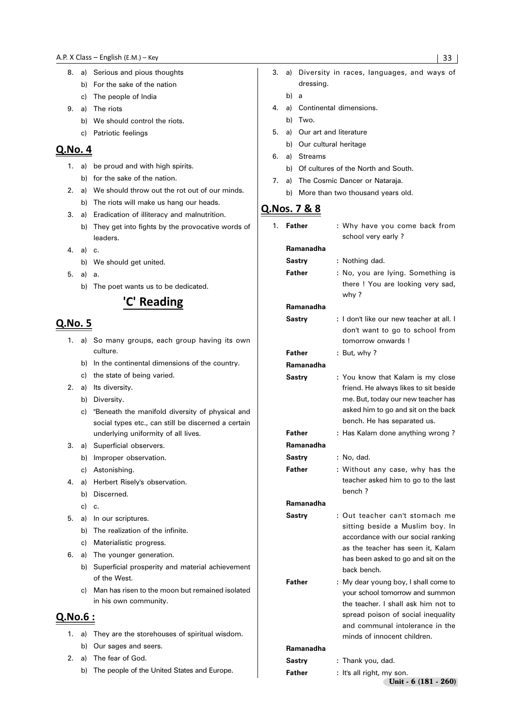8. a) Serious and pious thoughts
   b) For the sake of the nation
   c) The people of India
9. a) The riots
   b) We should control the riots.
   c) Patriotic feelings

## Q.No. 4

1. a) be proud and with high spirits.
   b) for the sake of the nation.
2. a) We should throw out the rot out of our minds.
   b) The riots will make us hang our heads.
3. a) Eradication of illiteracy and malnutrition.
   b) They get into fights by the provocative words of leaders.
4. a) c.
   b) We should get united.
5. a) a.
   b) The poet wants us to be dedicated.

# 'C' Reading

## Q.No. 5

1. a) So many groups, each group having its own culture.
   b) In the continental dimensions of the country.
   c) the state of being varied.
2. a) Its diversity.
   b) Diversity.
   c) "Beneath the manifold diversity of physical and social types etc., can still be discerned a certain underlying uniformity of all lives.
3. a) Superficial observers.
   b) Improper observation.
   c) Astonishing.
4. a) Herbert Risely's observation.
   b) Discerned.
   c) c.
5. a) In our scriptures.
   b) The realization of the infinite.
   c) Materialistic progress.
6. a) The younger generation.
   b) Superficial prosperity and material achievement of the West.
   c) Man has risen to the moon but remained isolated in his own community.

## Q.No.6 :

1. a) They are the storehouses of spiritual wisdom.
   b) Our sages and seers.
2. a) The fear of God.
   b) The people of the United States and Europe.
3. a) Diversity in races, languages, and ways of dressing.
   b) a
4. a) Continental dimensions.
   b) Two.
5. a) Our art and literature
   b) Our cultural heritage
6. a) Streams
   b) Of cultures of the North and South.
7. a) The Cosmic Dancer or Nataraja.
   b) More than two thousand years old.

## Q.Nos. 7 & 8

1. **Father** : Why have you come back from school very early ?

**Ramanadha Sastry** : Nothing dad.

**Father** : No, you are lying. Something is there ! You are looking very sad, why ?

**Ramanadha Sastry** : I don't like our new teacher at all. I don't want to go to school from tomorrow onwards !

**Father** : But, why ?

**Ramanadha Sastry** : You know that Kalam is my close friend. He always likes to sit beside me. But, today our new teacher has asked him to go and sit on the back bench. He has separated us.

**Father** : Has Kalam done anything wrong ?

**Ramanadha Sastry** : No, dad.

**Father** : Without any case, why has the teacher asked him to go to the last bench ?

**Ramanadha Sastry** : Out teacher can't stomach me sitting beside a Muslim boy. In accordance with our social ranking as the teacher has seen it, Kalam has been asked to go and sit on the back bench.

**Father** : My dear young boy, I shall come to your school tomorrow and summon the teacher. I shall ask him not to spread poison of social inequality and communal intolerance in the minds of innocent children.

**Ramanadha Sastry** : Thank you, dad.

**Father** : It's all right, my son.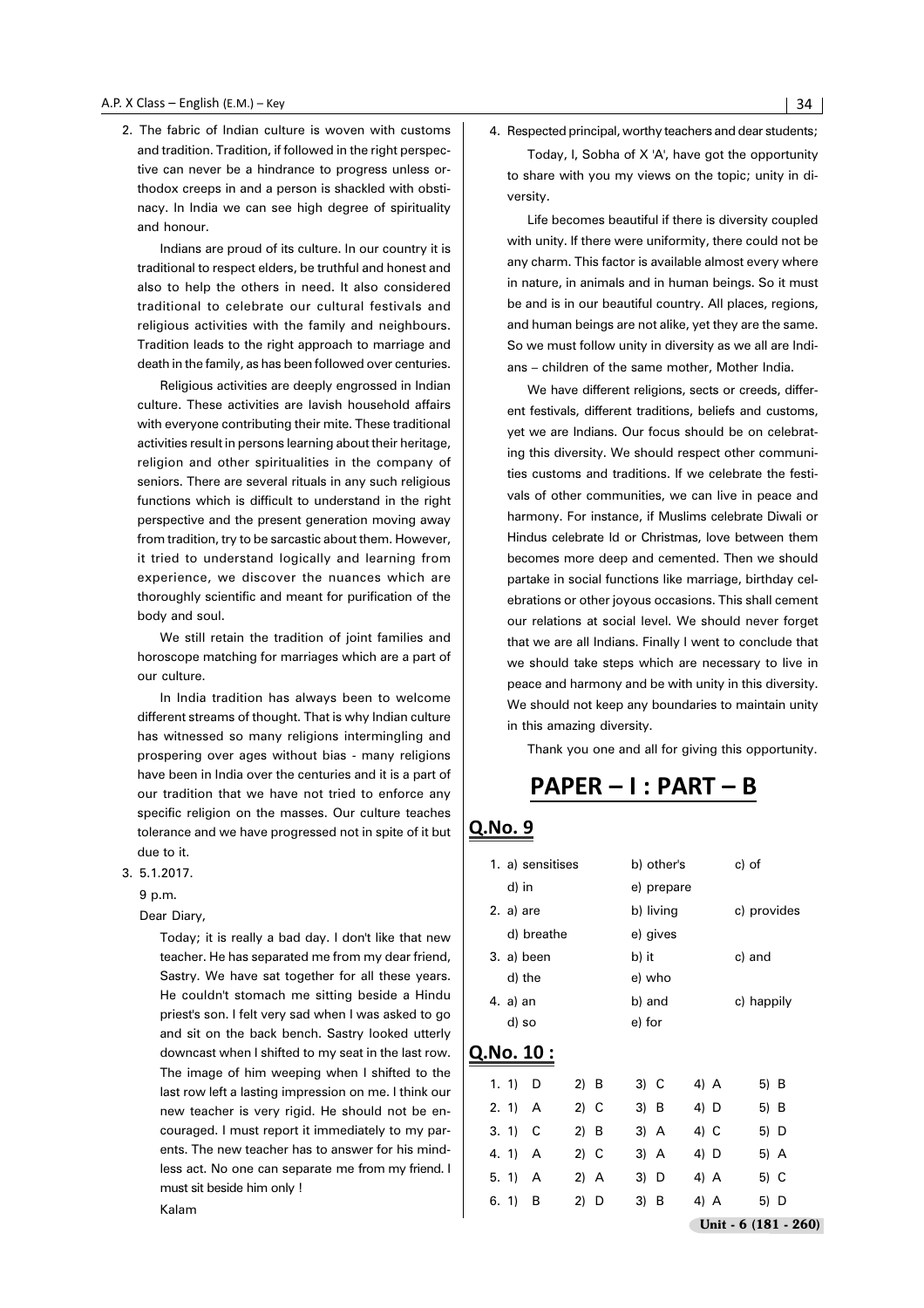2. The fabric of Indian culture is woven with customs and tradition. Tradition, if followed in the right perspective can never be a hindrance to progress unless orthodox creeps in and a person is shackled with obstinacy. In India we can see high degree of spirituality and honour.

   Indians are proud of its culture. In our country it is traditional to respect elders, be truthful and honest and also to help the others in need. It also considered traditional to celebrate our cultural festivals and religious activities with the family and neighbours. Tradition leads to the right approach to marriage and death in the family, as has been followed over centuries.

   Religious activities are deeply engrossed in Indian culture. These activities are lavish household affairs with everyone contributing their mite. These traditional activities result in persons learning about their heritage, religion and other spiritualities in the company of seniors. There are several rituals in any such religious functions which is difficult to understand in the right perspective and the present generation moving away from tradition, try to be sarcastic about them. However, it tried to understand logically and learning from experience, we discover the nuances which are thoroughly scientific and meant for purification of the body and soul.

   We still retain the tradition of joint families and horoscope matching for marriages which are a part of our culture.

   In India tradition has always been to welcome different streams of thought. That is why Indian culture has witnessed so many religions intermingling and prospering over ages without bias - many religions have been in India over the centuries and it is a part of our tradition that we have not tried to enforce any specific religion on the masses. Our culture teaches tolerance and we have progressed not in spite of it but due to it.

3. 5.1.2017.

   9 p.m.

   Dear Diary,

   Today; it is really a bad day. I don't like that new teacher. He has separated me from my dear friend, Sastry. We have sat together for all these years. He couldn't stomach me sitting beside a Hindu priest's son. I felt very sad when I was asked to go and sit on the back bench. Sastry looked utterly downcast when I shifted to my seat in the last row. The image of him weeping when I shifted to the last row left a lasting impression on me. I think our new teacher is very rigid. He should not be encouraged. I must report it immediately to my parents. The new teacher has to answer for his mindless act. No one can separate me from my friend. I must sit beside him only !

   Kalam

4. Respected principal, worthy teachers and dear students;

   Today, I, Sobha of X 'A', have got the opportunity to share with you my views on the topic; unity in diversity.

   Life becomes beautiful if there is diversity coupled with unity. If there were uniformity, there could not be any charm. This factor is available almost every where in nature, in animals and in human beings. So it must be and is in our beautiful country. All places, regions, and human beings are not alike, yet they are the same. So we must follow unity in diversity as we all are Indians – children of the same mother, Mother India.

   We have different religions, sects or creeds, different festivals, different traditions, beliefs and customs, yet we are Indians. Our focus should be on celebrating this diversity. We should respect other communities customs and traditions. If we celebrate the festivals of other communities, we can live in peace and harmony. For instance, if Muslims celebrate Diwali or Hindus celebrate Id or Christmas, love between them becomes more deep and cemented. Then we should partake in social functions like marriage, birthday celebrations or other joyous occasions. This shall cement our relations at social level. We should never forget that we are all Indians. Finally I went to conclude that we should take steps which are necessary to live in peace and harmony and be with unity in this diversity. We should not keep any boundaries to maintain unity in this amazing diversity.

   Thank you one and all for giving this opportunity.

# PAPER – I : PART – B

## Q.No. 9

1. a) sensitises b) other's c) of d) in e) prepare
2. a) are b) living c) provides d) breathe e) gives
3. a) been b) it c) and d) the e) who
4. a) an b) and c) happily d) so e) for

## Q.No. 10 :

| | 1) | 2) | 3) | 4) | 5) |
|---|---|---|---|---|---|
| 1. | D | B | C | A | B |
| 2. | A | C | B | D | B |
| 3. | C | B | A | C | D |
| 4. | A | C | A | D | A |
| 5. | A | A | D | A | C |
| 6. | B | D | B | A | D |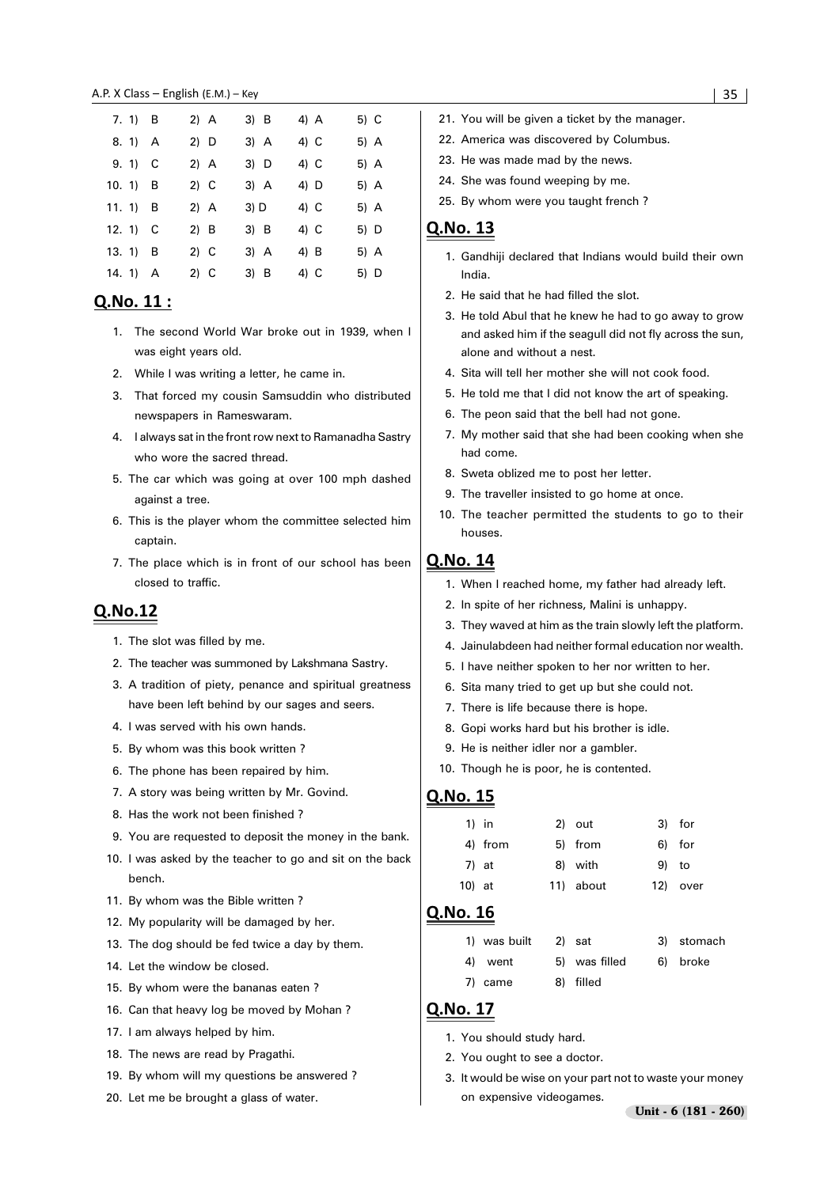| | 1) | 2) | 3) | 4) | 5) |
|---|---|---|---|---|---|
| 7. | B | A | B | A | C |
| 8. | A | D | A | C | A |
| 9. | C | A | D | C | A |
| 10. | B | C | A | D | A |
| 11. | B | A | D | C | A |
| 12. | C | B | B | C | D |
| 13. | B | C | A | B | A |
| 14. | A | C | B | C | D |

## Q.No. 11 :

1. The second World War broke out in 1939, when I was eight years old.
2. While I was writing a letter, he came in.
3. That forced my cousin Samsuddin who distributed newspapers in Rameswaram.
4. I always sat in the front row next to Ramanadha Sastry who wore the sacred thread.
5. The car which was going at over 100 mph dashed against a tree.
6. This is the player whom the committee selected him captain.
7. The place which is in front of our school has been closed to traffic.

## Q.No.12

1. The slot was filled by me.
2. The teacher was summoned by Lakshmana Sastry.
3. A tradition of piety, penance and spiritual greatness have been left behind by our sages and seers.
4. I was served with his own hands.
5. By whom was this book written ?
6. The phone has been repaired by him.
7. A story was being written by Mr. Govind.
8. Has the work not been finished ?
9. You are requested to deposit the money in the bank.
10. I was asked by the teacher to go and sit on the back bench.
11. By whom was the Bible written ?
12. My popularity will be damaged by her.
13. The dog should be fed twice a day by them.
14. Let the window be closed.
15. By whom were the bananas eaten ?
16. Can that heavy log be moved by Mohan ?
17. I am always helped by him.
18. The news are read by Pragathi.
19. By whom will my questions be answered ?
20. Let me be brought a glass of water.
21. You will be given a ticket by the manager.
22. America was discovered by Columbus.
23. He was made mad by the news.
24. She was found weeping by me.
25. By whom were you taught french ?

## Q.No. 13

1. Gandhiji declared that Indians would build their own India.
2. He said that he had filled the slot.
3. He told Abul that he knew he had to go away to grow and asked him if the seagull did not fly across the sun, alone and without a nest.
4. Sita will tell her mother she will not cook food.
5. He told me that I did not know the art of speaking.
6. The peon said that the bell had not gone.
7. My mother said that she had been cooking when she had come.
8. Sweta oblized me to post her letter.
9. The traveller insisted to go home at once.
10. The teacher permitted the students to go to their houses.

## Q.No. 14

1. When I reached home, my father had already left.
2. In spite of her richness, Malini is unhappy.
3. They waved at him as the train slowly left the platform.
4. Jainulabdeen had neither formal education nor wealth.
5. I have neither spoken to her nor written to her.
6. Sita many tried to get up but she could not.
7. There is life because there is hope.
8. Gopi works hard but his brother is idle.
9. He is neither idler nor a gambler.
10. Though he is poor, he is contented.

## Q.No. 15

| | | |
|---|---|---|
| 1) in | 2) out | 3) for |
| 4) from | 5) from | 6) for |
| 7) at | 8) with | 9) to |
| 10) at | 11) about | 12) over |

## Q.No. 16

| | | |
|---|---|---|
| 1) was built | 2) sat | 3) stomach |
| 4) went | 5) was filled | 6) broke |
| 7) came | 8) filled | |

## Q.No. 17

1. You should study hard.
2. You ought to see a doctor.
3. It would be wise on your part not to waste your money on expensive videogames.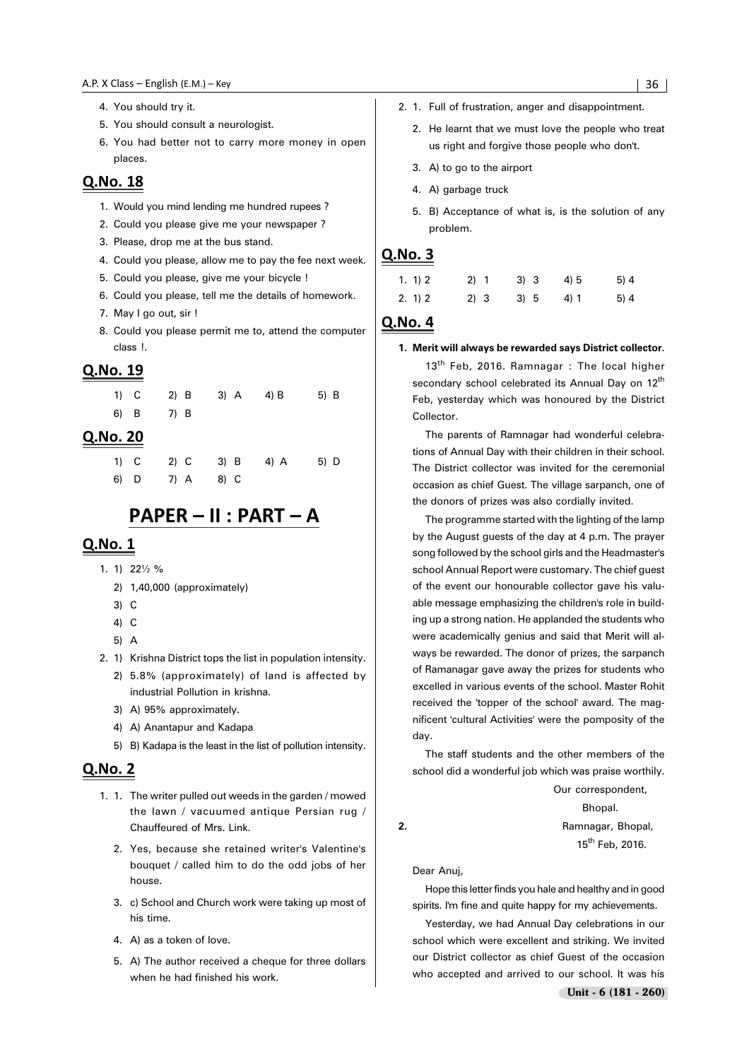4. You should try it.
5. You should consult a neurologist.
6. You had better not to carry more money in open places.

## Q.No. 18

1. Would you mind lending me hundred rupees ?
2. Could you please give me your newspaper ?
3. Please, drop me at the bus stand.
4. Could you please, allow me to pay the fee next week.
5. Could you please, give me your bicycle !
6. Could you please, tell me the details of homework.
7. May I go out, sir !
8. Could you please permit me to, attend the computer class !.

## Q.No. 19

| | | | | |
|---|---|---|---|---|
| 1) C | 2) B | 3) A | 4) B | 5) B |
| 6) B | 7) B | | | |

## Q.No. 20

| | | | | |
|---|---|---|---|---|
| 1) C | 2) C | 3) B | 4) A | 5) D |
| 6) D | 7) A | 8) C | | |

# PAPER – II : PART – A

## Q.No. 1

1. 1) 22½ %
   2) 1,40,000 (approximately)
   3) C
   4) C
   5) A
2. 1) Krishna District tops the list in population intensity.
   2) 5.8% (approximately) of land is affected by industrial Pollution in krishna.
   3) A) 95% approximately.
   4) A) Anantapur and Kadapa
   5) B) Kadapa is the least in the list of pollution intensity.

## Q.No. 2

1. 1. The writer pulled out weeds in the garden / mowed the lawn / vacuumed antique Persian rug / Chauffeured of Mrs. Link.
   2. Yes, because she retained writer's Valentine's bouquet / called him to do the odd jobs of her house.
   3. c) School and Church work were taking up most of his time.
   4. A) as a token of love.
   5. A) The author received a cheque for three dollars when he had finished his work.
2. 1. Full of frustration, anger and disappointment.
   2. He learnt that we must love the people who treat us right and forgive those people who don't.
   3. A) to go to the airport
   4. A) garbage truck
   5. B) Acceptance of what is, is the solution of any problem.

## Q.No. 3

| | | | | | |
|---|---|---|---|---|---|
| 1. | 1) 2 | 2) 1 | 3) 3 | 4) 5 | 5) 4 |
| 2. | 1) 2 | 2) 3 | 3) 5 | 4) 1 | 5) 4 |

## Q.No. 4

**1. Merit will always be rewarded says District collector.**

13th Feb, 2016. Ramnagar : The local higher secondary school celebrated its Annual Day on 12th Feb, yesterday which was honoured by the District Collector.

The parents of Ramnagar had wonderful celebrations of Annual Day with their children in their school. The District collector was invited for the ceremonial occasion as chief Guest. The village sarpanch, one of the donors of prizes was also cordially invited.

The programme started with the lighting of the lamp by the August guests of the day at 4 p.m. The prayer song followed by the school girls and the Headmaster's school Annual Report were customary. The chief guest of the event our honourable collector gave his valuable message emphasizing the children's role in building up a strong nation. He applanded the students who were academically genius and said that Merit will always be rewarded. The donor of prizes, the sarpanch of Ramanagar gave away the prizes for students who excelled in various events of the school. Master Rohit received the 'topper of the school' award. The magnificent 'cultural Activities' were the pomposity of the day.

The staff students and the other members of the school did a wonderful job which was praise worthily.

Our correspondent,
Bhopal.

**2.**

Ramnagar, Bhopal,
15th Feb, 2016.

Dear Anuj,

Hope this letter finds you hale and healthy and in good spirits. I'm fine and quite happy for my achievements.

Yesterday, we had Annual Day celebrations in our school which were excellent and striking. We invited our District collector as chief Guest of the occasion who accepted and arrived to our school. It was his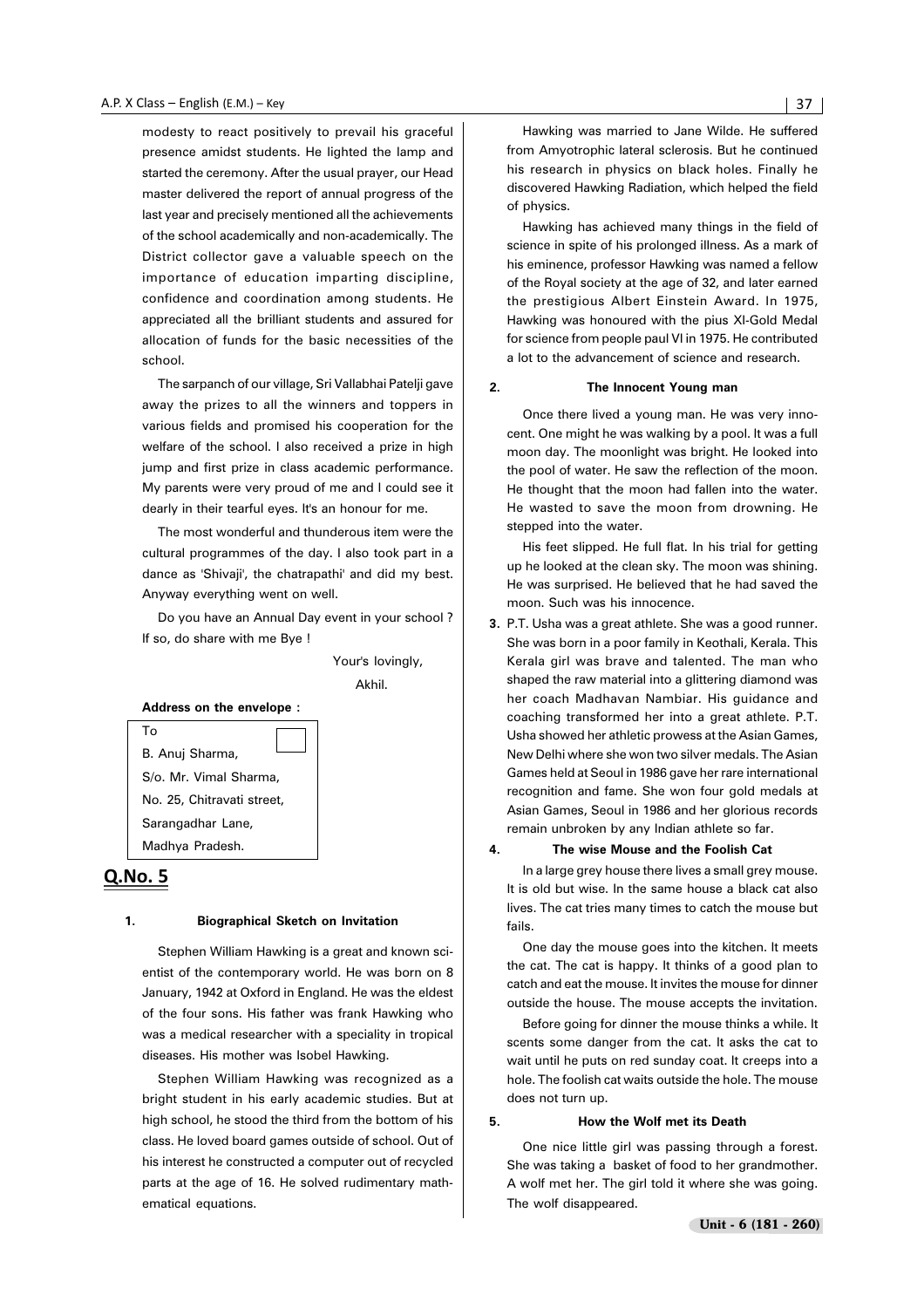modesty to react positively to prevail his graceful presence amidst students. He lighted the lamp and started the ceremony. After the usual prayer, our Head master delivered the report of annual progress of the last year and precisely mentioned all the achievements of the school academically and non-academically. The District collector gave a valuable speech on the importance of education imparting discipline, confidence and coordination among students. He appreciated all the brilliant students and assured for allocation of funds for the basic necessities of the school.

The sarpanch of our village, Sri Vallabhai Patelji gave away the prizes to all the winners and toppers in various fields and promised his cooperation for the welfare of the school. I also received a prize in high jump and first prize in class academic performance. My parents were very proud of me and I could see it dearly in their tearful eyes. It's an honour for me.

The most wonderful and thunderous item were the cultural programmes of the day. I also took part in a dance as 'Shivaji', the chatrapathi' and did my best. Anyway everything went on well.

Do you have an Annual Day event in your school ? If so, do share with me Bye !

Your's lovingly,

Akhil.

**Address on the envelope :**

To
B. Anuj Sharma,
S/o. Mr. Vimal Sharma,
No. 25, Chitravati street,
Sarangadhar Lane,
Madhya Pradesh.

## Q.No. 5

**1. Biographical Sketch on Invitation**

Stephen William Hawking is a great and known scientist of the contemporary world. He was born on 8 January, 1942 at Oxford in England. He was the eldest of the four sons. His father was frank Hawking who was a medical researcher with a speciality in tropical diseases. His mother was Isobel Hawking.

Stephen William Hawking was recognized as a bright student in his early academic studies. But at high school, he stood the third from the bottom of his class. He loved board games outside of school. Out of his interest he constructed a computer out of recycled parts at the age of 16. He solved rudimentary mathematical equations.

Hawking was married to Jane Wilde. He suffered from Amyotrophic lateral sclerosis. But he continued his research in physics on black holes. Finally he discovered Hawking Radiation, which helped the field of physics.

Hawking has achieved many things in the field of science in spite of his prolonged illness. As a mark of his eminence, professor Hawking was named a fellow of the Royal society at the age of 32, and later earned the prestigious Albert Einstein Award. In 1975, Hawking was honoured with the pius XI-Gold Medal for science from people paul VI in 1975. He contributed a lot to the advancement of science and research.

**2. The Innocent Young man**

Once there lived a young man. He was very innocent. One might he was walking by a pool. It was a full moon day. The moonlight was bright. He looked into the pool of water. He saw the reflection of the moon. He thought that the moon had fallen into the water. He wasted to save the moon from drowning. He stepped into the water.

His feet slipped. He full flat. In his trial for getting up he looked at the clean sky. The moon was shining. He was surprised. He believed that he had saved the moon. Such was his innocence.

**3.** P.T. Usha was a great athlete. She was a good runner. She was born in a poor family in Keothali, Kerala. This Kerala girl was brave and talented. The man who shaped the raw material into a glittering diamond was her coach Madhavan Nambiar. His guidance and coaching transformed her into a great athlete. P.T. Usha showed her athletic prowess at the Asian Games, New Delhi where she won two silver medals. The Asian Games held at Seoul in 1986 gave her rare international recognition and fame. She won four gold medals at Asian Games, Seoul in 1986 and her glorious records remain unbroken by any Indian athlete so far.

**4. The wise Mouse and the Foolish Cat**

In a large grey house there lives a small grey mouse. It is old but wise. In the same house a black cat also lives. The cat tries many times to catch the mouse but fails.

One day the mouse goes into the kitchen. It meets the cat. The cat is happy. It thinks of a good plan to catch and eat the mouse. It invites the mouse for dinner outside the house. The mouse accepts the invitation.

Before going for dinner the mouse thinks a while. It scents some danger from the cat. It asks the cat to wait until he puts on red sunday coat. It creeps into a hole. The foolish cat waits outside the hole. The mouse does not turn up.

**5. How the Wolf met its Death**

One nice little girl was passing through a forest. She was taking a basket of food to her grandmother. A wolf met her. The girl told it where she was going. The wolf disappeared.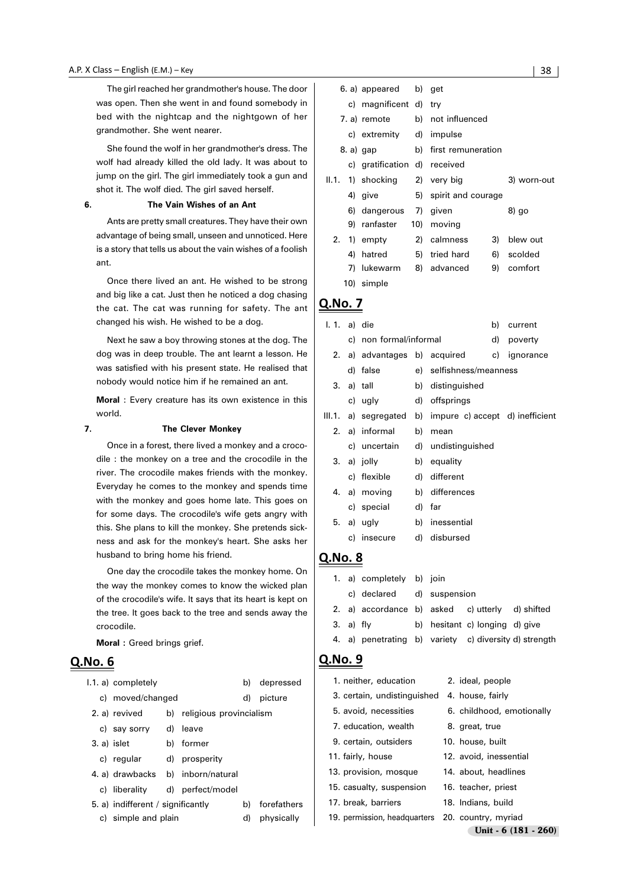The girl reached her grandmother's house. The door was open. Then she went in and found somebody in bed with the nightcap and the nightgown of her grandmother. She went nearer.

She found the wolf in her grandmother's dress. The wolf had already killed the old lady. It was about to jump on the girl. The girl immediately took a gun and shot it. The wolf died. The girl saved herself.

**6. The Vain Wishes of an Ant**

Ants are pretty small creatures. They have their own advantage of being small, unseen and unnoticed. Here is a story that tells us about the vain wishes of a foolish ant.

Once there lived an ant. He wished to be strong and big like a cat. Just then he noticed a dog chasing the cat. The cat was running for safety. The ant changed his wish. He wished to be a dog.

Next he saw a boy throwing stones at the dog. The dog was in deep trouble. The ant learnt a lesson. He was satisfied with his present state. He realised that nobody would notice him if he remained an ant.

**Moral** : Every creature has its own existence in this world.

**7. The Clever Monkey**

Once in a forest, there lived a monkey and a crocodile : the monkey on a tree and the crocodile in the river. The crocodile makes friends with the monkey. Everyday he comes to the monkey and spends time with the monkey and goes home late. This goes on for some days. The crocodile's wife gets angry with this. She plans to kill the monkey. She pretends sickness and ask for the monkey's heart. She asks her husband to bring home his friend.

One day the crocodile takes the monkey home. On the way the monkey comes to know the wicked plan of the crocodile's wife. It says that its heart is kept on the tree. It goes back to the tree and sends away the crocodile.

**Moral** : Greed brings grief.

## Q.No. 6

I.1. a) completely b) depressed
c) moved/changed d) picture

2. a) revived b) religious provincialism
c) say sorry d) leave

3. a) islet b) former
c) regular d) prosperity

4. a) drawbacks b) inborn/natural
c) liberality d) perfect/model

5. a) indifferent / significantly b) forefathers
c) simple and plain d) physically

6. a) appeared b) get
c) magnificent d) try

7. a) remote b) not influenced
c) extremity d) impulse

8. a) gap b) first remuneration
c) gratification d) received

II.1. 1) shocking 2) very big 3) worn-out
4) give 5) spirit and courage
6) dangerous 7) given 8) go
9) ranfaster 10) moving

2. 1) empty 2) calmness 3) blew out
4) hatred 5) tried hard 6) scolded
7) lukewarm 8) advanced 9) comfort
10) simple

## Q.No. 7

I. 1. a) die b) current
c) non formal/informal d) poverty

2. a) advantages b) acquired c) ignorance
d) false e) selfishness/meanness

3. a) tall b) distinguished
c) ugly d) offsprings

III.1. a) segregated b) impure c) accept d) inefficient

2. a) informal b) mean
c) uncertain d) undistinguished

3. a) jolly b) equality
c) flexible d) different

4. a) moving b) differences
c) special d) far

5. a) ugly b) inessential
c) insecure d) disbursed

## Q.No. 8

1. a) completely b) join
c) declared d) suspension

2. a) accordance b) asked c) utterly d) shifted

3. a) fly b) hesitant c) longing d) give

4. a) penetrating b) variety c) diversity d) strength

## Q.No. 9

1. neither, education
2. ideal, people
3. certain, undistinguished
4. house, fairly
5. avoid, necessities
6. childhood, emotionally
7. education, wealth
8. great, true
9. certain, outsiders
10. house, built
11. fairly, house
12. avoid, inessential
13. provision, mosque
14. about, headlines
15. casualty, suspension
16. teacher, priest
17. break, barriers
18. Indians, build
19. permission, headquarters
20. country, myriad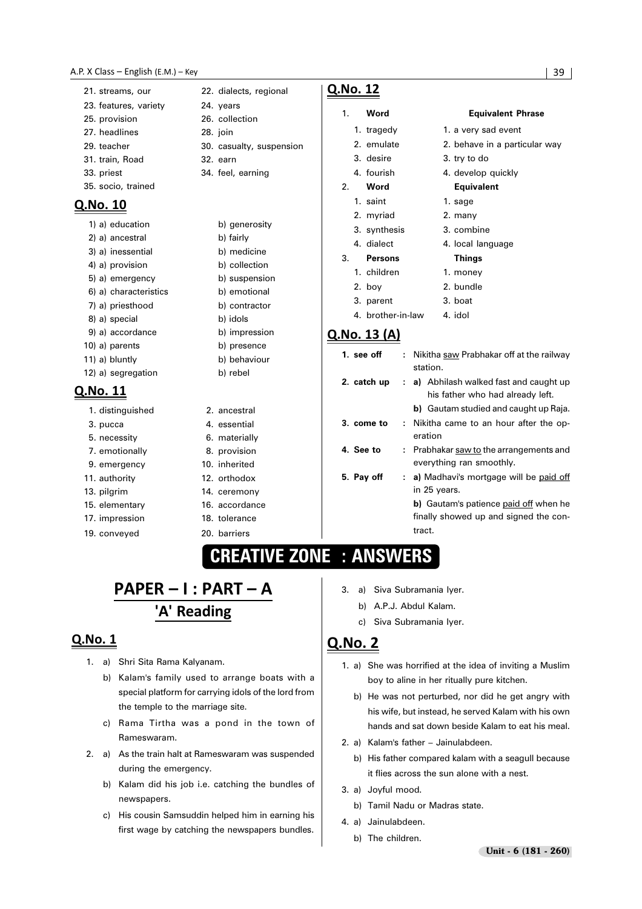21. streams, our
22. dialects, regional
23. features, variety
24. years
25. provision
26. collection
27. headlines
28. join
29. teacher
30. casualty, suspension
31. train, Road
32. earn
33. priest
34. feel, earning
35. socio, trained

## Q.No. 10

1) a) education b) generosity
2) a) ancestral b) fairly
3) a) inessential b) medicine
4) a) provision b) collection
5) a) emergency b) suspension
6) a) characteristics b) emotional
7) a) priesthood b) contractor
8) a) special b) idols
9) a) accordance b) impression
10) a) parents b) presence
11) a) bluntly b) behaviour
12) a) segregation b) rebel

## Q.No. 11

1. distinguished
2. ancestral
3. pucca
4. essential
5. necessity
6. materially
7. emotionally
8. provision
9. emergency
10. inherited
11. authority
12. orthodox
13. pilgrim
14. ceremony
15. elementary
16. accordance
17. impression
18. tolerance
19. conveyed
20. barriers

## Q.No. 12

1.

| Word | Equivalent Phrase |
|---|---|
| 1. tragedy | 1. a very sad event |
| 2. emulate | 2. behave in a particular way |
| 3. desire | 3. try to do |
| 4. fourish | 4. develop quickly |

2.

| Word | Equivalent |
|---|---|
| 1. saint | 1. sage |
| 2. myriad | 2. many |
| 3. synthesis | 3. combine |
| 4. dialect | 4. local language |

3.

| Persons | Things |
|---|---|
| 1. children | 1. money |
| 2. boy | 2. bundle |
| 3. parent | 3. boat |
| 4. brother-in-law | 4. idol |

## Q.No. 13 (A)

1. **see off** : Nikitha saw Prabhakar off at the railway station.
2. **catch up** : **a)** Abhilash walked fast and caught up his father who had already left.
   **b)** Gautam studied and caught up Raja.
3. **come to** : Nikitha came to an hour after the operation
4. **See to** : Prabhakar saw to the arrangements and everything ran smoothly.
5. **Pay off** : **a)** Madhavi's mortgage will be paid off in 25 years.
   **b)** Gautam's patience paid off when he finally showed up and signed the contract.

# CREATIVE ZONE : ANSWERS

## PAPER – I : PART – A

### 'A' Reading

## Q.No. 1

1. a) Shri Sita Rama Kalyanam.
   b) Kalam's family used to arrange boats with a special platform for carrying idols of the lord from the temple to the marriage site.
   c) Rama Tirtha was a pond in the town of Rameswaram.
2. a) As the train halt at Rameswaram was suspended during the emergency.
   b) Kalam did his job i.e. catching the bundles of newspapers.
   c) His cousin Samsuddin helped him in earning his first wage by catching the newspapers bundles.
3. a) Siva Subramania Iyer.
   b) A.P.J. Abdul Kalam.
   c) Siva Subramania Iyer.

## Q.No. 2

1. a) She was horrified at the idea of inviting a Muslim boy to aline in her ritually pure kitchen.
   b) He was not perturbed, nor did he get angry with his wife, but instead, he served Kalam with his own hands and sat down beside Kalam to eat his meal.
2. a) Kalam's father – Jainulabdeen.
   b) His father compared kalam with a seagull because it flies across the sun alone with a nest.
3. a) Joyful mood.
   b) Tamil Nadu or Madras state.
4. a) Jainulabdeen.
   b) The children.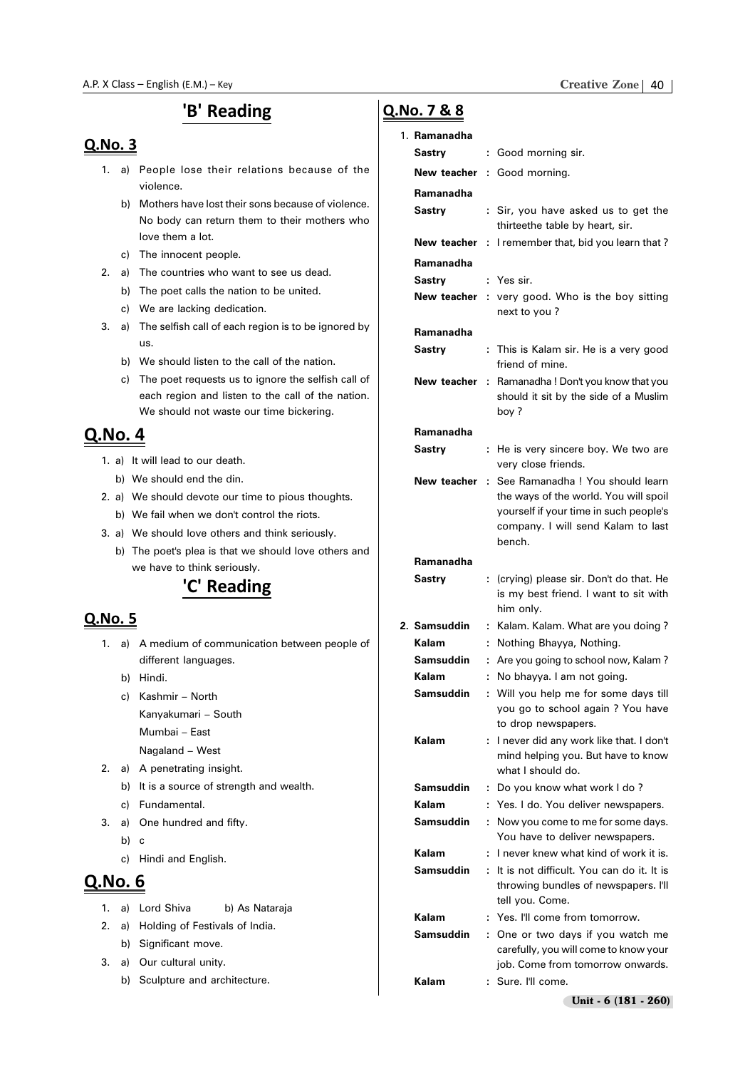## 'B' Reading

### Q.No. 3

1. a) People lose their relations because of the violence.
   b) Mothers have lost their sons because of violence. No body can return them to their mothers who love them a lot.
   c) The innocent people.
2. a) The countries who want to see us dead.
   b) The poet calls the nation to be united.
   c) We are lacking dedication.
3. a) The selfish call of each region is to be ignored by us.
   b) We should listen to the call of the nation.
   c) The poet requests us to ignore the selfish call of each region and listen to the call of the nation. We should not waste our time bickering.

### Q.No. 4

1. a) It will lead to our death.
   b) We should end the din.
2. a) We should devote our time to pious thoughts.
   b) We fail when we don't control the riots.
3. a) We should love others and think seriously.
   b) The poet's plea is that we should love others and we have to think seriously.

## 'C' Reading

### Q.No. 5

1. a) A medium of communication between people of different languages.
   b) Hindi.
   c) Kashmir – North
      Kanyakumari – South
      Mumbai – East
      Nagaland – West
2. a) A penetrating insight.
   b) It is a source of strength and wealth.
   c) Fundamental.
3. a) One hundred and fifty.
   b) c
   c) Hindi and English.

### Q.No. 6

1. a) Lord Shiva  b) As Nataraja
2. a) Holding of Festivals of India.
   b) Significant move.
3. a) Our cultural unity.
   b) Sculpture and architecture.

### Q.No. 7 & 8

1. **Ramanadha Sastry** : Good morning sir.
   **New teacher** : Good morning.
   **Ramanadha Sastry** : Sir, you have asked us to get the thirteethe table by heart, sir.
   **New teacher** : I remember that, bid you learn that ?
   **Ramanadha Sastry** : Yes sir.
   **New teacher** : very good. Who is the boy sitting next to you ?
   **Ramanadha Sastry** : This is Kalam sir. He is a very good friend of mine.
   **New teacher** : Ramanadha ! Don't you know that you should it sit by the side of a Muslim boy ?
   **Ramanadha Sastry** : He is very sincere boy. We two are very close friends.
   **New teacher** : See Ramanadha ! You should learn the ways of the world. You will spoil yourself if your time in such people's company. I will send Kalam to last bench.
   **Ramanadha Sastry** : (crying) please sir. Don't do that. He is my best friend. I want to sit with him only.

2. **Samsuddin** : Kalam. Kalam. What are you doing ?
   **Kalam** : Nothing Bhayya, Nothing.
   **Samsuddin** : Are you going to school now, Kalam ?
   **Kalam** : No bhayya. I am not going.
   **Samsuddin** : Will you help me for some days till you go to school again ? You have to drop newspapers.
   **Kalam** : I never did any work like that. I don't mind helping you. But have to know what I should do.
   **Samsuddin** : Do you know what work I do ?
   **Kalam** : Yes. I do. You deliver newspapers.
   **Samsuddin** : Now you come to me for some days. You have to deliver newspapers.
   **Kalam** : I never knew what kind of work it is.
   **Samsuddin** : It is not difficult. You can do it. It is throwing bundles of newspapers. I'll tell you. Come.
   **Kalam** : Yes. I'll come from tomorrow.
   **Samsuddin** : One or two days if you watch me carefully, you will come to know your job. Come from tomorrow onwards.
   **Kalam** : Sure. I'll come.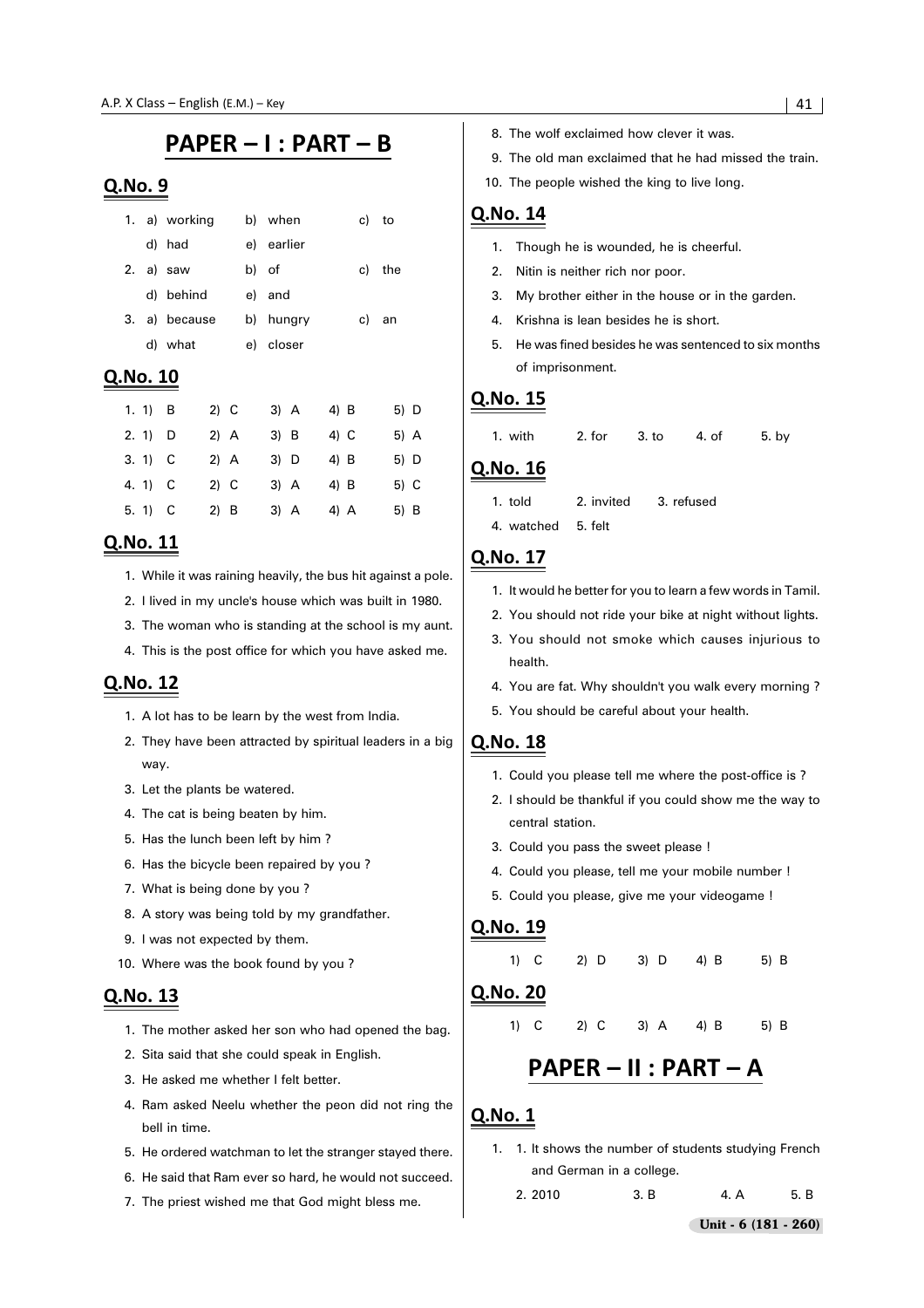# PAPER – I : PART – B

## Q.No. 9

1. a) working b) when c) to
   d) had e) earlier
2. a) saw b) of c) the
   d) behind e) and
3. a) because b) hungry c) an
   d) what e) closer

## Q.No. 10

| | 1) | 2) | 3) | 4) | 5) |
|---|---|---|---|---|---|
| 1. | B | C | A | B | D |
| 2. | D | A | B | C | A |
| 3. | C | A | D | B | D |
| 4. | C | C | A | B | C |
| 5. | C | B | A | A | B |

## Q.No. 11

1. While it was raining heavily, the bus hit against a pole.
2. I lived in my uncle's house which was built in 1980.
3. The woman who is standing at the school is my aunt.
4. This is the post office for which you have asked me.

## Q.No. 12

1. A lot has to be learn by the west from India.
2. They have been attracted by spiritual leaders in a big way.
3. Let the plants be watered.
4. The cat is being beaten by him.
5. Has the lunch been left by him ?
6. Has the bicycle been repaired by you ?
7. What is being done by you ?
8. A story was being told by my grandfather.
9. I was not expected by them.
10. Where was the book found by you ?

## Q.No. 13

1. The mother asked her son who had opened the bag.
2. Sita said that she could speak in English.
3. He asked me whether I felt better.
4. Ram asked Neelu whether the peon did not ring the bell in time.
5. He ordered watchman to let the stranger stayed there.
6. He said that Ram ever so hard, he would not succeed.
7. The priest wished me that God might bless me.
8. The wolf exclaimed how clever it was.
9. The old man exclaimed that he had missed the train.
10. The people wished the king to live long.

## Q.No. 14

1. Though he is wounded, he is cheerful.
2. Nitin is neither rich nor poor.
3. My brother either in the house or in the garden.
4. Krishna is lean besides he is short.
5. He was fined besides he was sentenced to six months of imprisonment.

## Q.No. 15

1. with 2. for 3. to 4. of 5. by

## Q.No. 16

1. told 2. invited 3. refused
4. watched 5. felt

## Q.No. 17

1. It would he better for you to learn a few words in Tamil.
2. You should not ride your bike at night without lights.
3. You should not smoke which causes injurious to health.
4. You are fat. Why shouldn't you walk every morning ?
5. You should be careful about your health.

## Q.No. 18

1. Could you please tell me where the post-office is ?
2. I should be thankful if you could show me the way to central station.
3. Could you pass the sweet please !
4. Could you please, tell me your mobile number !
5. Could you please, give me your videogame !

## Q.No. 19

1) C 2) D 3) D 4) B 5) B

## Q.No. 20

1) C 2) C 3) A 4) B 5) B

# PAPER – II : PART – A

## Q.No. 1

1. 1. It shows the number of students studying French and German in a college.
   2. 2010 3. B 4. A 5. B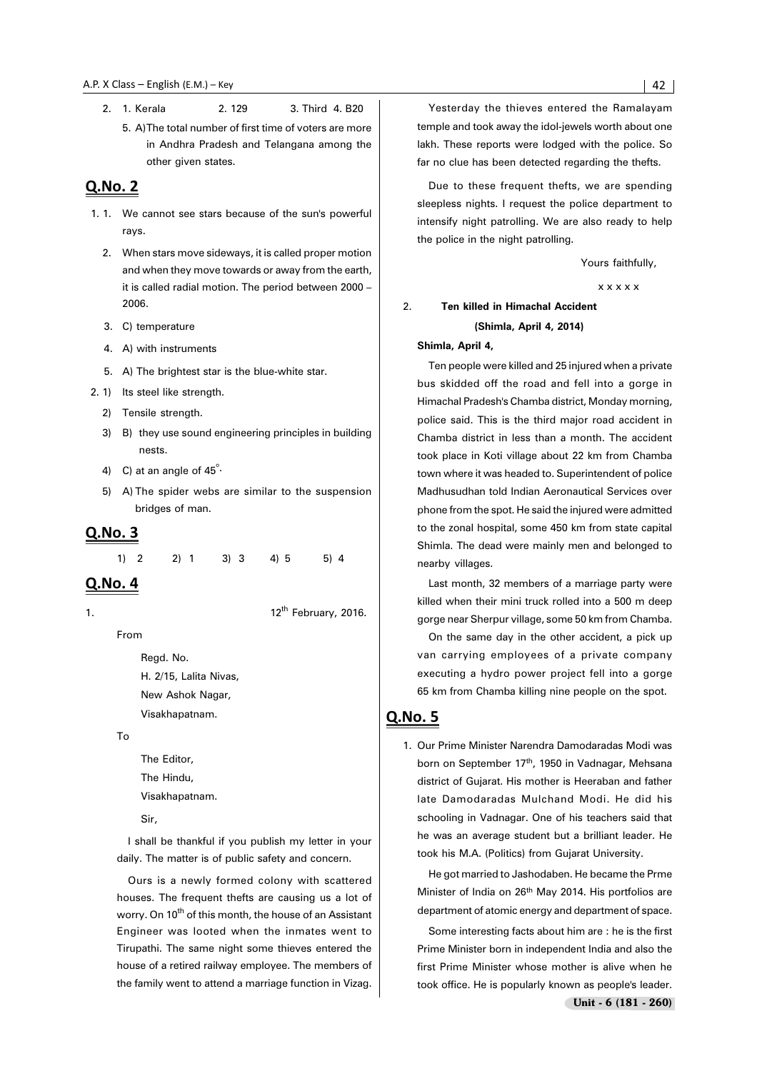2. 1. Kerala  2. 129  3. Third  4. B20

   5. A) The total number of first time of voters are more in Andhra Pradesh and Telangana among the other given states.

## Q.No. 2

1. 1. We cannot see stars because of the sun's powerful rays.

   2. When stars move sideways, it is called proper motion and when they move towards or away from the earth, it is called radial motion. The period between 2000 – 2006.

   3. C) temperature

   4. A) with instruments

   5. A) The brightest star is the blue-white star.

2. 1) Its steel like strength.

   2) Tensile strength.

   3) B) they use sound engineering principles in building nests.

   4) C) at an angle of $45^{\circ}$.

   5) A) The spider webs are similar to the suspension bridges of man.

## Q.No. 3

1) 2  2) 1  3) 3  4) 5  5) 4

## Q.No. 4

1. 12th February, 2016.

From

Regd. No.
H. 2/15, Lalita Nivas,
New Ashok Nagar,
Visakhapatnam.

To

The Editor,
The Hindu,
Visakhapatnam.

Sir,

I shall be thankful if you publish my letter in your daily. The matter is of public safety and concern.

Ours is a newly formed colony with scattered houses. The frequent thefts are causing us a lot of worry. On 10th of this month, the house of an Assistant Engineer was looted when the inmates went to Tirupathi. The same night some thieves entered the house of a retired railway employee. The members of the family went to attend a marriage function in Vizag.

Yesterday the thieves entered the Ramalayam temple and took away the idol-jewels worth about one lakh. These reports were lodged with the police. So far no clue has been detected regarding the thefts.

Due to these frequent thefts, we are spending sleepless nights. I request the police department to intensify night patrolling. We are also ready to help the police in the night patrolling.

Yours faithfully,

x x x x x

2. **Ten killed in Himachal Accident**

**(Shimla, April 4, 2014)**

**Shimla, April 4,**

Ten people were killed and 25 injured when a private bus skidded off the road and fell into a gorge in Himachal Pradesh's Chamba district, Monday morning, police said. This is the third major road accident in Chamba district in less than a month. The accident took place in Koti village about 22 km from Chamba town where it was headed to. Superintendent of police Madhusudhan told Indian Aeronautical Services over phone from the spot. He said the injured were admitted to the zonal hospital, some 450 km from state capital Shimla. The dead were mainly men and belonged to nearby villages.

Last month, 32 members of a marriage party were killed when their mini truck rolled into a 500 m deep gorge near Sherpur village, some 50 km from Chamba.

On the same day in the other accident, a pick up van carrying employees of a private company executing a hydro power project fell into a gorge 65 km from Chamba killing nine people on the spot.

## Q.No. 5

1. Our Prime Minister Narendra Damodaradas Modi was born on September 17th, 1950 in Vadnagar, Mehsana district of Gujarat. His mother is Heeraban and father late Damodaradas Mulchand Modi. He did his schooling in Vadnagar. One of his teachers said that he was an average student but a brilliant leader. He took his M.A. (Politics) from Gujarat University.

He got married to Jashodaben. He became the Prme Minister of India on 26th May 2014. His portfolios are department of atomic energy and department of space.

Some interesting facts about him are : he is the first Prime Minister born in independent India and also the first Prime Minister whose mother is alive when he took office. He is popularly known as people's leader.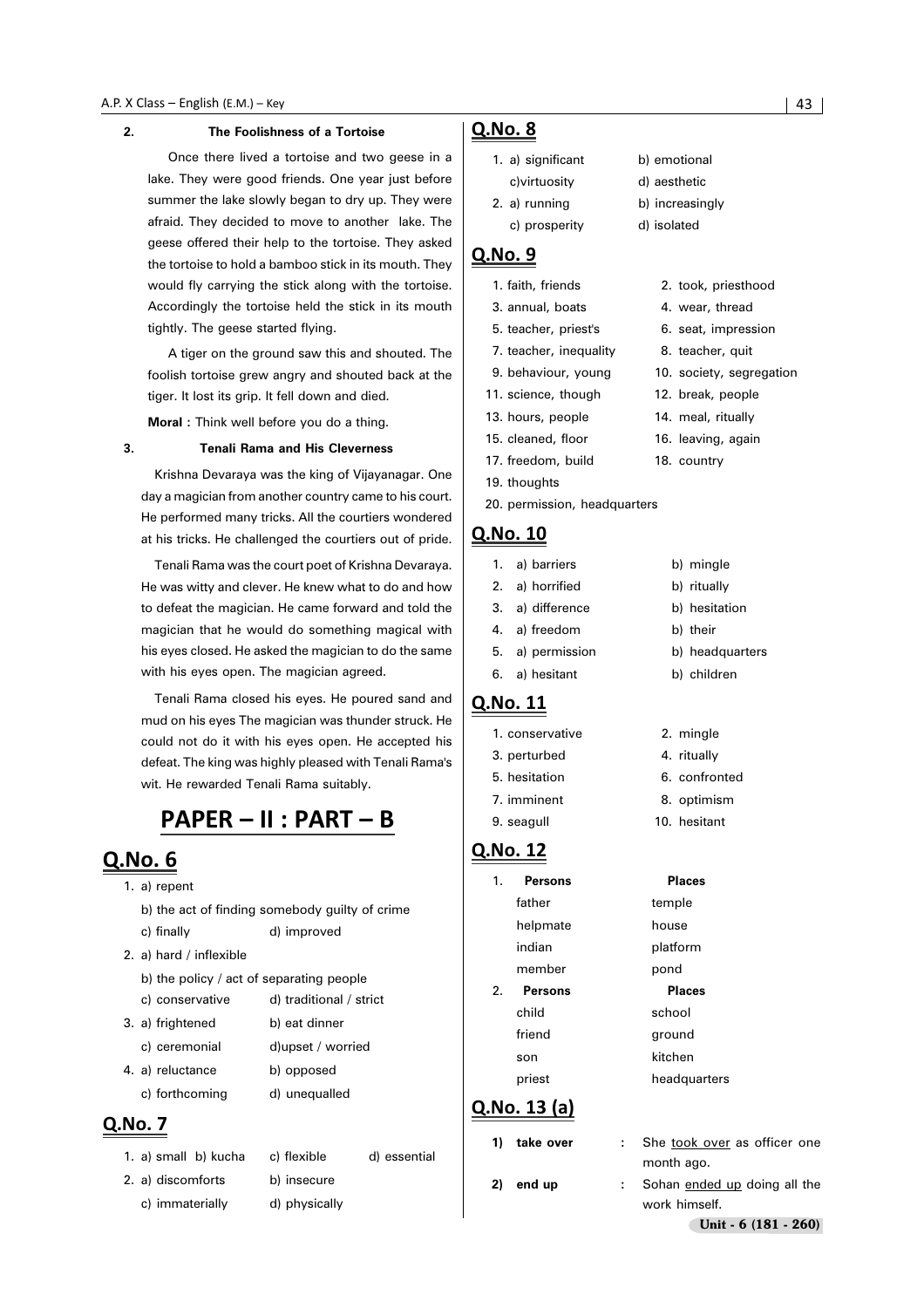**2. The Foolishness of a Tortoise**

Once there lived a tortoise and two geese in a lake. They were good friends. One year just before summer the lake slowly began to dry up. They were afraid. They decided to move to another lake. The geese offered their help to the tortoise. They asked the tortoise to hold a bamboo stick in its mouth. They would fly carrying the stick along with the tortoise. Accordingly the tortoise held the stick in its mouth tightly. The geese started flying.

A tiger on the ground saw this and shouted. The foolish tortoise grew angry and shouted back at the tiger. It lost its grip. It fell down and died.

**Moral :** Think well before you do a thing.

**3. Tenali Rama and His Cleverness**

Krishna Devaraya was the king of Vijayanagar. One day a magician from another country came to his court. He performed many tricks. All the courtiers wondered at his tricks. He challenged the courtiers out of pride.

Tenali Rama was the court poet of Krishna Devaraya. He was witty and clever. He knew what to do and how to defeat the magician. He came forward and told the magician that he would do something magical with his eyes closed. He asked the magician to do the same with his eyes open. The magician agreed.

Tenali Rama closed his eyes. He poured sand and mud on his eyes The magician was thunder struck. He could not do it with his eyes open. He accepted his defeat. The king was highly pleased with Tenali Rama's wit. He rewarded Tenali Rama suitably.

# PAPER – II : PART – B

## Q.No. 6

1. a) repent
   b) the act of finding somebody guilty of crime
   c) finally d) improved
2. a) hard / inflexible
   b) the policy / act of separating people
   c) conservative d) traditional / strict
3. a) frightened b) eat dinner
   c) ceremonial d) upset / worried
4. a) reluctance b) opposed
   c) forthcoming d) unequalled

## Q.No. 7

1. a) small b) kucha c) flexible d) essential
2. a) discomforts b) insecure
   c) immaterially d) physically

## Q.No. 8

1. a) significant b) emotional
   c) virtuosity d) aesthetic
2. a) running b) increasingly
   c) prosperity d) isolated

## Q.No. 9

1. faith, friends
2. took, priesthood
3. annual, boats
4. wear, thread
5. teacher, priest's
6. seat, impression
7. teacher, inequality
8. teacher, quit
9. behaviour, young
10. society, segregation
11. science, though
12. break, people
13. hours, people
14. meal, ritually
15. cleaned, floor
16. leaving, again
17. freedom, build
18. country
19. thoughts
20. permission, headquarters

## Q.No. 10

1. a) barriers b) mingle
2. a) horrified b) ritually
3. a) difference b) hesitation
4. a) freedom b) their
5. a) permission b) headquarters
6. a) hesitant b) children

## Q.No. 11

1. conservative
2. mingle
3. perturbed
4. ritually
5. hesitation
6. confronted
7. imminent
8. optimism
9. seagull
10. hesitant

## Q.No. 12

1.

| Persons | Places |
|---|---|
| father | temple |
| helpmate | house |
| indian | platform |
| member | pond |

2.

| Persons | Places |
|---|---|
| child | school |
| friend | ground |
| son | kitchen |
| priest | headquarters |

## Q.No. 13 (a)

1) **take over** : She took over as officer one month ago.

2) **end up** : Sohan ended up doing all the work himself.